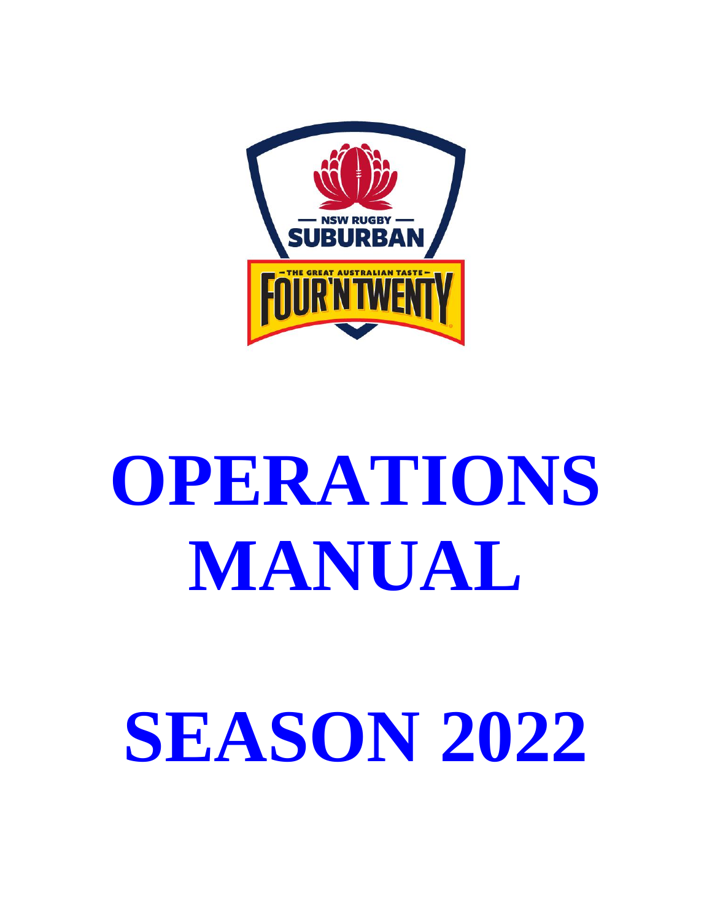# OPERATIONS MANUAL

# SEASON 2022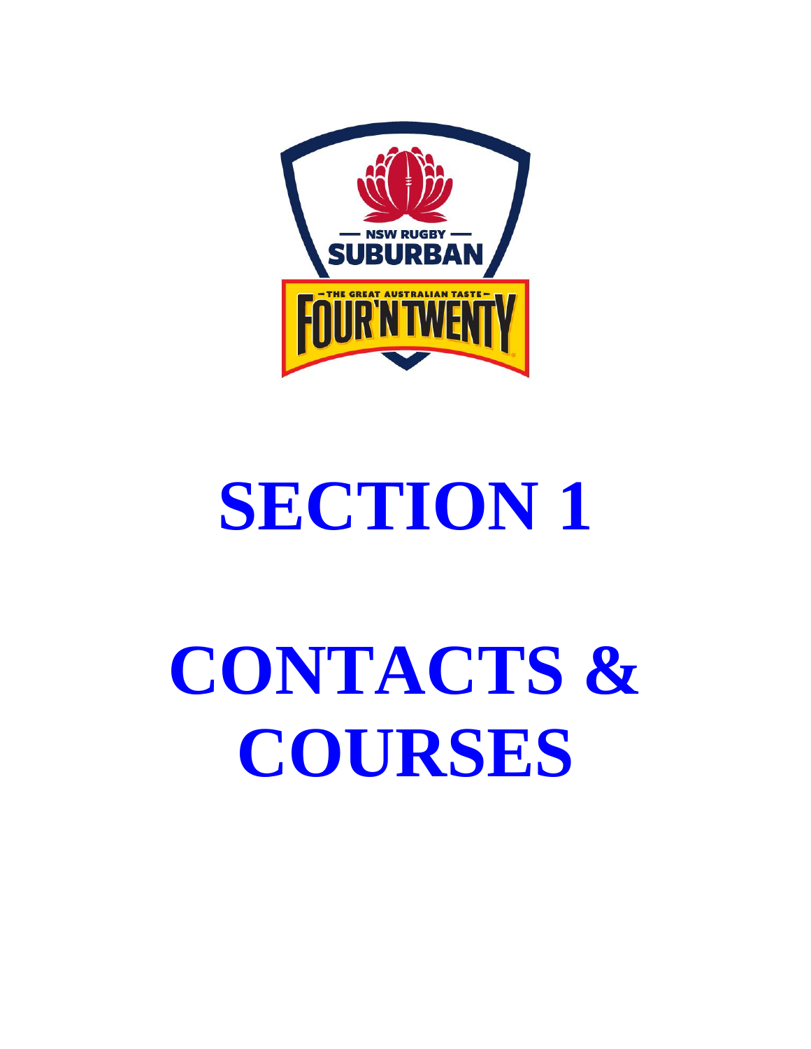# SECTION 1

# CONTACTS & COURSES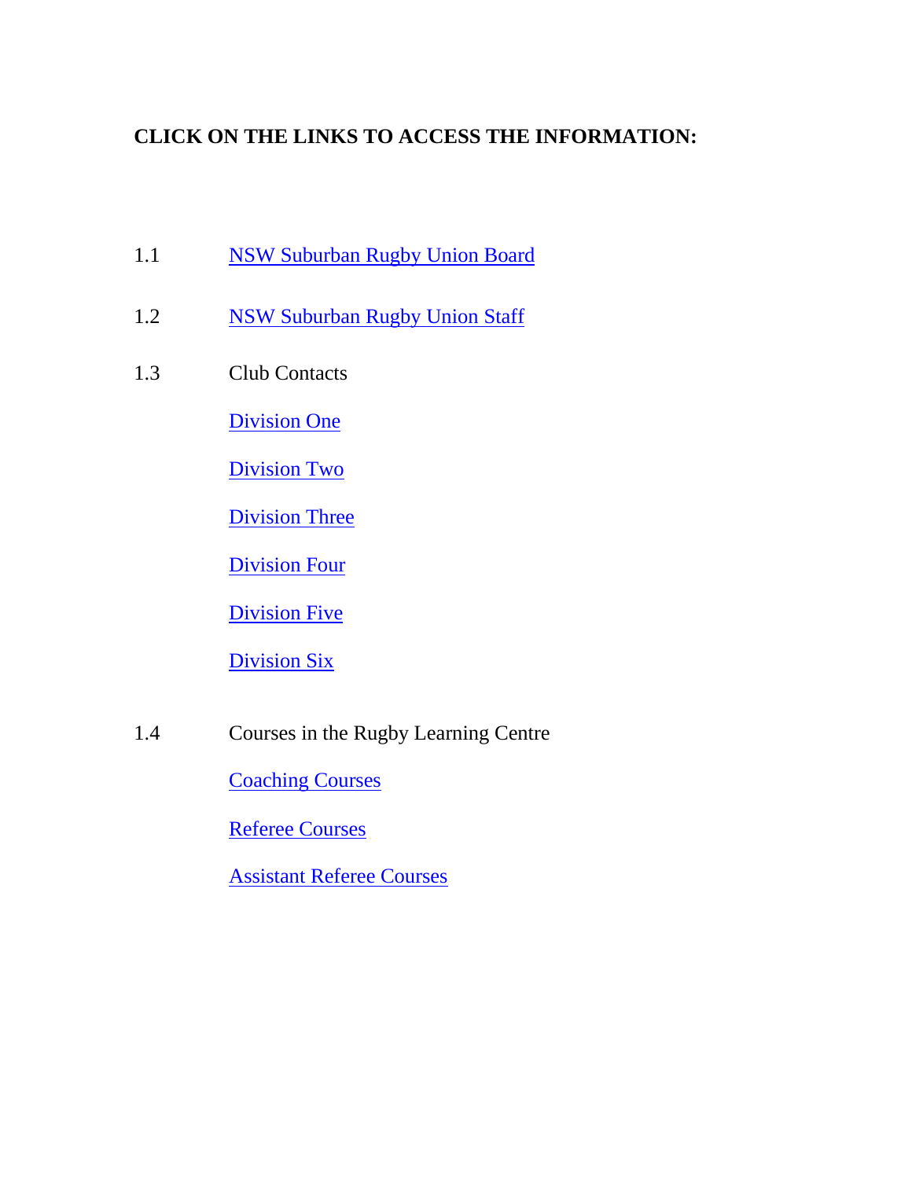**CLICK ON THE LINKS TO ACCESS THE INFORMATION:**

1.1 NSW Suburban Rugby Union Board

1.2 NSW Suburban Rugby Union Staff

1.3 Club Contacts

- Division One
- Division Two
- Division Three
- Division Four
- Division Five
- Division Six

1.4 Courses in the Rugby Learning Centre

- Coaching Courses
- Referee Courses
- Assistant Referee Courses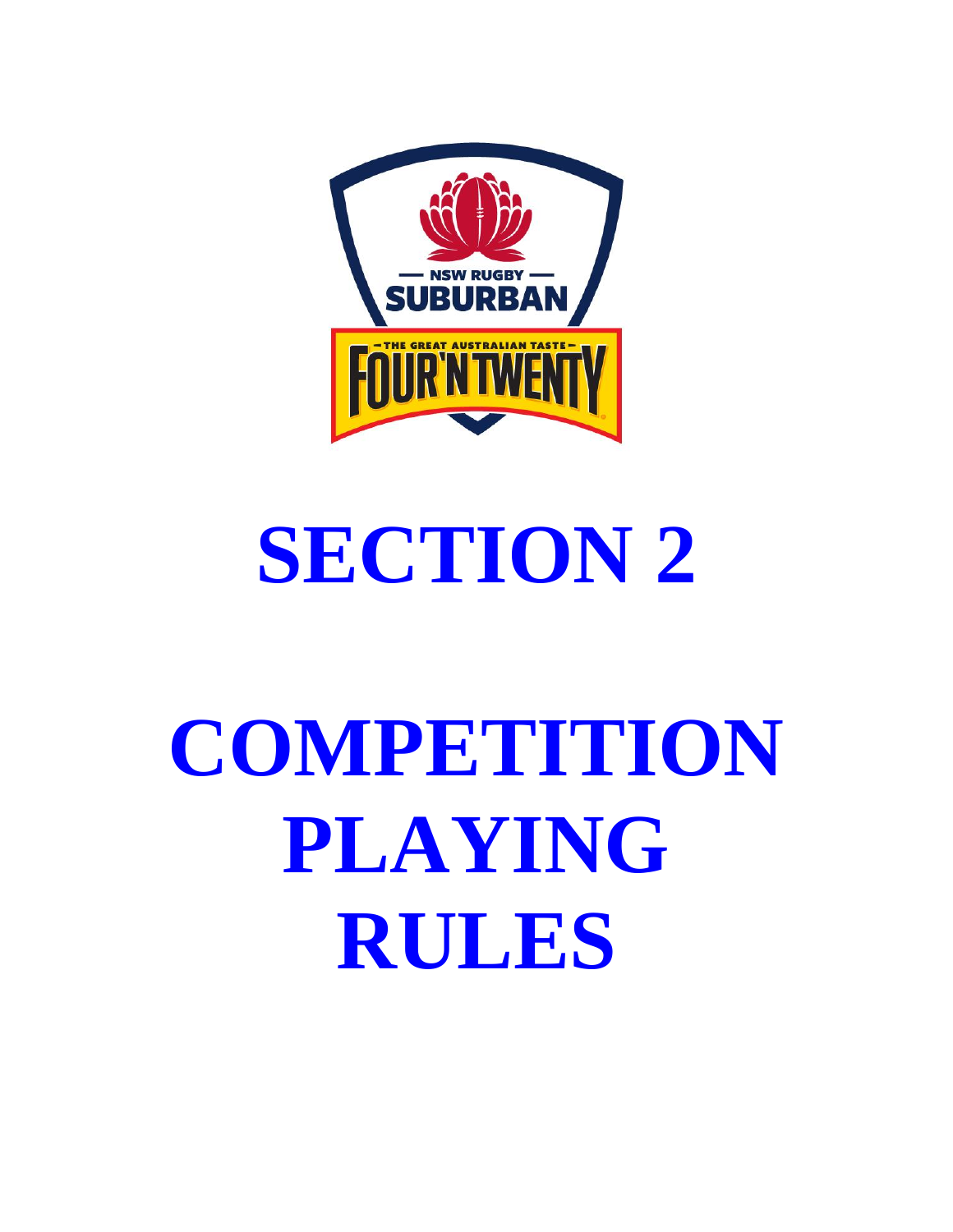# SECTION 2

# COMPETITION PLAYING RULES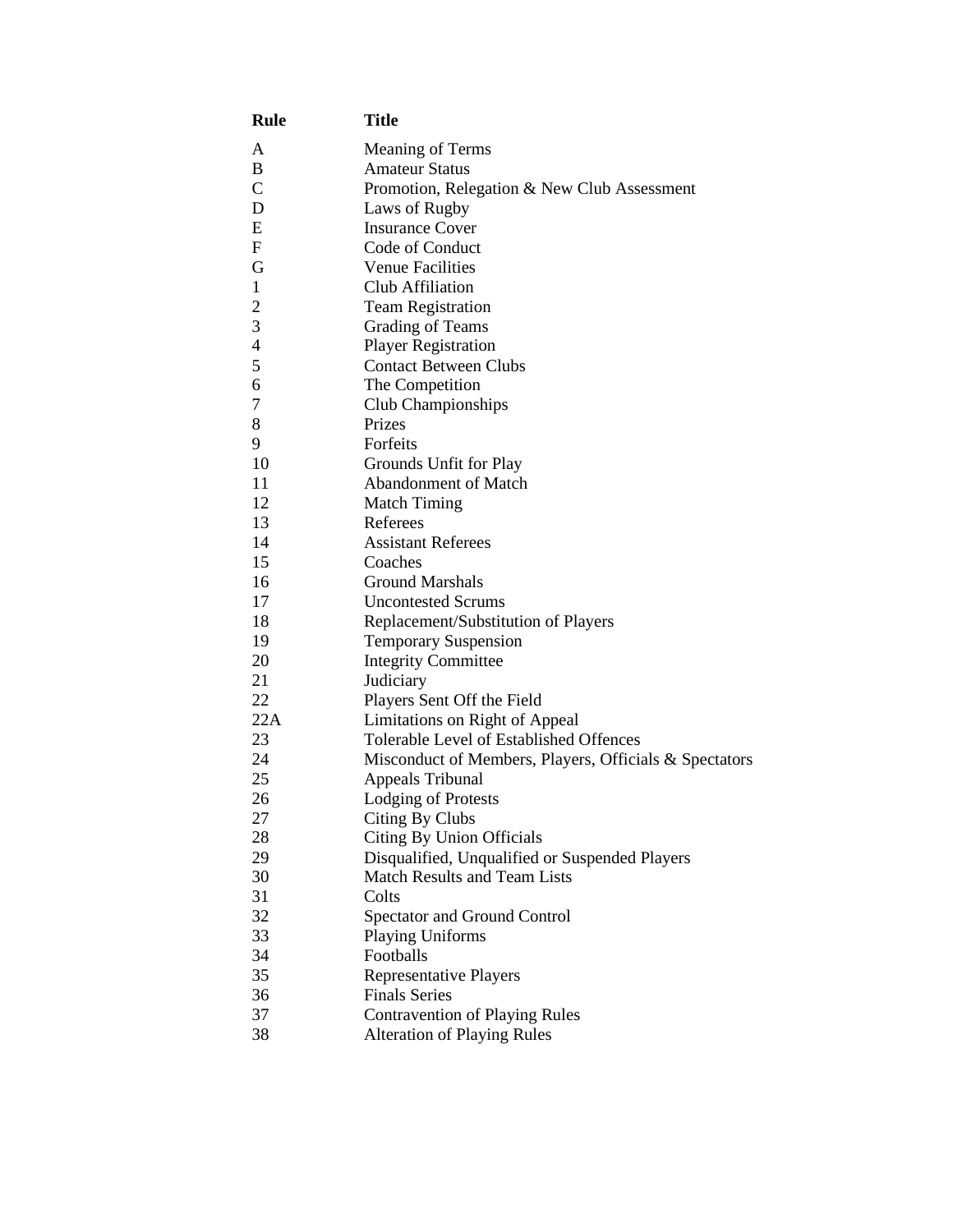| Rule | Title |
|---|---|
| A | Meaning of Terms |
| B | Amateur Status |
| C | Promotion, Relegation & New Club Assessment |
| D | Laws of Rugby |
| E | Insurance Cover |
| F | Code of Conduct |
| G | Venue Facilities |
| 1 | Club Affiliation |
| 2 | Team Registration |
| 3 | Grading of Teams |
| 4 | Player Registration |
| 5 | Contact Between Clubs |
| 6 | The Competition |
| 7 | Club Championships |
| 8 | Prizes |
| 9 | Forfeits |
| 10 | Grounds Unfit for Play |
| 11 | Abandonment of Match |
| 12 | Match Timing |
| 13 | Referees |
| 14 | Assistant Referees |
| 15 | Coaches |
| 16 | Ground Marshals |
| 17 | Uncontested Scrums |
| 18 | Replacement/Substitution of Players |
| 19 | Temporary Suspension |
| 20 | Integrity Committee |
| 21 | Judiciary |
| 22 | Players Sent Off the Field |
| 22A | Limitations on Right of Appeal |
| 23 | Tolerable Level of Established Offences |
| 24 | Misconduct of Members, Players, Officials & Spectators |
| 25 | Appeals Tribunal |
| 26 | Lodging of Protests |
| 27 | Citing By Clubs |
| 28 | Citing By Union Officials |
| 29 | Disqualified, Unqualified or Suspended Players |
| 30 | Match Results and Team Lists |
| 31 | Colts |
| 32 | Spectator and Ground Control |
| 33 | Playing Uniforms |
| 34 | Footballs |
| 35 | Representative Players |
| 36 | Finals Series |
| 37 | Contravention of Playing Rules |
| 38 | Alteration of Playing Rules |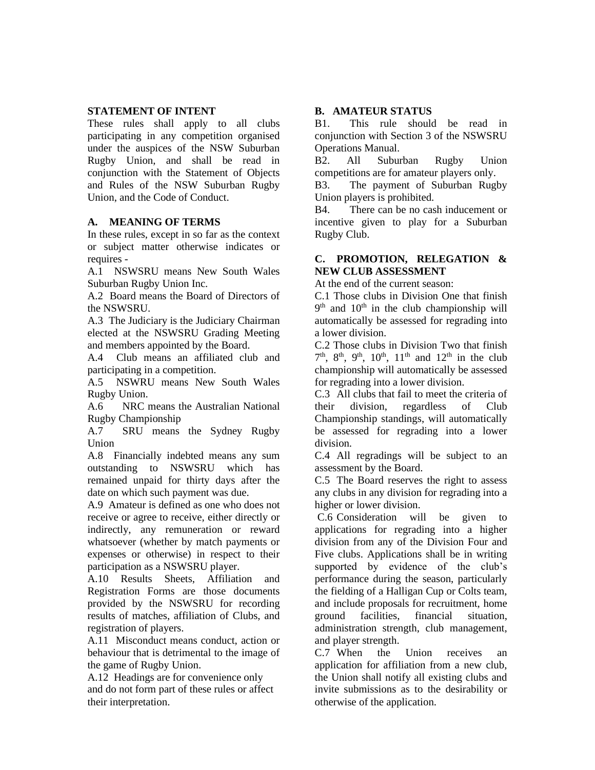## STATEMENT OF INTENT

These rules shall apply to all clubs participating in any competition organised under the auspices of the NSW Suburban Rugby Union, and shall be read in conjunction with the Statement of Objects and Rules of the NSW Suburban Rugby Union, and the Code of Conduct.

## A. MEANING OF TERMS

In these rules, except in so far as the context or subject matter otherwise indicates or requires -

A.1 NSWSRU means New South Wales Suburban Rugby Union Inc.

A.2 Board means the Board of Directors of the NSWSRU.

A.3 The Judiciary is the Judiciary Chairman elected at the NSWSRU Grading Meeting and members appointed by the Board.

A.4 Club means an affiliated club and participating in a competition.

A.5 NSWRU means New South Wales Rugby Union.

A.6 NRC means the Australian National Rugby Championship

A.7 SRU means the Sydney Rugby Union

A.8 Financially indebted means any sum outstanding to NSWSRU which has remained unpaid for thirty days after the date on which such payment was due.

A.9 Amateur is defined as one who does not receive or agree to receive, either directly or indirectly, any remuneration or reward whatsoever (whether by match payments or expenses or otherwise) in respect to their participation as a NSWSRU player.

A.10 Results Sheets, Affiliation and Registration Forms are those documents provided by the NSWSRU for recording results of matches, affiliation of Clubs, and registration of players.

A.11 Misconduct means conduct, action or behaviour that is detrimental to the image of the game of Rugby Union.

A.12 Headings are for convenience only and do not form part of these rules or affect their interpretation.

## B. AMATEUR STATUS

B1. This rule should be read in conjunction with Section 3 of the NSWSRU Operations Manual.

B2. All Suburban Rugby Union competitions are for amateur players only.

B3. The payment of Suburban Rugby Union players is prohibited.

B4. There can be no cash inducement or incentive given to play for a Suburban Rugby Club.

## C. PROMOTION, RELEGATION & NEW CLUB ASSESSMENT

At the end of the current season:

C.1 Those clubs in Division One that finish 9th and 10th in the club championship will automatically be assessed for regrading into a lower division.

C.2 Those clubs in Division Two that finish 7th, 8th, 9th, 10th, 11th and 12th in the club championship will automatically be assessed for regrading into a lower division.

C.3 All clubs that fail to meet the criteria of their division, regardless of Club Championship standings, will automatically be assessed for regrading into a lower division.

C.4 All regradings will be subject to an assessment by the Board.

C.5 The Board reserves the right to assess any clubs in any division for regrading into a higher or lower division.

C.6 Consideration will be given to applications for regrading into a higher division from any of the Division Four and Five clubs. Applications shall be in writing supported by evidence of the club's performance during the season, particularly the fielding of a Halligan Cup or Colts team, and include proposals for recruitment, home ground facilities, financial situation, administration strength, club management, and player strength.

C.7 When the Union receives an application for affiliation from a new club, the Union shall notify all existing clubs and invite submissions as to the desirability or otherwise of the application.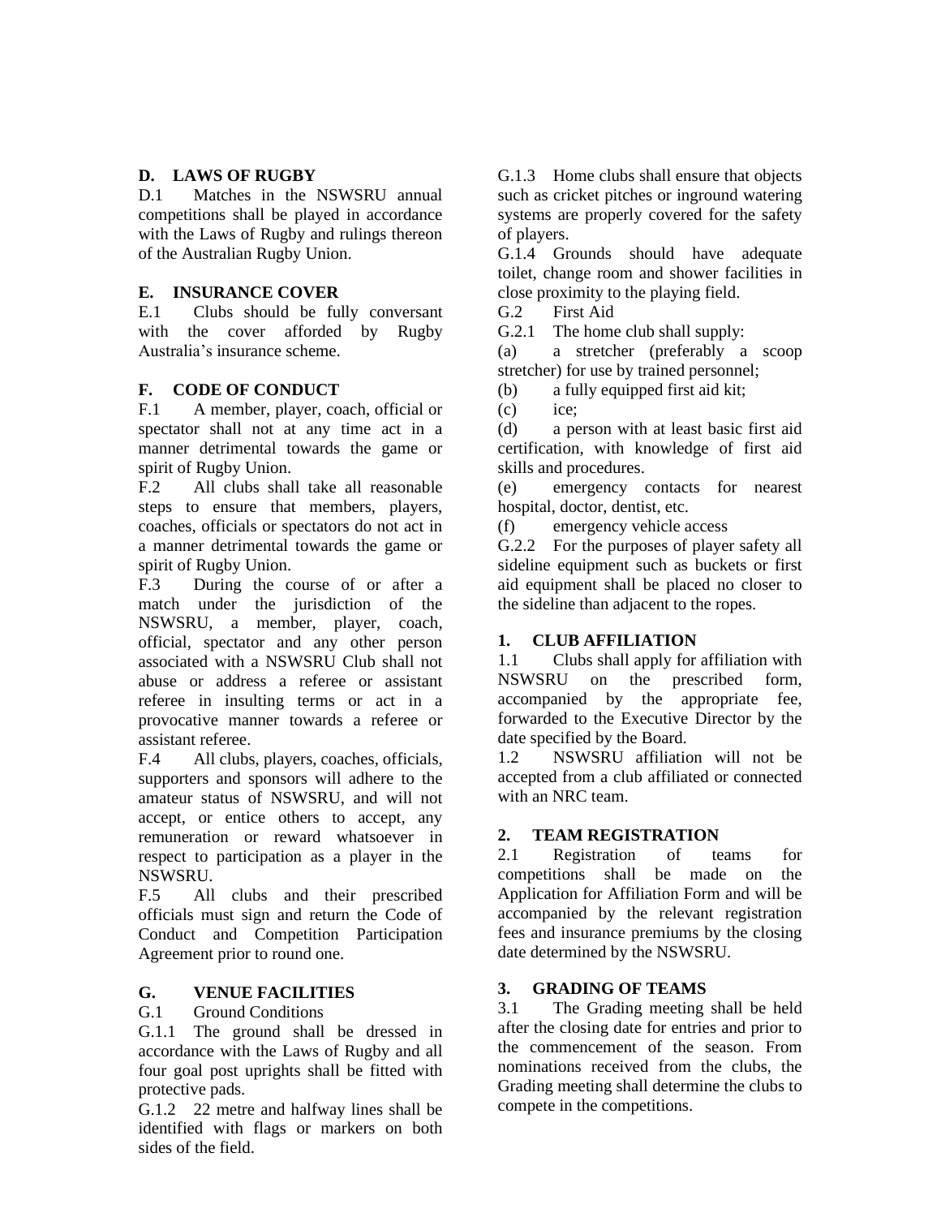## D. LAWS OF RUGBY

D.1 Matches in the NSWSRU annual competitions shall be played in accordance with the Laws of Rugby and rulings thereon of the Australian Rugby Union.

## E. INSURANCE COVER

E.1 Clubs should be fully conversant with the cover afforded by Rugby Australia's insurance scheme.

## F. CODE OF CONDUCT

F.1 A member, player, coach, official or spectator shall not at any time act in a manner detrimental towards the game or spirit of Rugby Union.

F.2 All clubs shall take all reasonable steps to ensure that members, players, coaches, officials or spectators do not act in a manner detrimental towards the game or spirit of Rugby Union.

F.3 During the course of or after a match under the jurisdiction of the NSWSRU, a member, player, coach, official, spectator and any other person associated with a NSWSRU Club shall not abuse or address a referee or assistant referee in insulting terms or act in a provocative manner towards a referee or assistant referee.

F.4 All clubs, players, coaches, officials, supporters and sponsors will adhere to the amateur status of NSWSRU, and will not accept, or entice others to accept, any remuneration or reward whatsoever in respect to participation as a player in the NSWSRU.

F.5 All clubs and their prescribed officials must sign and return the Code of Conduct and Competition Participation Agreement prior to round one.

## G. VENUE FACILITIES

G.1 Ground Conditions

G.1.1 The ground shall be dressed in accordance with the Laws of Rugby and all four goal post uprights shall be fitted with protective pads.

G.1.2 22 metre and halfway lines shall be identified with flags or markers on both sides of the field.

G.1.3 Home clubs shall ensure that objects such as cricket pitches or inground watering systems are properly covered for the safety of players.

G.1.4 Grounds should have adequate toilet, change room and shower facilities in close proximity to the playing field.

G.2 First Aid

G.2.1 The home club shall supply:

(a) a stretcher (preferably a scoop stretcher) for use by trained personnel;

(b) a fully equipped first aid kit;

(c) ice;

(d) a person with at least basic first aid certification, with knowledge of first aid skills and procedures.

(e) emergency contacts for nearest hospital, doctor, dentist, etc.

(f) emergency vehicle access

G.2.2 For the purposes of player safety all sideline equipment such as buckets or first aid equipment shall be placed no closer to the sideline than adjacent to the ropes.

## 1. CLUB AFFILIATION

1.1 Clubs shall apply for affiliation with NSWSRU on the prescribed form, accompanied by the appropriate fee, forwarded to the Executive Director by the date specified by the Board.

1.2 NSWSRU affiliation will not be accepted from a club affiliated or connected with an NRC team.

## 2. TEAM REGISTRATION

2.1 Registration of teams for competitions shall be made on the Application for Affiliation Form and will be accompanied by the relevant registration fees and insurance premiums by the closing date determined by the NSWSRU.

## 3. GRADING OF TEAMS

3.1 The Grading meeting shall be held after the closing date for entries and prior to the commencement of the season. From nominations received from the clubs, the Grading meeting shall determine the clubs to compete in the competitions.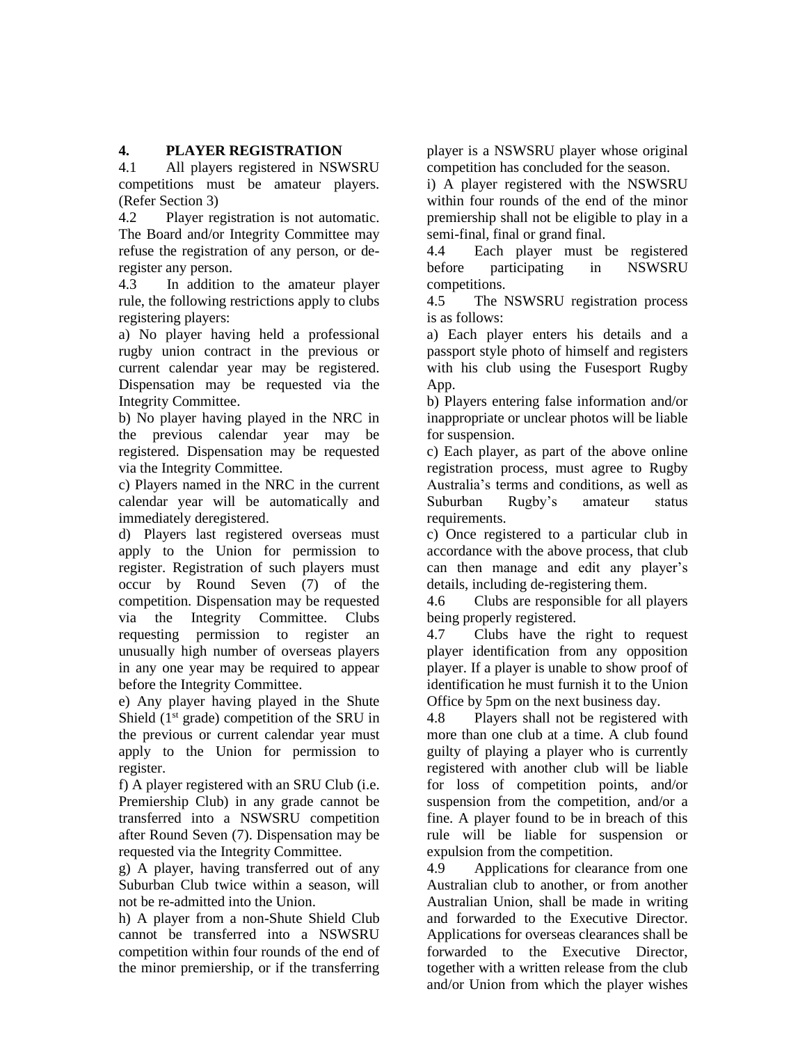## 4. PLAYER REGISTRATION

4.1 All players registered in NSWSRU competitions must be amateur players. (Refer Section 3)

4.2 Player registration is not automatic. The Board and/or Integrity Committee may refuse the registration of any person, or de-register any person.

4.3 In addition to the amateur player rule, the following restrictions apply to clubs registering players:

a) No player having held a professional rugby union contract in the previous or current calendar year may be registered. Dispensation may be requested via the Integrity Committee.

b) No player having played in the NRC in the previous calendar year may be registered. Dispensation may be requested via the Integrity Committee.

c) Players named in the NRC in the current calendar year will be automatically and immediately deregistered.

d) Players last registered overseas must apply to the Union for permission to register. Registration of such players must occur by Round Seven (7) of the competition. Dispensation may be requested via the Integrity Committee. Clubs requesting permission to register an unusually high number of overseas players in any one year may be required to appear before the Integrity Committee.

e) Any player having played in the Shute Shield (1st grade) competition of the SRU in the previous or current calendar year must apply to the Union for permission to register.

f) A player registered with an SRU Club (i.e. Premiership Club) in any grade cannot be transferred into a NSWSRU competition after Round Seven (7). Dispensation may be requested via the Integrity Committee.

g) A player, having transferred out of any Suburban Club twice within a season, will not be re-admitted into the Union.

h) A player from a non-Shute Shield Club cannot be transferred into a NSWSRU competition within four rounds of the end of the minor premiership, or if the transferring player is a NSWSRU player whose original competition has concluded for the season.

i) A player registered with the NSWSRU within four rounds of the end of the minor premiership shall not be eligible to play in a semi-final, final or grand final.

4.4 Each player must be registered before participating in NSWSRU competitions.

4.5 The NSWSRU registration process is as follows:

a) Each player enters his details and a passport style photo of himself and registers with his club using the Fusesport Rugby App.

b) Players entering false information and/or inappropriate or unclear photos will be liable for suspension.

c) Each player, as part of the above online registration process, must agree to Rugby Australia's terms and conditions, as well as Suburban Rugby's amateur status requirements.

c) Once registered to a particular club in accordance with the above process, that club can then manage and edit any player's details, including de-registering them.

4.6 Clubs are responsible for all players being properly registered.

4.7 Clubs have the right to request player identification from any opposition player. If a player is unable to show proof of identification he must furnish it to the Union Office by 5pm on the next business day.

4.8 Players shall not be registered with more than one club at a time. A club found guilty of playing a player who is currently registered with another club will be liable for loss of competition points, and/or suspension from the competition, and/or a fine. A player found to be in breach of this rule will be liable for suspension or expulsion from the competition.

4.9 Applications for clearance from one Australian club to another, or from another Australian Union, shall be made in writing and forwarded to the Executive Director. Applications for overseas clearances shall be forwarded to the Executive Director, together with a written release from the club and/or Union from which the player wishes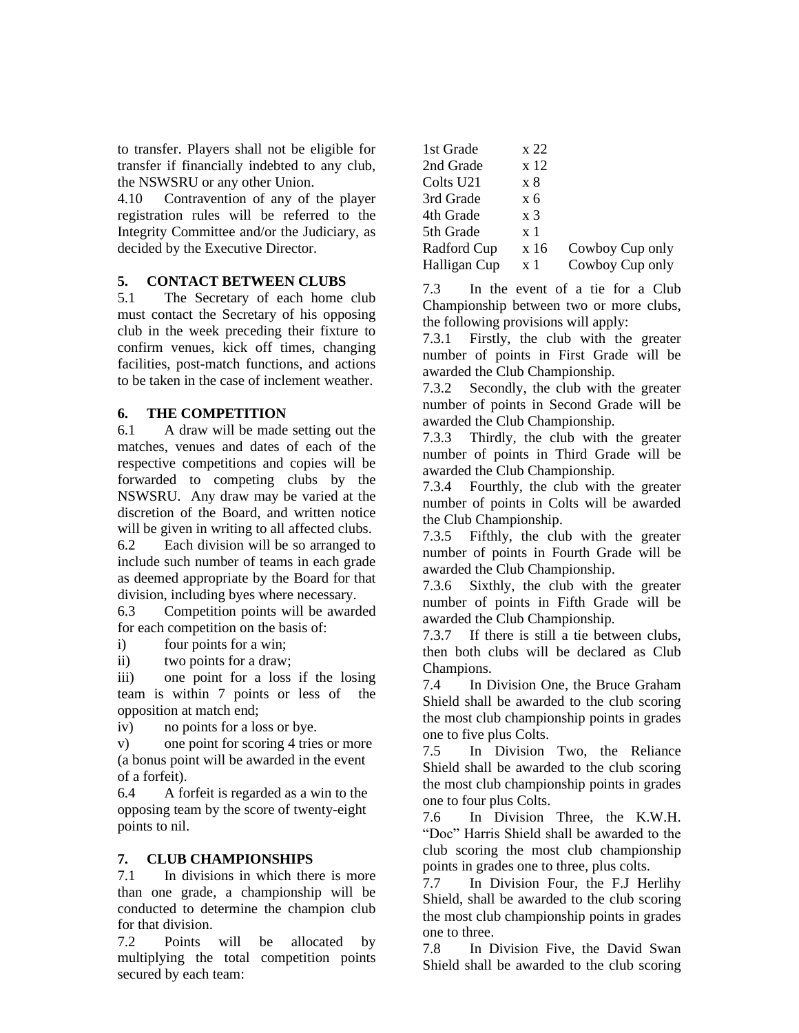to transfer. Players shall not be eligible for transfer if financially indebted to any club, the NSWSRU or any other Union.

4.10 Contravention of any of the player registration rules will be referred to the Integrity Committee and/or the Judiciary, as decided by the Executive Director.

## 5. CONTACT BETWEEN CLUBS

5.1 The Secretary of each home club must contact the Secretary of his opposing club in the week preceding their fixture to confirm venues, kick off times, changing facilities, post-match functions, and actions to be taken in the case of inclement weather.

## 6. THE COMPETITION

6.1 A draw will be made setting out the matches, venues and dates of each of the respective competitions and copies will be forwarded to competing clubs by the NSWSRU. Any draw may be varied at the discretion of the Board, and written notice will be given in writing to all affected clubs.

6.2 Each division will be so arranged to include such number of teams in each grade as deemed appropriate by the Board for that division, including byes where necessary.

6.3 Competition points will be awarded for each competition on the basis of:

i) four points for a win;

ii) two points for a draw;

iii) one point for a loss if the losing team is within 7 points or less of the opposition at match end;

iv) no points for a loss or bye.

v) one point for scoring 4 tries or more (a bonus point will be awarded in the event of a forfeit).

6.4 A forfeit is regarded as a win to the opposing team by the score of twenty-eight points to nil.

## 7. CLUB CHAMPIONSHIPS

7.1 In divisions in which there is more than one grade, a championship will be conducted to determine the champion club for that division.

7.2 Points will be allocated by multiplying the total competition points secured by each team:

| | | |
|---|---|---|
| 1st Grade | x 22 | |
| 2nd Grade | x 12 | |
| Colts U21 | x 8 | |
| 3rd Grade | x 6 | |
| 4th Grade | x 3 | |
| 5th Grade | x 1 | |
| Radford Cup | x 16 | Cowboy Cup only |
| Halligan Cup | x 1 | Cowboy Cup only |

7.3 In the event of a tie for a Club Championship between two or more clubs, the following provisions will apply:

7.3.1 Firstly, the club with the greater number of points in First Grade will be awarded the Club Championship.

7.3.2 Secondly, the club with the greater number of points in Second Grade will be awarded the Club Championship.

7.3.3 Thirdly, the club with the greater number of points in Third Grade will be awarded the Club Championship.

7.3.4 Fourthly, the club with the greater number of points in Colts will be awarded the Club Championship.

7.3.5 Fifthly, the club with the greater number of points in Fourth Grade will be awarded the Club Championship.

7.3.6 Sixthly, the club with the greater number of points in Fifth Grade will be awarded the Club Championship.

7.3.7 If there is still a tie between clubs, then both clubs will be declared as Club Champions.

7.4 In Division One, the Bruce Graham Shield shall be awarded to the club scoring the most club championship points in grades one to five plus Colts.

7.5 In Division Two, the Reliance Shield shall be awarded to the club scoring the most club championship points in grades one to four plus Colts.

7.6 In Division Three, the K.W.H. "Doc" Harris Shield shall be awarded to the club scoring the most club championship points in grades one to three, plus colts.

7.7 In Division Four, the F.J Herlihy Shield, shall be awarded to the club scoring the most club championship points in grades one to three.

7.8 In Division Five, the David Swan Shield shall be awarded to the club scoring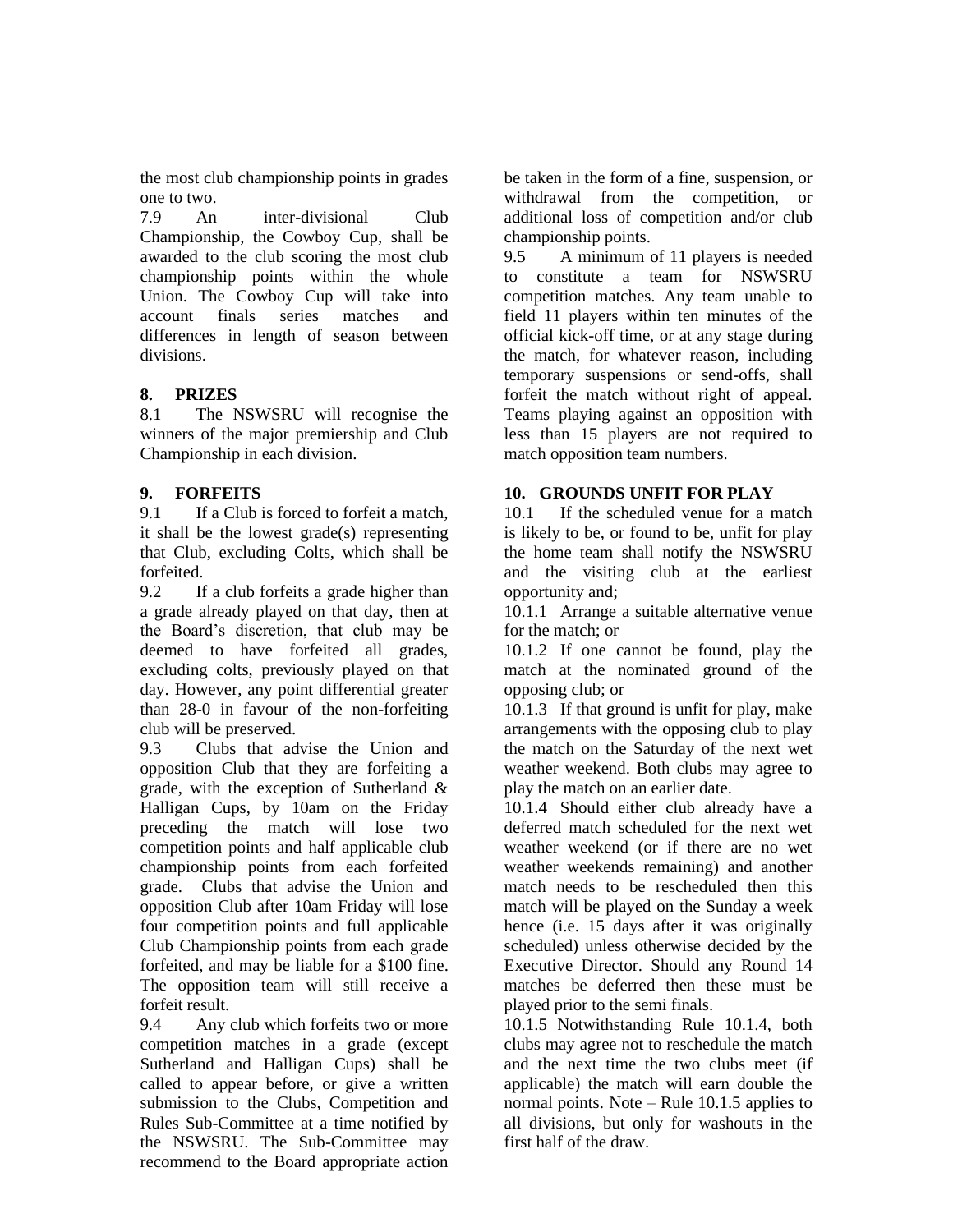the most club championship points in grades one to two.

7.9 An inter-divisional Club Championship, the Cowboy Cup, shall be awarded to the club scoring the most club championship points within the whole Union. The Cowboy Cup will take into account finals series matches and differences in length of season between divisions.

## 8. PRIZES

8.1 The NSWSRU will recognise the winners of the major premiership and Club Championship in each division.

## 9. FORFEITS

9.1 If a Club is forced to forfeit a match, it shall be the lowest grade(s) representing that Club, excluding Colts, which shall be forfeited.

9.2 If a club forfeits a grade higher than a grade already played on that day, then at the Board's discretion, that club may be deemed to have forfeited all grades, excluding colts, previously played on that day. However, any point differential greater than 28-0 in favour of the non-forfeiting club will be preserved.

9.3 Clubs that advise the Union and opposition Club that they are forfeiting a grade, with the exception of Sutherland & Halligan Cups, by 10am on the Friday preceding the match will lose two competition points and half applicable club championship points from each forfeited grade. Clubs that advise the Union and opposition Club after 10am Friday will lose four competition points and full applicable Club Championship points from each grade forfeited, and may be liable for a $100 fine. The opposition team will still receive a forfeit result.

9.4 Any club which forfeits two or more competition matches in a grade (except Sutherland and Halligan Cups) shall be called to appear before, or give a written submission to the Clubs, Competition and Rules Sub-Committee at a time notified by the NSWSRU. The Sub-Committee may recommend to the Board appropriate action be taken in the form of a fine, suspension, or withdrawal from the competition, or additional loss of competition and/or club championship points.

9.5 A minimum of 11 players is needed to constitute a team for NSWSRU competition matches. Any team unable to field 11 players within ten minutes of the official kick-off time, or at any stage during the match, for whatever reason, including temporary suspensions or send-offs, shall forfeit the match without right of appeal. Teams playing against an opposition with less than 15 players are not required to match opposition team numbers.

## 10. GROUNDS UNFIT FOR PLAY

10.1 If the scheduled venue for a match is likely to be, or found to be, unfit for play the home team shall notify the NSWSRU and the visiting club at the earliest opportunity and;

10.1.1 Arrange a suitable alternative venue for the match; or

10.1.2 If one cannot be found, play the match at the nominated ground of the opposing club; or

10.1.3 If that ground is unfit for play, make arrangements with the opposing club to play the match on the Saturday of the next wet weather weekend. Both clubs may agree to play the match on an earlier date.

10.1.4 Should either club already have a deferred match scheduled for the next wet weather weekend (or if there are no wet weather weekends remaining) and another match needs to be rescheduled then this match will be played on the Sunday a week hence (i.e. 15 days after it was originally scheduled) unless otherwise decided by the Executive Director. Should any Round 14 matches be deferred then these must be played prior to the semi finals.

10.1.5 Notwithstanding Rule 10.1.4, both clubs may agree not to reschedule the match and the next time the two clubs meet (if applicable) the match will earn double the normal points. Note – Rule 10.1.5 applies to all divisions, but only for washouts in the first half of the draw.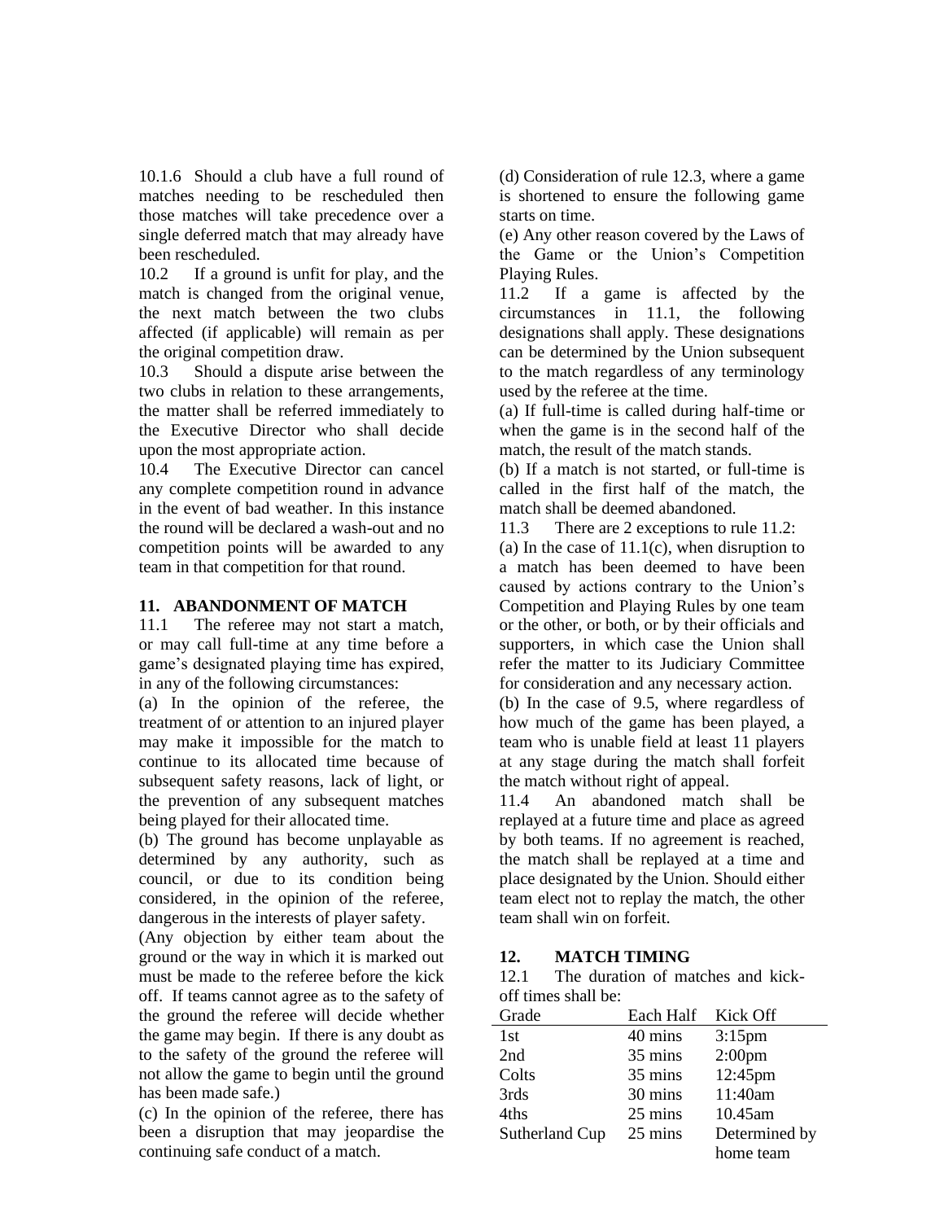10.1.6 Should a club have a full round of matches needing to be rescheduled then those matches will take precedence over a single deferred match that may already have been rescheduled.

10.2 If a ground is unfit for play, and the match is changed from the original venue, the next match between the two clubs affected (if applicable) will remain as per the original competition draw.

10.3 Should a dispute arise between the two clubs in relation to these arrangements, the matter shall be referred immediately to the Executive Director who shall decide upon the most appropriate action.

10.4 The Executive Director can cancel any complete competition round in advance in the event of bad weather. In this instance the round will be declared a wash-out and no competition points will be awarded to any team in that competition for that round.

## 11. ABANDONMENT OF MATCH

11.1 The referee may not start a match, or may call full-time at any time before a game's designated playing time has expired, in any of the following circumstances:

(a) In the opinion of the referee, the treatment of or attention to an injured player may make it impossible for the match to continue to its allocated time because of subsequent safety reasons, lack of light, or the prevention of any subsequent matches being played for their allocated time.

(b) The ground has become unplayable as determined by any authority, such as council, or due to its condition being considered, in the opinion of the referee, dangerous in the interests of player safety.

(Any objection by either team about the ground or the way in which it is marked out must be made to the referee before the kick off. If teams cannot agree as to the safety of the ground the referee will decide whether the game may begin. If there is any doubt as to the safety of the ground the referee will not allow the game to begin until the ground has been made safe.)

(c) In the opinion of the referee, there has been a disruption that may jeopardise the continuing safe conduct of a match.

(d) Consideration of rule 12.3, where a game is shortened to ensure the following game starts on time.

(e) Any other reason covered by the Laws of the Game or the Union's Competition Playing Rules.

11.2 If a game is affected by the circumstances in 11.1, the following designations shall apply. These designations can be determined by the Union subsequent to the match regardless of any terminology used by the referee at the time.

(a) If full-time is called during half-time or when the game is in the second half of the match, the result of the match stands.

(b) If a match is not started, or full-time is called in the first half of the match, the match shall be deemed abandoned.

11.3 There are 2 exceptions to rule 11.2:

(a) In the case of 11.1(c), when disruption to a match has been deemed to have been caused by actions contrary to the Union's Competition and Playing Rules by one team or the other, or both, or by their officials and supporters, in which case the Union shall refer the matter to its Judiciary Committee for consideration and any necessary action.

(b) In the case of 9.5, where regardless of how much of the game has been played, a team who is unable field at least 11 players at any stage during the match shall forfeit the match without right of appeal.

11.4 An abandoned match shall be replayed at a future time and place as agreed by both teams. If no agreement is reached, the match shall be replayed at a time and place designated by the Union. Should either team elect not to replay the match, the other team shall win on forfeit.

## 12. MATCH TIMING

12.1 The duration of matches and kick-off times shall be:

| Grade | Each Half | Kick Off |
|---|---|---|
| 1st | 40 mins | 3:15pm |
| 2nd | 35 mins | 2:00pm |
| Colts | 35 mins | 12:45pm |
| 3rds | 30 mins | 11:40am |
| 4ths | 25 mins | 10.45am |
| Sutherland Cup | 25 mins | Determined by home team |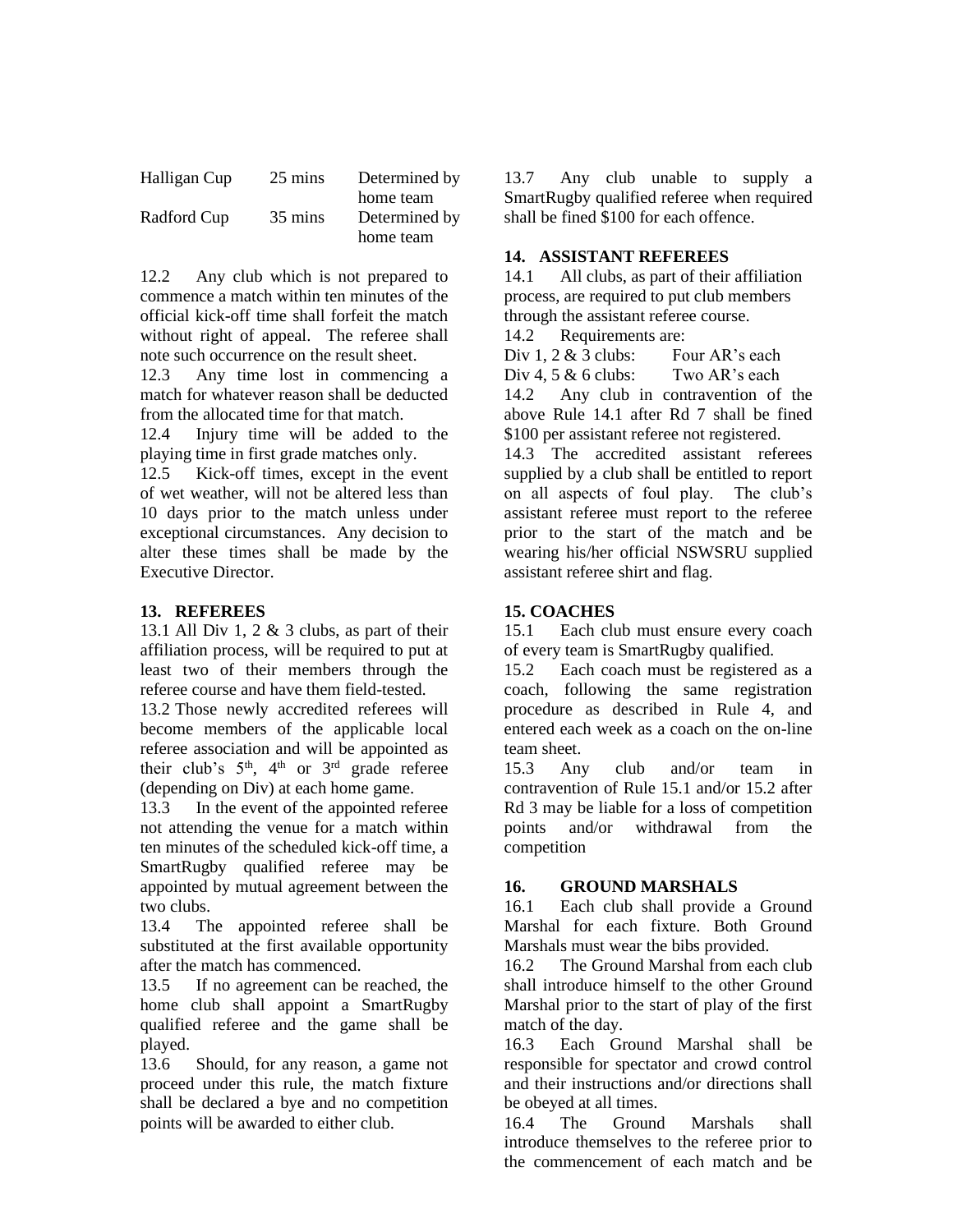| | | |
|---|---|---|
| Halligan Cup | 25 mins | Determined by home team |
| Radford Cup | 35 mins | Determined by home team |

12.2 Any club which is not prepared to commence a match within ten minutes of the official kick-off time shall forfeit the match without right of appeal. The referee shall note such occurrence on the result sheet.

12.3 Any time lost in commencing a match for whatever reason shall be deducted from the allocated time for that match.

12.4 Injury time will be added to the playing time in first grade matches only.

12.5 Kick-off times, except in the event of wet weather, will not be altered less than 10 days prior to the match unless under exceptional circumstances. Any decision to alter these times shall be made by the Executive Director.

**13. REFEREES**

13.1 All Div 1, 2 & 3 clubs, as part of their affiliation process, will be required to put at least two of their members through the referee course and have them field-tested.

13.2 Those newly accredited referees will become members of the applicable local referee association and will be appointed as their club's 5th, 4th or 3rd grade referee (depending on Div) at each home game.

13.3 In the event of the appointed referee not attending the venue for a match within ten minutes of the scheduled kick-off time, a SmartRugby qualified referee may be appointed by mutual agreement between the two clubs.

13.4 The appointed referee shall be substituted at the first available opportunity after the match has commenced.

13.5 If no agreement can be reached, the home club shall appoint a SmartRugby qualified referee and the game shall be played.

13.6 Should, for any reason, a game not proceed under this rule, the match fixture shall be declared a bye and no competition points will be awarded to either club.

13.7 Any club unable to supply a SmartRugby qualified referee when required shall be fined $100 for each offence.

**14. ASSISTANT REFEREES**

14.1 All clubs, as part of their affiliation process, are required to put club members through the assistant referee course.

14.2 Requirements are:

Div 1, 2 & 3 clubs: Four AR's each

Div 4, 5 & 6 clubs: Two AR's each

14.2 Any club in contravention of the above Rule 14.1 after Rd 7 shall be fined $100 per assistant referee not registered.

14.3 The accredited assistant referees supplied by a club shall be entitled to report on all aspects of foul play. The club's assistant referee must report to the referee prior to the start of the match and be wearing his/her official NSWSRU supplied assistant referee shirt and flag.

**15. COACHES**

15.1 Each club must ensure every coach of every team is SmartRugby qualified.

15.2 Each coach must be registered as a coach, following the same registration procedure as described in Rule 4, and entered each week as a coach on the on-line team sheet.

15.3 Any club and/or team in contravention of Rule 15.1 and/or 15.2 after Rd 3 may be liable for a loss of competition points and/or withdrawal from the competition

**16. GROUND MARSHALS**

16.1 Each club shall provide a Ground Marshal for each fixture. Both Ground Marshals must wear the bibs provided.

16.2 The Ground Marshal from each club shall introduce himself to the other Ground Marshal prior to the start of play of the first match of the day.

16.3 Each Ground Marshal shall be responsible for spectator and crowd control and their instructions and/or directions shall be obeyed at all times.

16.4 The Ground Marshals shall introduce themselves to the referee prior to the commencement of each match and be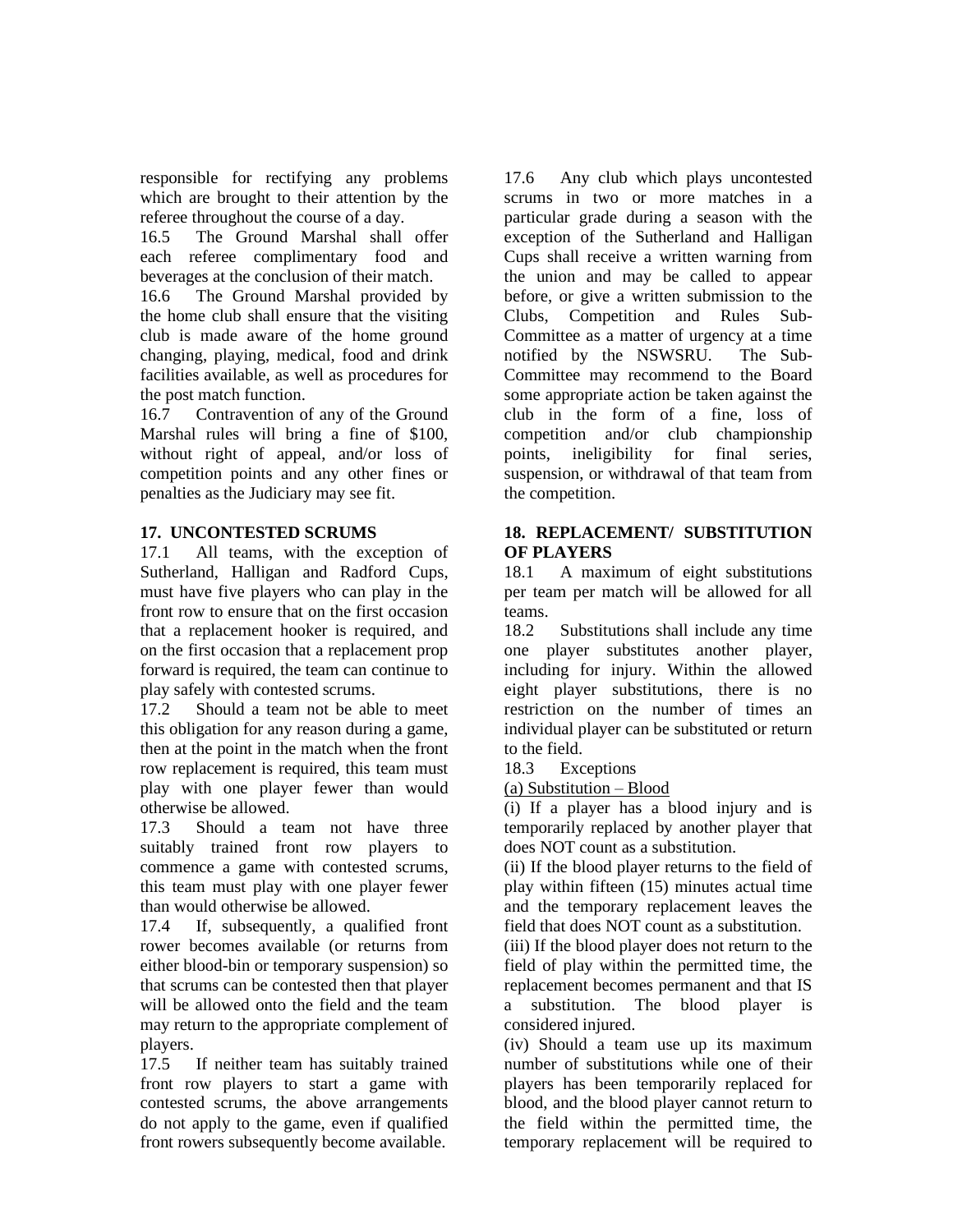responsible for rectifying any problems which are brought to their attention by the referee throughout the course of a day.

16.5 The Ground Marshal shall offer each referee complimentary food and beverages at the conclusion of their match.

16.6 The Ground Marshal provided by the home club shall ensure that the visiting club is made aware of the home ground changing, playing, medical, food and drink facilities available, as well as procedures for the post match function.

16.7 Contravention of any of the Ground Marshal rules will bring a fine of $100, without right of appeal, and/or loss of competition points and any other fines or penalties as the Judiciary may see fit.

## 17. UNCONTESTED SCRUMS

17.1 All teams, with the exception of Sutherland, Halligan and Radford Cups, must have five players who can play in the front row to ensure that on the first occasion that a replacement hooker is required, and on the first occasion that a replacement prop forward is required, the team can continue to play safely with contested scrums.

17.2 Should a team not be able to meet this obligation for any reason during a game, then at the point in the match when the front row replacement is required, this team must play with one player fewer than would otherwise be allowed.

17.3 Should a team not have three suitably trained front row players to commence a game with contested scrums, this team must play with one player fewer than would otherwise be allowed.

17.4 If, subsequently, a qualified front rower becomes available (or returns from either blood-bin or temporary suspension) so that scrums can be contested then that player will be allowed onto the field and the team may return to the appropriate complement of players.

17.5 If neither team has suitably trained front row players to start a game with contested scrums, the above arrangements do not apply to the game, even if qualified front rowers subsequently become available.

17.6 Any club which plays uncontested scrums in two or more matches in a particular grade during a season with the exception of the Sutherland and Halligan Cups shall receive a written warning from the union and may be called to appear before, or give a written submission to the Clubs, Competition and Rules Sub-Committee as a matter of urgency at a time notified by the NSWSRU. The Sub-Committee may recommend to the Board some appropriate action be taken against the club in the form of a fine, loss of competition and/or club championship points, ineligibility for final series, suspension, or withdrawal of that team from the competition.

## 18. REPLACEMENT/ SUBSTITUTION OF PLAYERS

18.1 A maximum of eight substitutions per team per match will be allowed for all teams.

18.2 Substitutions shall include any time one player substitutes another player, including for injury. Within the allowed eight player substitutions, there is no restriction on the number of times an individual player can be substituted or return to the field.

18.3 Exceptions

<u>(a) Substitution – Blood</u>

(i) If a player has a blood injury and is temporarily replaced by another player that does NOT count as a substitution.

(ii) If the blood player returns to the field of play within fifteen (15) minutes actual time and the temporary replacement leaves the field that does NOT count as a substitution.

(iii) If the blood player does not return to the field of play within the permitted time, the replacement becomes permanent and that IS a substitution. The blood player is considered injured.

(iv) Should a team use up its maximum number of substitutions while one of their players has been temporarily replaced for blood, and the blood player cannot return to the field within the permitted time, the temporary replacement will be required to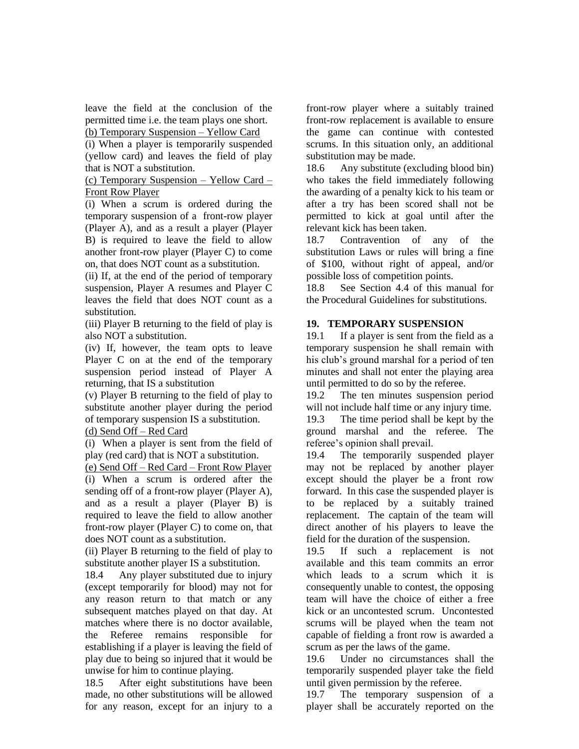leave the field at the conclusion of the permitted time i.e. the team plays one short.

(b) Temporary Suspension – Yellow Card

(i) When a player is temporarily suspended (yellow card) and leaves the field of play that is NOT a substitution.

(c) Temporary Suspension – Yellow Card – Front Row Player

(i) When a scrum is ordered during the temporary suspension of a front-row player (Player A), and as a result a player (Player B) is required to leave the field to allow another front-row player (Player C) to come on, that does NOT count as a substitution.

(ii) If, at the end of the period of temporary suspension, Player A resumes and Player C leaves the field that does NOT count as a substitution.

(iii) Player B returning to the field of play is also NOT a substitution.

(iv) If, however, the team opts to leave Player C on at the end of the temporary suspension period instead of Player A returning, that IS a substitution

(v) Player B returning to the field of play to substitute another player during the period of temporary suspension IS a substitution.

(d) Send Off – Red Card

(i) When a player is sent from the field of play (red card) that is NOT a substitution.

(e) Send Off – Red Card – Front Row Player

(i) When a scrum is ordered after the sending off of a front-row player (Player A), and as a result a player (Player B) is required to leave the field to allow another front-row player (Player C) to come on, that does NOT count as a substitution.

(ii) Player B returning to the field of play to substitute another player IS a substitution.

18.4 Any player substituted due to injury (except temporarily for blood) may not for any reason return to that match or any subsequent matches played on that day. At matches where there is no doctor available, the Referee remains responsible for establishing if a player is leaving the field of play due to being so injured that it would be unwise for him to continue playing.

18.5 After eight substitutions have been made, no other substitutions will be allowed for any reason, except for an injury to a front-row player where a suitably trained front-row replacement is available to ensure the game can continue with contested scrums. In this situation only, an additional substitution may be made.

18.6 Any substitute (excluding blood bin) who takes the field immediately following the awarding of a penalty kick to his team or after a try has been scored shall not be permitted to kick at goal until after the relevant kick has been taken.

18.7 Contravention of any of the substitution Laws or rules will bring a fine of $100, without right of appeal, and/or possible loss of competition points.

18.8 See Section 4.4 of this manual for the Procedural Guidelines for substitutions.

## 19. TEMPORARY SUSPENSION

19.1 If a player is sent from the field as a temporary suspension he shall remain with his club's ground marshal for a period of ten minutes and shall not enter the playing area until permitted to do so by the referee.

19.2 The ten minutes suspension period will not include half time or any injury time.

19.3 The time period shall be kept by the ground marshal and the referee. The referee's opinion shall prevail.

19.4 The temporarily suspended player may not be replaced by another player except should the player be a front row forward. In this case the suspended player is to be replaced by a suitably trained replacement. The captain of the team will direct another of his players to leave the field for the duration of the suspension.

19.5 If such a replacement is not available and this team commits an error which leads to a scrum which it is consequently unable to contest, the opposing team will have the choice of either a free kick or an uncontested scrum. Uncontested scrums will be played when the team not capable of fielding a front row is awarded a scrum as per the laws of the game.

19.6 Under no circumstances shall the temporarily suspended player take the field until given permission by the referee.

19.7 The temporary suspension of a player shall be accurately reported on the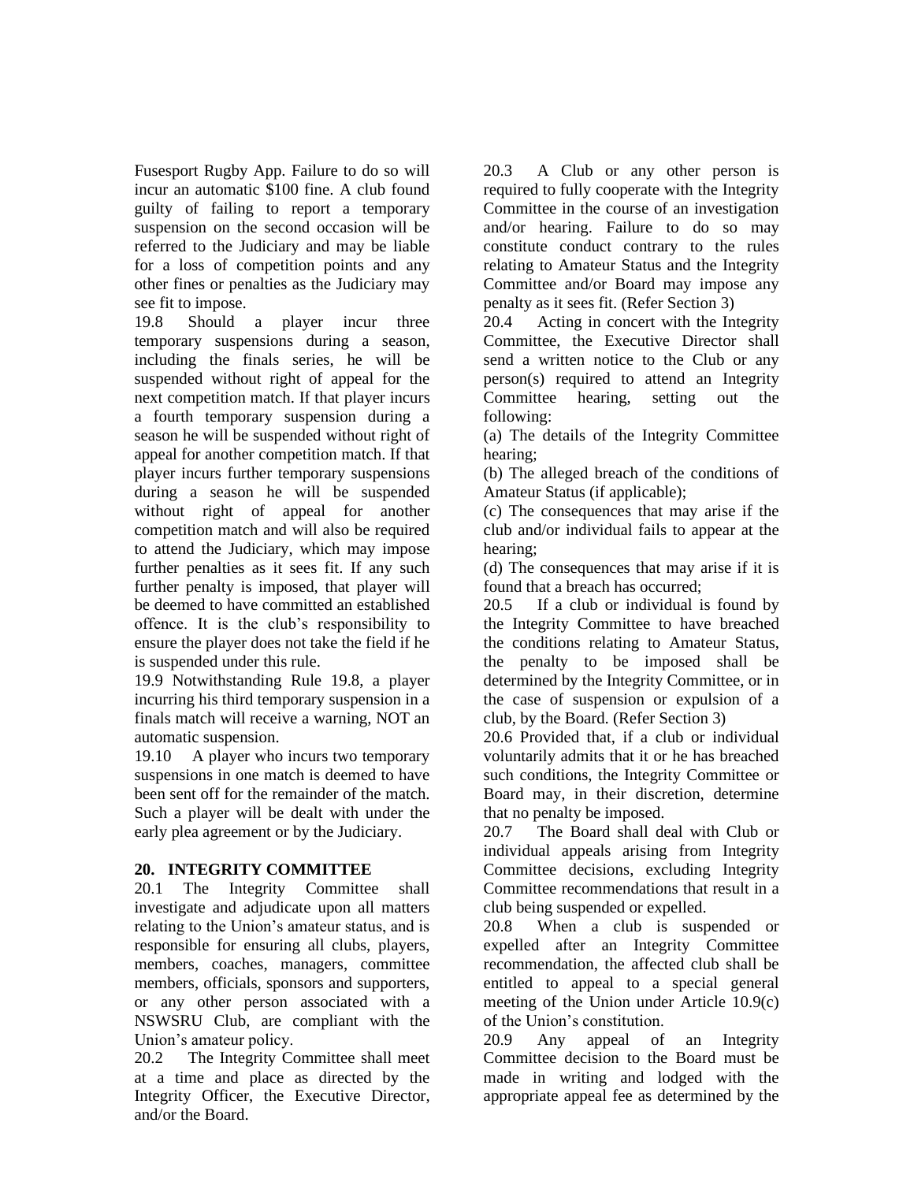Fusesport Rugby App. Failure to do so will incur an automatic $100 fine. A club found guilty of failing to report a temporary suspension on the second occasion will be referred to the Judiciary and may be liable for a loss of competition points and any other fines or penalties as the Judiciary may see fit to impose.

19.8 Should a player incur three temporary suspensions during a season, including the finals series, he will be suspended without right of appeal for the next competition match. If that player incurs a fourth temporary suspension during a season he will be suspended without right of appeal for another competition match. If that player incurs further temporary suspensions during a season he will be suspended without right of appeal for another competition match and will also be required to attend the Judiciary, which may impose further penalties as it sees fit. If any such further penalty is imposed, that player will be deemed to have committed an established offence. It is the club's responsibility to ensure the player does not take the field if he is suspended under this rule.

19.9 Notwithstanding Rule 19.8, a player incurring his third temporary suspension in a finals match will receive a warning, NOT an automatic suspension.

19.10 A player who incurs two temporary suspensions in one match is deemed to have been sent off for the remainder of the match. Such a player will be dealt with under the early plea agreement or by the Judiciary.

## 20. INTEGRITY COMMITTEE

20.1 The Integrity Committee shall investigate and adjudicate upon all matters relating to the Union's amateur status, and is responsible for ensuring all clubs, players, members, coaches, managers, committee members, officials, sponsors and supporters, or any other person associated with a NSWSRU Club, are compliant with the Union's amateur policy.

20.2 The Integrity Committee shall meet at a time and place as directed by the Integrity Officer, the Executive Director, and/or the Board.

20.3 A Club or any other person is required to fully cooperate with the Integrity Committee in the course of an investigation and/or hearing. Failure to do so may constitute conduct contrary to the rules relating to Amateur Status and the Integrity Committee and/or Board may impose any penalty as it sees fit. (Refer Section 3)

20.4 Acting in concert with the Integrity Committee, the Executive Director shall send a written notice to the Club or any person(s) required to attend an Integrity Committee hearing, setting out the following:

(a) The details of the Integrity Committee hearing;

(b) The alleged breach of the conditions of Amateur Status (if applicable);

(c) The consequences that may arise if the club and/or individual fails to appear at the hearing;

(d) The consequences that may arise if it is found that a breach has occurred;

20.5 If a club or individual is found by the Integrity Committee to have breached the conditions relating to Amateur Status, the penalty to be imposed shall be determined by the Integrity Committee, or in the case of suspension or expulsion of a club, by the Board. (Refer Section 3)

20.6 Provided that, if a club or individual voluntarily admits that it or he has breached such conditions, the Integrity Committee or Board may, in their discretion, determine that no penalty be imposed.

20.7 The Board shall deal with Club or individual appeals arising from Integrity Committee decisions, excluding Integrity Committee recommendations that result in a club being suspended or expelled.

20.8 When a club is suspended or expelled after an Integrity Committee recommendation, the affected club shall be entitled to appeal to a special general meeting of the Union under Article 10.9(c) of the Union's constitution.

20.9 Any appeal of an Integrity Committee decision to the Board must be made in writing and lodged with the appropriate appeal fee as determined by the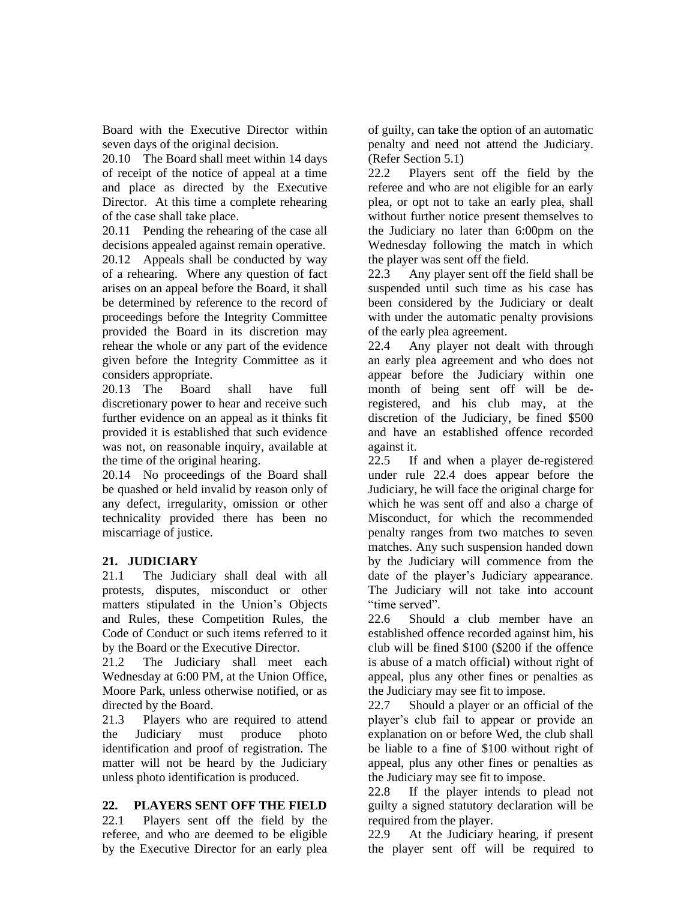Board with the Executive Director within seven days of the original decision.

20.10 The Board shall meet within 14 days of receipt of the notice of appeal at a time and place as directed by the Executive Director. At this time a complete rehearing of the case shall take place.

20.11 Pending the rehearing of the case all decisions appealed against remain operative.

20.12 Appeals shall be conducted by way of a rehearing. Where any question of fact arises on an appeal before the Board, it shall be determined by reference to the record of proceedings before the Integrity Committee provided the Board in its discretion may rehear the whole or any part of the evidence given before the Integrity Committee as it considers appropriate.

20.13 The Board shall have full discretionary power to hear and receive such further evidence on an appeal as it thinks fit provided it is established that such evidence was not, on reasonable inquiry, available at the time of the original hearing.

20.14 No proceedings of the Board shall be quashed or held invalid by reason only of any defect, irregularity, omission or other technicality provided there has been no miscarriage of justice.

## 21. JUDICIARY

21.1 The Judiciary shall deal with all protests, disputes, misconduct or other matters stipulated in the Union's Objects and Rules, these Competition Rules, the Code of Conduct or such items referred to it by the Board or the Executive Director.

21.2 The Judiciary shall meet each Wednesday at 6:00 PM, at the Union Office, Moore Park, unless otherwise notified, or as directed by the Board.

21.3 Players who are required to attend the Judiciary must produce photo identification and proof of registration. The matter will not be heard by the Judiciary unless photo identification is produced.

## 22. PLAYERS SENT OFF THE FIELD

22.1 Players sent off the field by the referee, and who are deemed to be eligible by the Executive Director for an early plea of guilty, can take the option of an automatic penalty and need not attend the Judiciary. (Refer Section 5.1)

22.2 Players sent off the field by the referee and who are not eligible for an early plea, or opt not to take an early plea, shall without further notice present themselves to the Judiciary no later than 6:00pm on the Wednesday following the match in which the player was sent off the field.

22.3 Any player sent off the field shall be suspended until such time as his case has been considered by the Judiciary or dealt with under the automatic penalty provisions of the early plea agreement.

22.4 Any player not dealt with through an early plea agreement and who does not appear before the Judiciary within one month of being sent off will be de-registered, and his club may, at the discretion of the Judiciary, be fined $500 and have an established offence recorded against it.

22.5 If and when a player de-registered under rule 22.4 does appear before the Judiciary, he will face the original charge for which he was sent off and also a charge of Misconduct, for which the recommended penalty ranges from two matches to seven matches. Any such suspension handed down by the Judiciary will commence from the date of the player's Judiciary appearance. The Judiciary will not take into account "time served".

22.6 Should a club member have an established offence recorded against him, his club will be fined $100 ($200 if the offence is abuse of a match official) without right of appeal, plus any other fines or penalties as the Judiciary may see fit to impose.

22.7 Should a player or an official of the player's club fail to appear or provide an explanation on or before Wed, the club shall be liable to a fine of $100 without right of appeal, plus any other fines or penalties as the Judiciary may see fit to impose.

22.8 If the player intends to plead not guilty a signed statutory declaration will be required from the player.

22.9 At the Judiciary hearing, if present the player sent off will be required to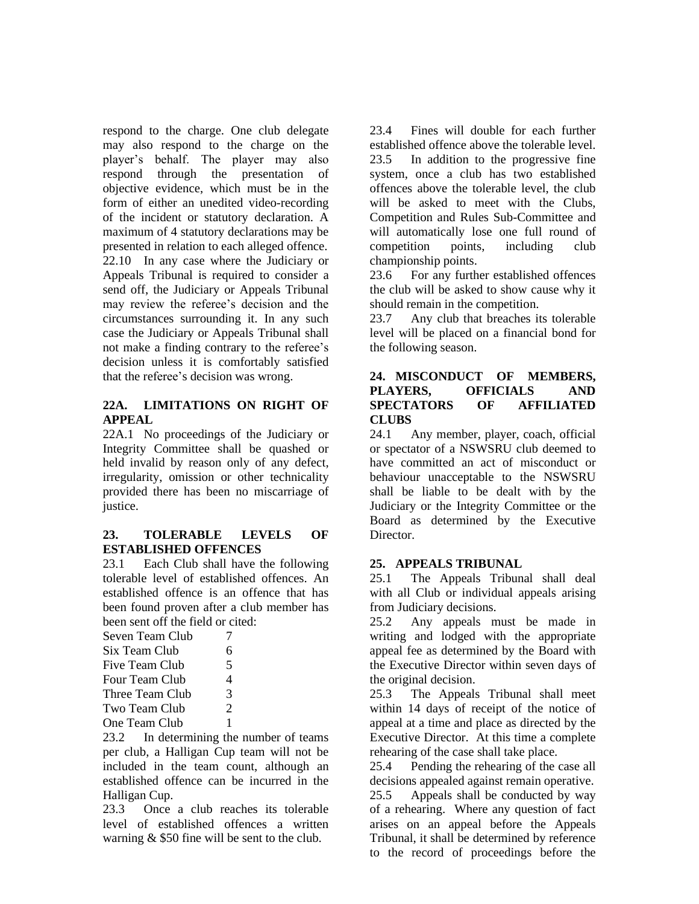respond to the charge. One club delegate may also respond to the charge on the player's behalf. The player may also respond through the presentation of objective evidence, which must be in the form of either an unedited video-recording of the incident or statutory declaration. A maximum of 4 statutory declarations may be presented in relation to each alleged offence.

22.10 In any case where the Judiciary or Appeals Tribunal is required to consider a send off, the Judiciary or Appeals Tribunal may review the referee's decision and the circumstances surrounding it. In any such case the Judiciary or Appeals Tribunal shall not make a finding contrary to the referee's decision unless it is comfortably satisfied that the referee's decision was wrong.

### 22A. LIMITATIONS ON RIGHT OF APPEAL

22A.1 No proceedings of the Judiciary or Integrity Committee shall be quashed or held invalid by reason only of any defect, irregularity, omission or other technicality provided there has been no miscarriage of justice.

### 23. TOLERABLE LEVELS OF ESTABLISHED OFFENCES

23.1 Each Club shall have the following tolerable level of established offences. An established offence is an offence that has been found proven after a club member has been sent off the field or cited:

| | |
|---|---|
| Seven Team Club | 7 |
| Six Team Club | 6 |
| Five Team Club | 5 |
| Four Team Club | 4 |
| Three Team Club | 3 |
| Two Team Club | 2 |
| One Team Club | 1 |

23.2 In determining the number of teams per club, a Halligan Cup team will not be included in the team count, although an established offence can be incurred in the Halligan Cup.

23.3 Once a club reaches its tolerable level of established offences a written warning & $50 fine will be sent to the club.

23.4 Fines will double for each further established offence above the tolerable level.

23.5 In addition to the progressive fine system, once a club has two established offences above the tolerable level, the club will be asked to meet with the Clubs, Competition and Rules Sub-Committee and will automatically lose one full round of competition points, including club championship points.

23.6 For any further established offences the club will be asked to show cause why it should remain in the competition.

23.7 Any club that breaches its tolerable level will be placed on a financial bond for the following season.

### 24. MISCONDUCT OF MEMBERS, PLAYERS, OFFICIALS AND SPECTATORS OF AFFILIATED CLUBS

24.1 Any member, player, coach, official or spectator of a NSWSRU club deemed to have committed an act of misconduct or behaviour unacceptable to the NSWSRU shall be liable to be dealt with by the Judiciary or the Integrity Committee or the Board as determined by the Executive Director.

### 25. APPEALS TRIBUNAL

25.1 The Appeals Tribunal shall deal with all Club or individual appeals arising from Judiciary decisions.

25.2 Any appeals must be made in writing and lodged with the appropriate appeal fee as determined by the Board with the Executive Director within seven days of the original decision.

25.3 The Appeals Tribunal shall meet within 14 days of receipt of the notice of appeal at a time and place as directed by the Executive Director. At this time a complete rehearing of the case shall take place.

25.4 Pending the rehearing of the case all decisions appealed against remain operative.

25.5 Appeals shall be conducted by way of a rehearing. Where any question of fact arises on an appeal before the Appeals Tribunal, it shall be determined by reference to the record of proceedings before the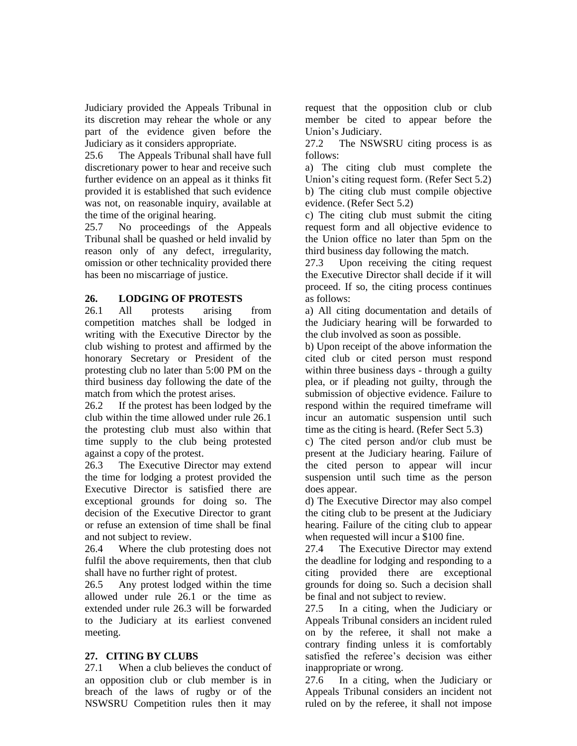Judiciary provided the Appeals Tribunal in its discretion may rehear the whole or any part of the evidence given before the Judiciary as it considers appropriate.

25.6 The Appeals Tribunal shall have full discretionary power to hear and receive such further evidence on an appeal as it thinks fit provided it is established that such evidence was not, on reasonable inquiry, available at the time of the original hearing.

25.7 No proceedings of the Appeals Tribunal shall be quashed or held invalid by reason only of any defect, irregularity, omission or other technicality provided there has been no miscarriage of justice.

## 26. LODGING OF PROTESTS

26.1 All protests arising from competition matches shall be lodged in writing with the Executive Director by the club wishing to protest and affirmed by the honorary Secretary or President of the protesting club no later than 5:00 PM on the third business day following the date of the match from which the protest arises.

26.2 If the protest has been lodged by the club within the time allowed under rule 26.1 the protesting club must also within that time supply to the club being protested against a copy of the protest.

26.3 The Executive Director may extend the time for lodging a protest provided the Executive Director is satisfied there are exceptional grounds for doing so. The decision of the Executive Director to grant or refuse an extension of time shall be final and not subject to review.

26.4 Where the club protesting does not fulfil the above requirements, then that club shall have no further right of protest.

26.5 Any protest lodged within the time allowed under rule 26.1 or the time as extended under rule 26.3 will be forwarded to the Judiciary at its earliest convened meeting.

## 27. CITING BY CLUBS

27.1 When a club believes the conduct of an opposition club or club member is in breach of the laws of rugby or of the NSWSRU Competition rules then it may request that the opposition club or club member be cited to appear before the Union's Judiciary.

27.2 The NSWSRU citing process is as follows:

a) The citing club must complete the Union's citing request form. (Refer Sect 5.2)

b) The citing club must compile objective evidence. (Refer Sect 5.2)

c) The citing club must submit the citing request form and all objective evidence to the Union office no later than 5pm on the third business day following the match.

27.3 Upon receiving the citing request the Executive Director shall decide if it will proceed. If so, the citing process continues as follows:

a) All citing documentation and details of the Judiciary hearing will be forwarded to the club involved as soon as possible.

b) Upon receipt of the above information the cited club or cited person must respond within three business days - through a guilty plea, or if pleading not guilty, through the submission of objective evidence. Failure to respond within the required timeframe will incur an automatic suspension until such time as the citing is heard. (Refer Sect 5.3)

c) The cited person and/or club must be present at the Judiciary hearing. Failure of the cited person to appear will incur suspension until such time as the person does appear.

d) The Executive Director may also compel the citing club to be present at the Judiciary hearing. Failure of the citing club to appear when requested will incur a $100 fine.

27.4 The Executive Director may extend the deadline for lodging and responding to a citing provided there are exceptional grounds for doing so. Such a decision shall be final and not subject to review.

27.5 In a citing, when the Judiciary or Appeals Tribunal considers an incident ruled on by the referee, it shall not make a contrary finding unless it is comfortably satisfied the referee's decision was either inappropriate or wrong.

27.6 In a citing, when the Judiciary or Appeals Tribunal considers an incident not ruled on by the referee, it shall not impose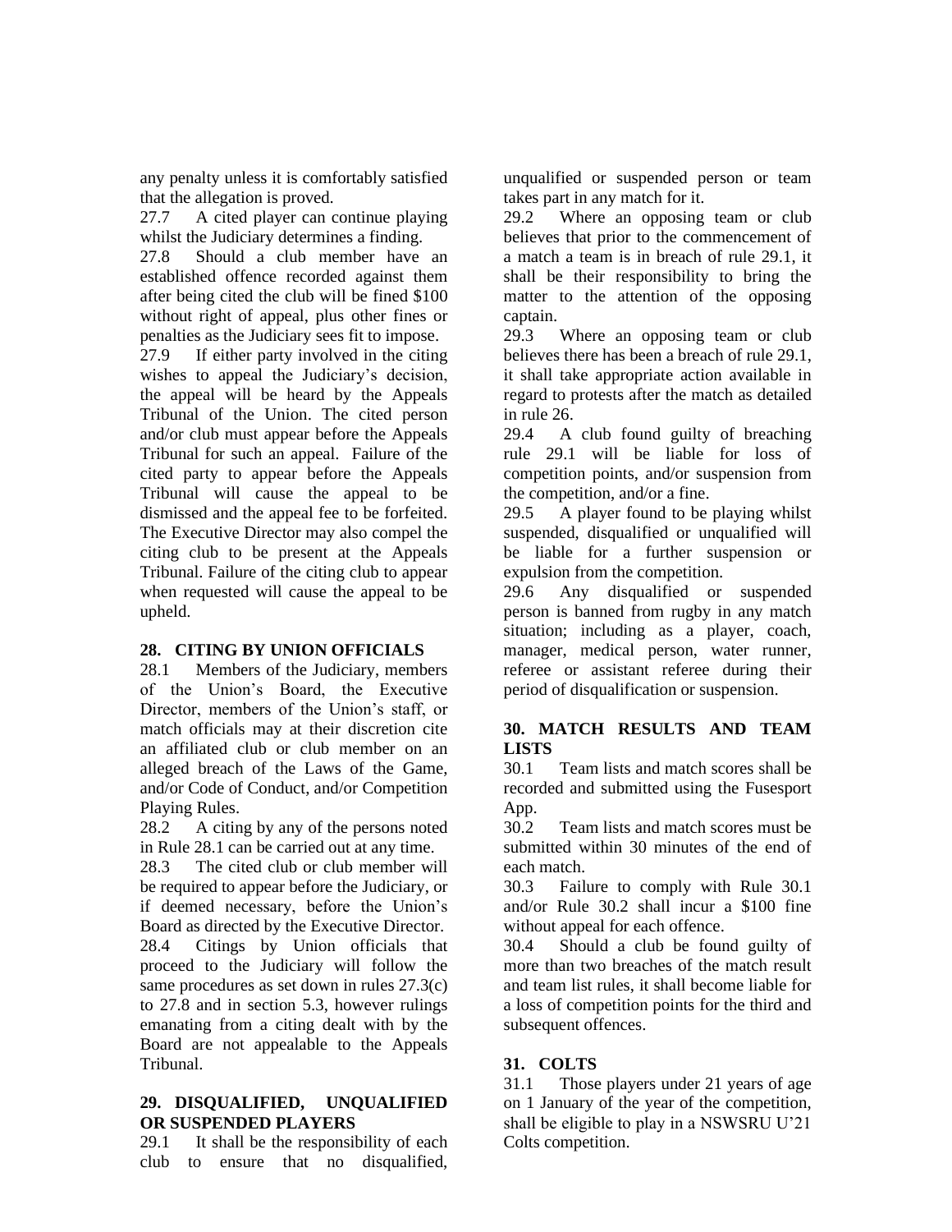any penalty unless it is comfortably satisfied that the allegation is proved.

27.7 A cited player can continue playing whilst the Judiciary determines a finding.

27.8 Should a club member have an established offence recorded against them after being cited the club will be fined $100 without right of appeal, plus other fines or penalties as the Judiciary sees fit to impose.

27.9 If either party involved in the citing wishes to appeal the Judiciary's decision, the appeal will be heard by the Appeals Tribunal of the Union. The cited person and/or club must appear before the Appeals Tribunal for such an appeal. Failure of the cited party to appear before the Appeals Tribunal will cause the appeal to be dismissed and the appeal fee to be forfeited. The Executive Director may also compel the citing club to be present at the Appeals Tribunal. Failure of the citing club to appear when requested will cause the appeal to be upheld.

## 28. CITING BY UNION OFFICIALS

28.1 Members of the Judiciary, members of the Union's Board, the Executive Director, members of the Union's staff, or match officials may at their discretion cite an affiliated club or club member on an alleged breach of the Laws of the Game, and/or Code of Conduct, and/or Competition Playing Rules.

28.2 A citing by any of the persons noted in Rule 28.1 can be carried out at any time.

28.3 The cited club or club member will be required to appear before the Judiciary, or if deemed necessary, before the Union's Board as directed by the Executive Director.

28.4 Citings by Union officials that proceed to the Judiciary will follow the same procedures as set down in rules 27.3(c) to 27.8 and in section 5.3, however rulings emanating from a citing dealt with by the Board are not appealable to the Appeals Tribunal.

## 29. DISQUALIFIED, UNQUALIFIED OR SUSPENDED PLAYERS

29.1 It shall be the responsibility of each club to ensure that no disqualified, unqualified or suspended person or team takes part in any match for it.

29.2 Where an opposing team or club believes that prior to the commencement of a match a team is in breach of rule 29.1, it shall be their responsibility to bring the matter to the attention of the opposing captain.

29.3 Where an opposing team or club believes there has been a breach of rule 29.1, it shall take appropriate action available in regard to protests after the match as detailed in rule 26.

29.4 A club found guilty of breaching rule 29.1 will be liable for loss of competition points, and/or suspension from the competition, and/or a fine.

29.5 A player found to be playing whilst suspended, disqualified or unqualified will be liable for a further suspension or expulsion from the competition.

29.6 Any disqualified or suspended person is banned from rugby in any match situation; including as a player, coach, manager, medical person, water runner, referee or assistant referee during their period of disqualification or suspension.

## 30. MATCH RESULTS AND TEAM LISTS

30.1 Team lists and match scores shall be recorded and submitted using the Fusesport App.

30.2 Team lists and match scores must be submitted within 30 minutes of the end of each match.

30.3 Failure to comply with Rule 30.1 and/or Rule 30.2 shall incur a $100 fine without appeal for each offence.

30.4 Should a club be found guilty of more than two breaches of the match result and team list rules, it shall become liable for a loss of competition points for the third and subsequent offences.

## 31. COLTS

31.1 Those players under 21 years of age on 1 January of the year of the competition, shall be eligible to play in a NSWSRU U'21 Colts competition.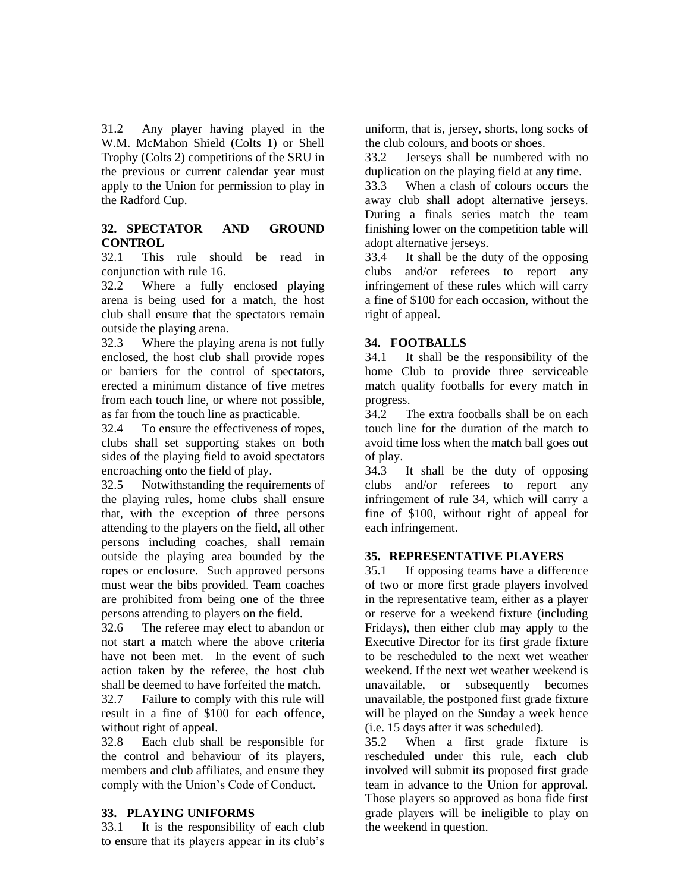31.2 Any player having played in the W.M. McMahon Shield (Colts 1) or Shell Trophy (Colts 2) competitions of the SRU in the previous or current calendar year must apply to the Union for permission to play in the Radford Cup.

## 32. SPECTATOR AND GROUND CONTROL

32.1 This rule should be read in conjunction with rule 16.

32.2 Where a fully enclosed playing arena is being used for a match, the host club shall ensure that the spectators remain outside the playing arena.

32.3 Where the playing arena is not fully enclosed, the host club shall provide ropes or barriers for the control of spectators, erected a minimum distance of five metres from each touch line, or where not possible, as far from the touch line as practicable.

32.4 To ensure the effectiveness of ropes, clubs shall set supporting stakes on both sides of the playing field to avoid spectators encroaching onto the field of play.

32.5 Notwithstanding the requirements of the playing rules, home clubs shall ensure that, with the exception of three persons attending to the players on the field, all other persons including coaches, shall remain outside the playing area bounded by the ropes or enclosure. Such approved persons must wear the bibs provided. Team coaches are prohibited from being one of the three persons attending to players on the field.

32.6 The referee may elect to abandon or not start a match where the above criteria have not been met. In the event of such action taken by the referee, the host club shall be deemed to have forfeited the match.

32.7 Failure to comply with this rule will result in a fine of $100 for each offence, without right of appeal.

32.8 Each club shall be responsible for the control and behaviour of its players, members and club affiliates, and ensure they comply with the Union's Code of Conduct.

## 33. PLAYING UNIFORMS

33.1 It is the responsibility of each club to ensure that its players appear in its club's uniform, that is, jersey, shorts, long socks of the club colours, and boots or shoes.

33.2 Jerseys shall be numbered with no duplication on the playing field at any time.

33.3 When a clash of colours occurs the away club shall adopt alternative jerseys. During a finals series match the team finishing lower on the competition table will adopt alternative jerseys.

33.4 It shall be the duty of the opposing clubs and/or referees to report any infringement of these rules which will carry a fine of $100 for each occasion, without the right of appeal.

## 34. FOOTBALLS

34.1 It shall be the responsibility of the home Club to provide three serviceable match quality footballs for every match in progress.

34.2 The extra footballs shall be on each touch line for the duration of the match to avoid time loss when the match ball goes out of play.

34.3 It shall be the duty of opposing clubs and/or referees to report any infringement of rule 34, which will carry a fine of $100, without right of appeal for each infringement.

## 35. REPRESENTATIVE PLAYERS

35.1 If opposing teams have a difference of two or more first grade players involved in the representative team, either as a player or reserve for a weekend fixture (including Fridays), then either club may apply to the Executive Director for its first grade fixture to be rescheduled to the next wet weather weekend. If the next wet weather weekend is unavailable, or subsequently becomes unavailable, the postponed first grade fixture will be played on the Sunday a week hence (i.e. 15 days after it was scheduled).

35.2 When a first grade fixture is rescheduled under this rule, each club involved will submit its proposed first grade team in advance to the Union for approval. Those players so approved as bona fide first grade players will be ineligible to play on the weekend in question.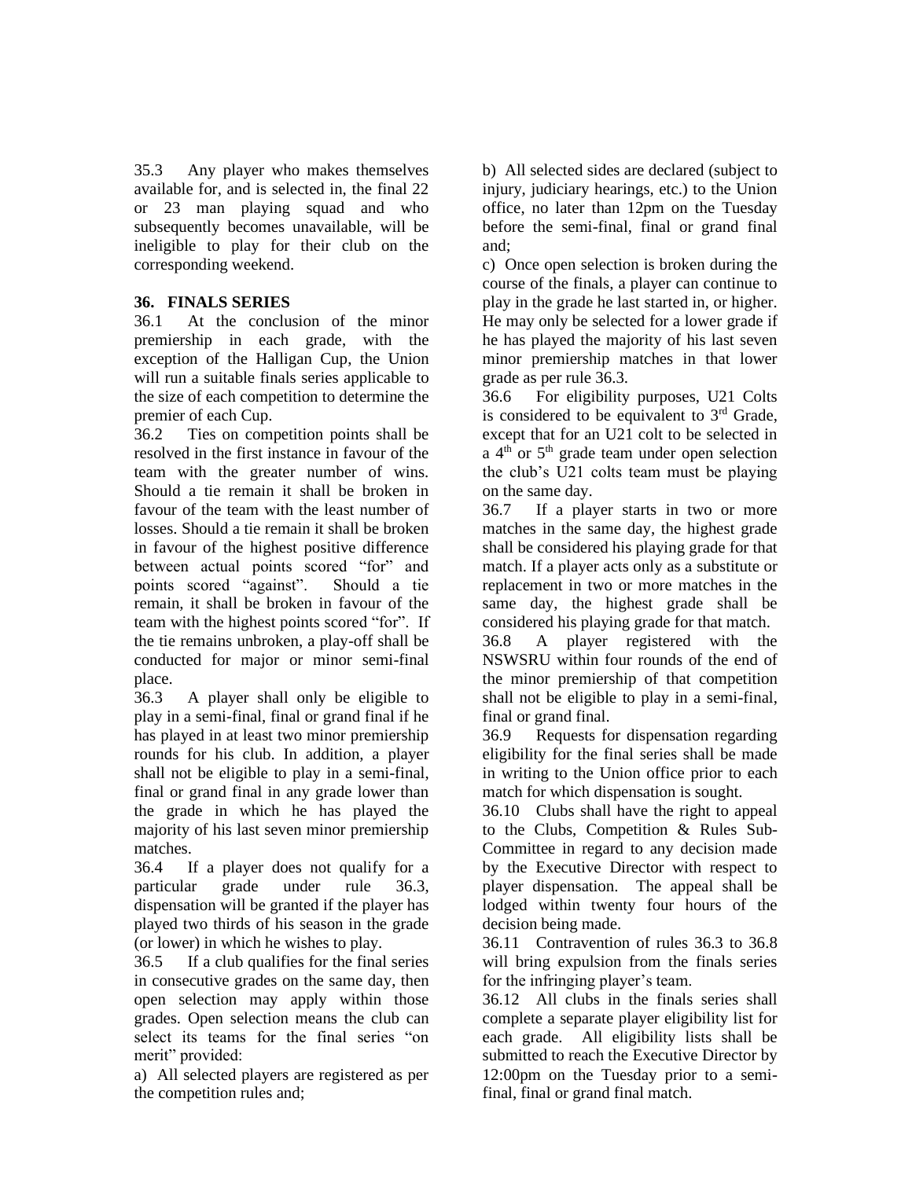35.3 Any player who makes themselves available for, and is selected in, the final 22 or 23 man playing squad and who subsequently becomes unavailable, will be ineligible to play for their club on the corresponding weekend.

### 36. FINALS SERIES

36.1 At the conclusion of the minor premiership in each grade, with the exception of the Halligan Cup, the Union will run a suitable finals series applicable to the size of each competition to determine the premier of each Cup.

36.2 Ties on competition points shall be resolved in the first instance in favour of the team with the greater number of wins. Should a tie remain it shall be broken in favour of the team with the least number of losses. Should a tie remain it shall be broken in favour of the highest positive difference between actual points scored "for" and points scored "against". Should a tie remain, it shall be broken in favour of the team with the highest points scored "for". If the tie remains unbroken, a play-off shall be conducted for major or minor semi-final place.

36.3 A player shall only be eligible to play in a semi-final, final or grand final if he has played in at least two minor premiership rounds for his club. In addition, a player shall not be eligible to play in a semi-final, final or grand final in any grade lower than the grade in which he has played the majority of his last seven minor premiership matches.

36.4 If a player does not qualify for a particular grade under rule 36.3, dispensation will be granted if the player has played two thirds of his season in the grade (or lower) in which he wishes to play.

36.5 If a club qualifies for the final series in consecutive grades on the same day, then open selection may apply within those grades. Open selection means the club can select its teams for the final series "on merit" provided:

a) All selected players are registered as per the competition rules and;

b) All selected sides are declared (subject to injury, judiciary hearings, etc.) to the Union office, no later than 12pm on the Tuesday before the semi-final, final or grand final and;

c) Once open selection is broken during the course of the finals, a player can continue to play in the grade he last started in, or higher. He may only be selected for a lower grade if he has played the majority of his last seven minor premiership matches in that lower grade as per rule 36.3.

36.6 For eligibility purposes, U21 Colts is considered to be equivalent to 3rd Grade, except that for an U21 colt to be selected in a 4th or 5th grade team under open selection the club's U21 colts team must be playing on the same day.

36.7 If a player starts in two or more matches in the same day, the highest grade shall be considered his playing grade for that match. If a player acts only as a substitute or replacement in two or more matches in the same day, the highest grade shall be considered his playing grade for that match.

36.8 A player registered with the NSWSRU within four rounds of the end of the minor premiership of that competition shall not be eligible to play in a semi-final, final or grand final.

36.9 Requests for dispensation regarding eligibility for the final series shall be made in writing to the Union office prior to each match for which dispensation is sought.

36.10 Clubs shall have the right to appeal to the Clubs, Competition & Rules Sub-Committee in regard to any decision made by the Executive Director with respect to player dispensation. The appeal shall be lodged within twenty four hours of the decision being made.

36.11 Contravention of rules 36.3 to 36.8 will bring expulsion from the finals series for the infringing player's team.

36.12 All clubs in the finals series shall complete a separate player eligibility list for each grade. All eligibility lists shall be submitted to reach the Executive Director by 12:00pm on the Tuesday prior to a semi-final, final or grand final match.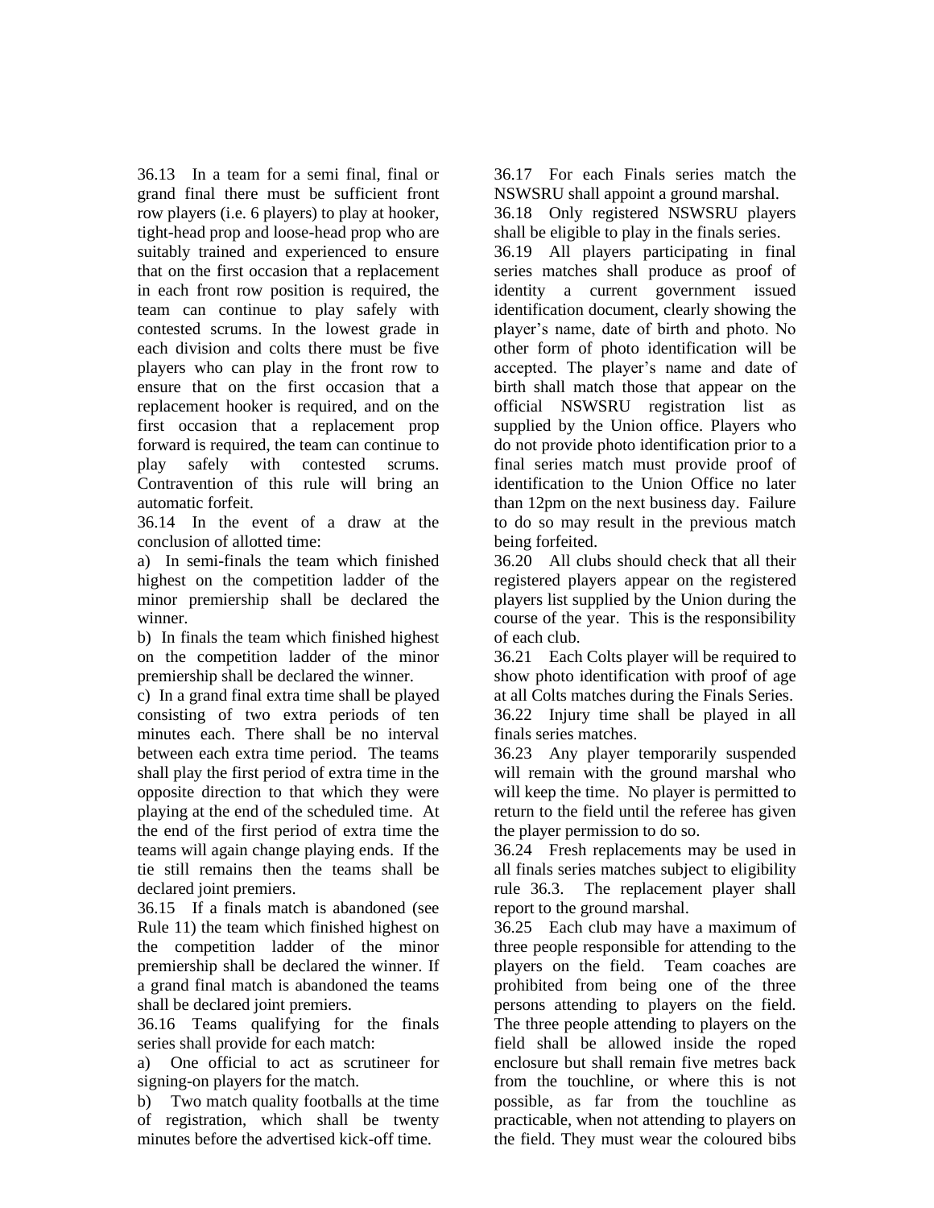36.13 In a team for a semi final, final or grand final there must be sufficient front row players (i.e. 6 players) to play at hooker, tight-head prop and loose-head prop who are suitably trained and experienced to ensure that on the first occasion that a replacement in each front row position is required, the team can continue to play safely with contested scrums. In the lowest grade in each division and colts there must be five players who can play in the front row to ensure that on the first occasion that a replacement hooker is required, and on the first occasion that a replacement prop forward is required, the team can continue to play safely with contested scrums. Contravention of this rule will bring an automatic forfeit.

36.14 In the event of a draw at the conclusion of allotted time:

a) In semi-finals the team which finished highest on the competition ladder of the minor premiership shall be declared the winner.

b) In finals the team which finished highest on the competition ladder of the minor premiership shall be declared the winner.

c) In a grand final extra time shall be played consisting of two extra periods of ten minutes each. There shall be no interval between each extra time period. The teams shall play the first period of extra time in the opposite direction to that which they were playing at the end of the scheduled time. At the end of the first period of extra time the teams will again change playing ends. If the tie still remains then the teams shall be declared joint premiers.

36.15 If a finals match is abandoned (see Rule 11) the team which finished highest on the competition ladder of the minor premiership shall be declared the winner. If a grand final match is abandoned the teams shall be declared joint premiers.

36.16 Teams qualifying for the finals series shall provide for each match:

a) One official to act as scrutineer for signing-on players for the match.

b) Two match quality footballs at the time of registration, which shall be twenty minutes before the advertised kick-off time.

36.17 For each Finals series match the NSWSRU shall appoint a ground marshal.

36.18 Only registered NSWSRU players shall be eligible to play in the finals series.

36.19 All players participating in final series matches shall produce as proof of identity a current government issued identification document, clearly showing the player's name, date of birth and photo. No other form of photo identification will be accepted. The player's name and date of birth shall match those that appear on the official NSWSRU registration list as supplied by the Union office. Players who do not provide photo identification prior to a final series match must provide proof of identification to the Union Office no later than 12pm on the next business day. Failure to do so may result in the previous match being forfeited.

36.20 All clubs should check that all their registered players appear on the registered players list supplied by the Union during the course of the year. This is the responsibility of each club.

36.21 Each Colts player will be required to show photo identification with proof of age at all Colts matches during the Finals Series.

36.22 Injury time shall be played in all finals series matches.

36.23 Any player temporarily suspended will remain with the ground marshal who will keep the time. No player is permitted to return to the field until the referee has given the player permission to do so.

36.24 Fresh replacements may be used in all finals series matches subject to eligibility rule 36.3. The replacement player shall report to the ground marshal.

36.25 Each club may have a maximum of three people responsible for attending to the players on the field. Team coaches are prohibited from being one of the three persons attending to players on the field. The three people attending to players on the field shall be allowed inside the roped enclosure but shall remain five metres back from the touchline, or where this is not possible, as far from the touchline as practicable, when not attending to players on the field. They must wear the coloured bibs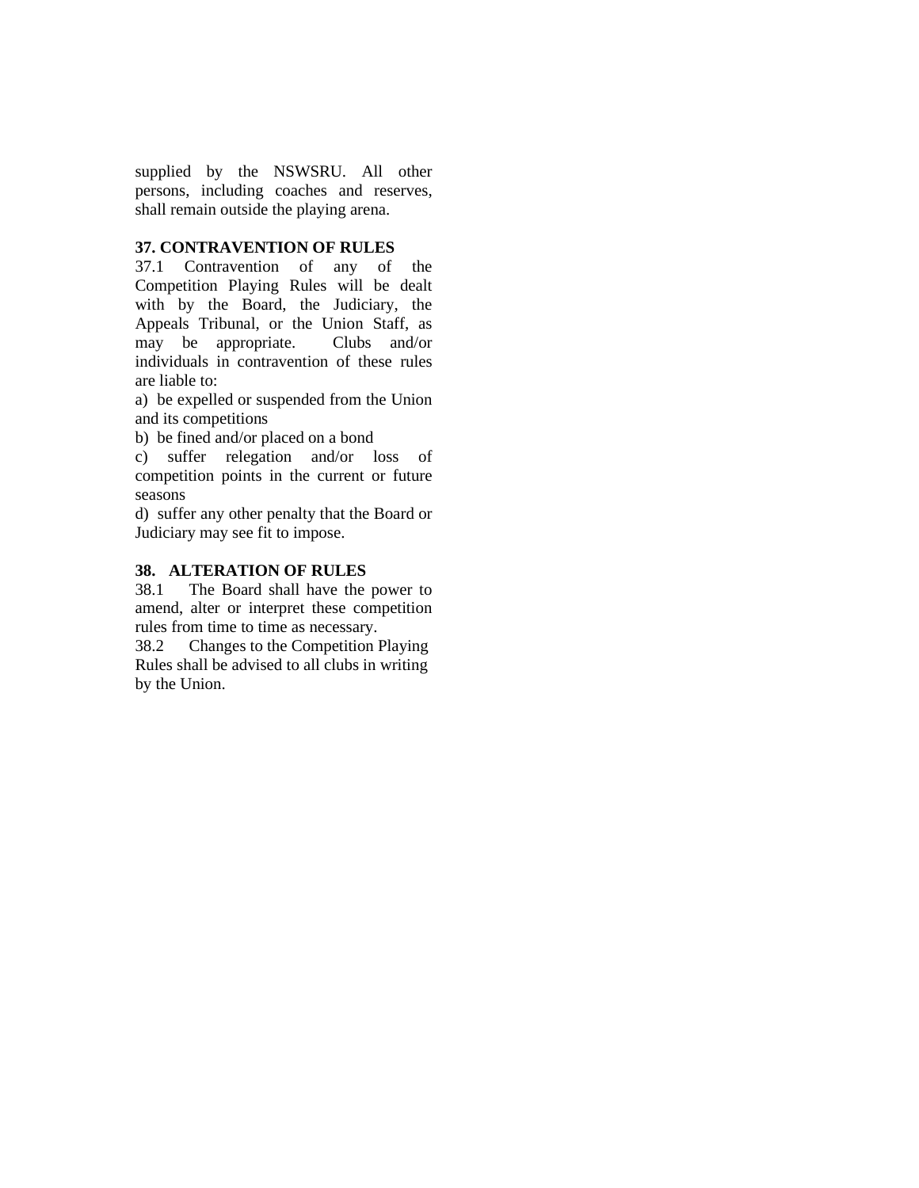supplied by the NSWSRU. All other persons, including coaches and reserves, shall remain outside the playing arena.

**37. CONTRAVENTION OF RULES**

37.1 Contravention of any of the Competition Playing Rules will be dealt with by the Board, the Judiciary, the Appeals Tribunal, or the Union Staff, as may be appropriate. Clubs and/or individuals in contravention of these rules are liable to:

a) be expelled or suspended from the Union and its competitions

b) be fined and/or placed on a bond

c) suffer relegation and/or loss of competition points in the current or future seasons

d) suffer any other penalty that the Board or Judiciary may see fit to impose.

**38. ALTERATION OF RULES**

38.1 The Board shall have the power to amend, alter or interpret these competition rules from time to time as necessary.

38.2 Changes to the Competition Playing Rules shall be advised to all clubs in writing by the Union.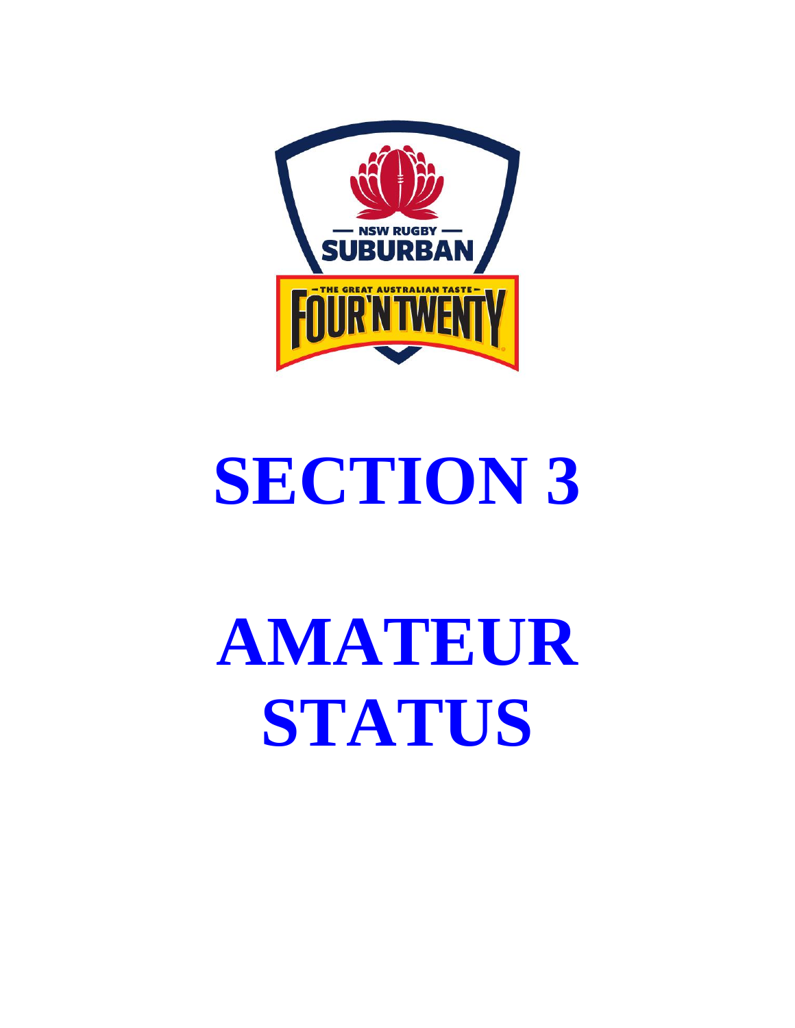# SECTION 3

# AMATEUR STATUS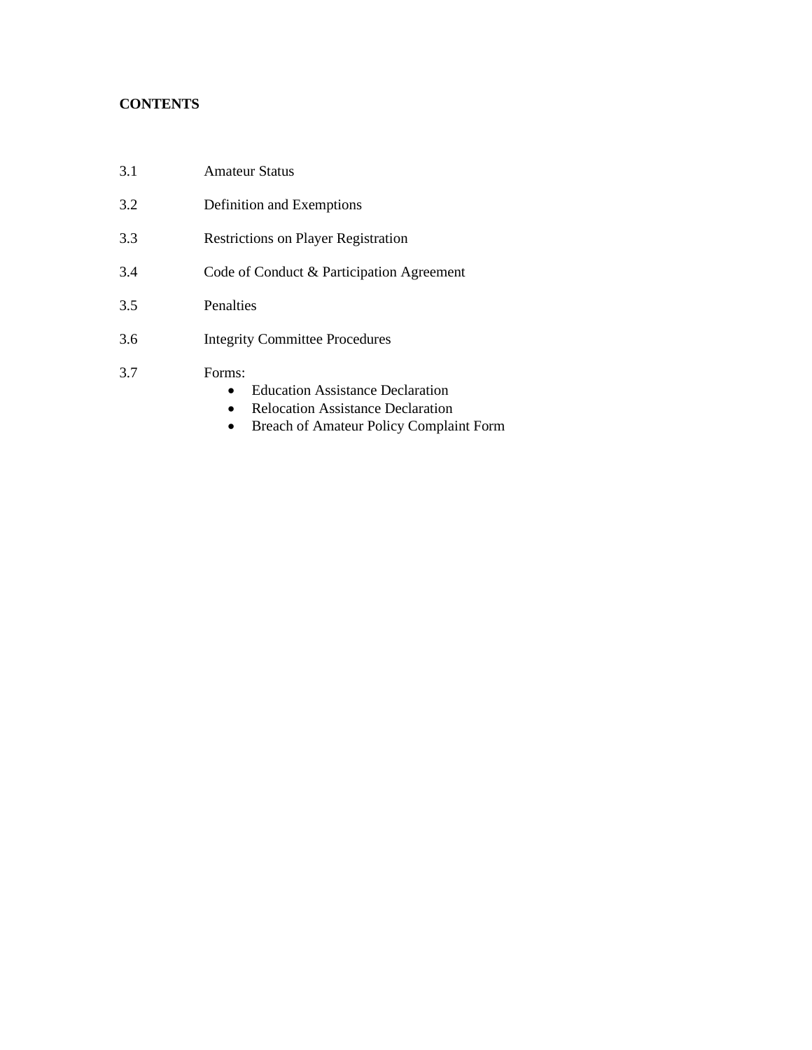**CONTENTS**

3.1 Amateur Status

3.2 Definition and Exemptions

3.3 Restrictions on Player Registration

3.4 Code of Conduct & Participation Agreement

3.5 Penalties

3.6 Integrity Committee Procedures

3.7 Forms:

- Education Assistance Declaration
- Relocation Assistance Declaration
- Breach of Amateur Policy Complaint Form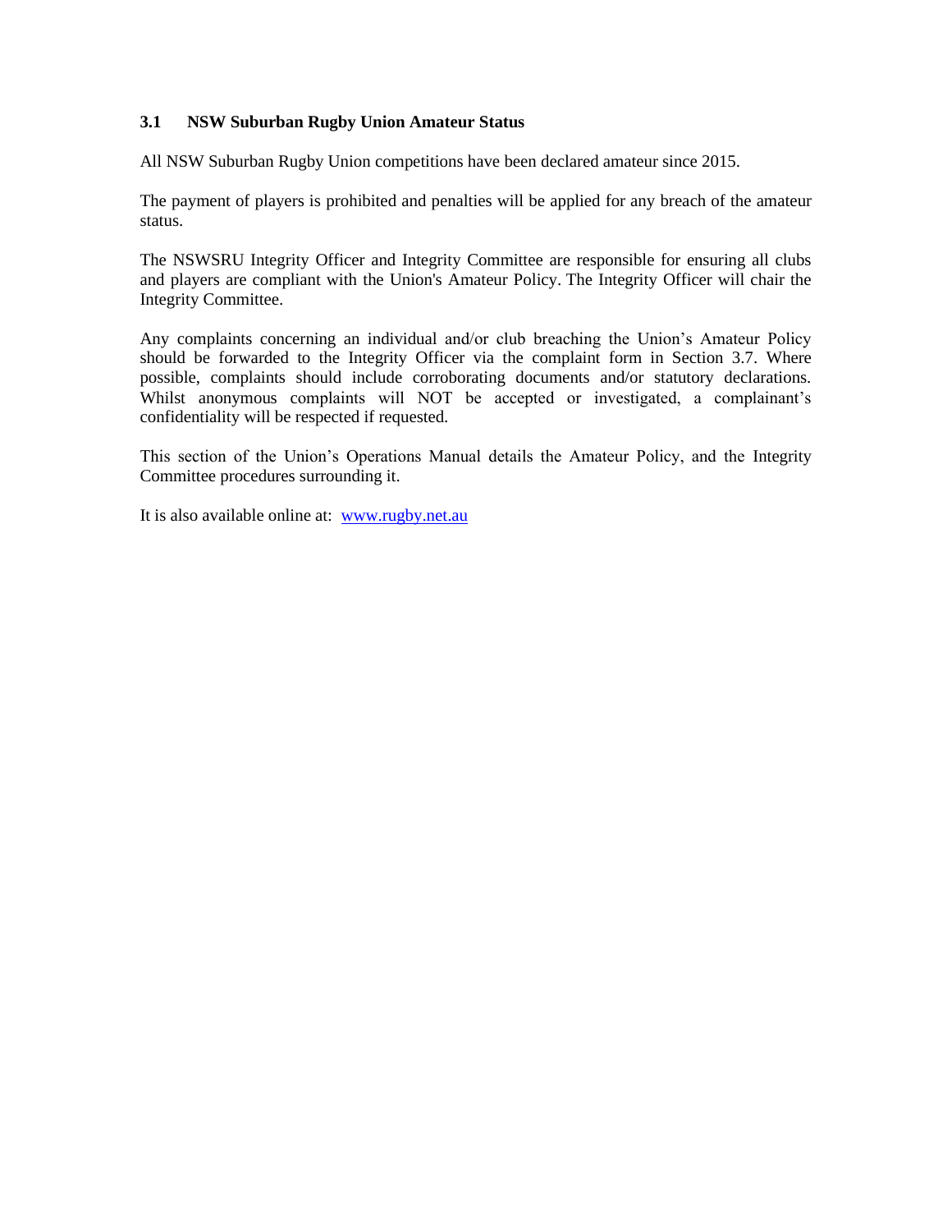### 3.1 NSW Suburban Rugby Union Amateur Status

All NSW Suburban Rugby Union competitions have been declared amateur since 2015.

The payment of players is prohibited and penalties will be applied for any breach of the amateur status.

The NSWSRU Integrity Officer and Integrity Committee are responsible for ensuring all clubs and players are compliant with the Union's Amateur Policy. The Integrity Officer will chair the Integrity Committee.

Any complaints concerning an individual and/or club breaching the Union’s Amateur Policy should be forwarded to the Integrity Officer via the complaint form in Section 3.7. Where possible, complaints should include corroborating documents and/or statutory declarations. Whilst anonymous complaints will NOT be accepted or investigated, a complainant’s confidentiality will be respected if requested.

This section of the Union’s Operations Manual details the Amateur Policy, and the Integrity Committee procedures surrounding it.

It is also available online at: [www.rugby.net.au](http://www.rugby.net.au)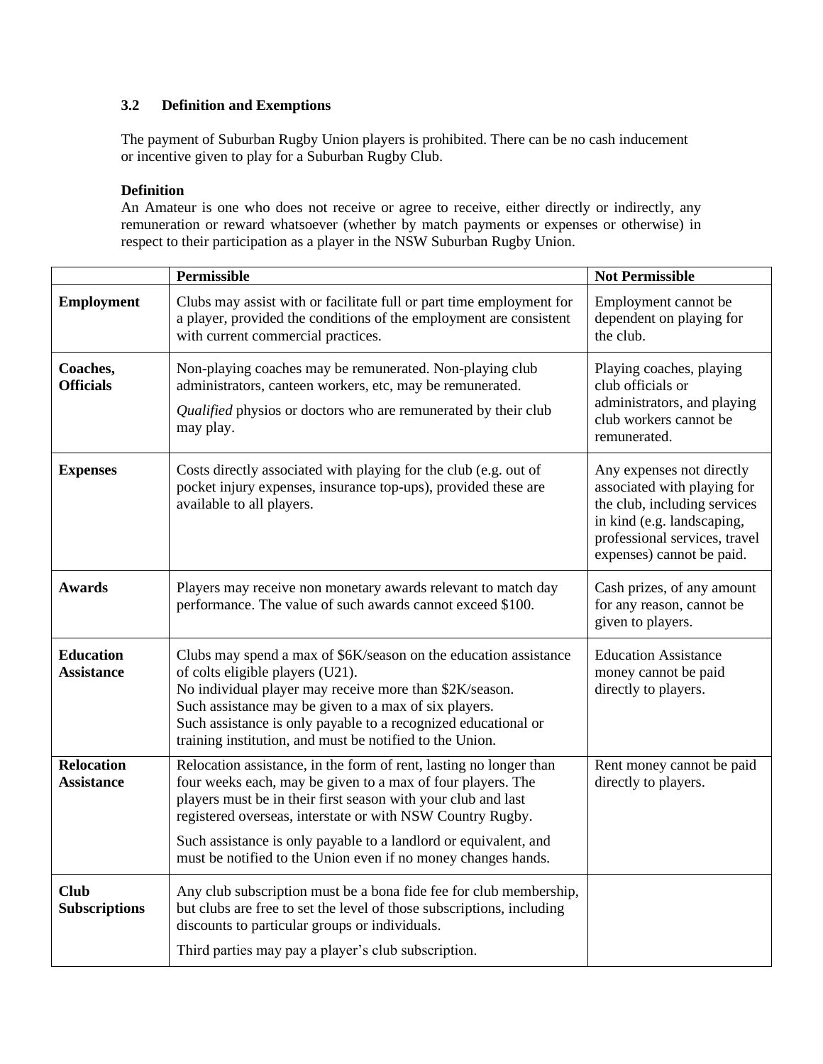### 3.2 Definition and Exemptions

The payment of Suburban Rugby Union players is prohibited. There can be no cash inducement or incentive given to play for a Suburban Rugby Club.

**Definition**
An Amateur is one who does not receive or agree to receive, either directly or indirectly, any remuneration or reward whatsoever (whether by match payments or expenses or otherwise) in respect to their participation as a player in the NSW Suburban Rugby Union.

| | **Permissible** | **Not Permissible** |
|---|---|---|
| **Employment** | Clubs may assist with or facilitate full or part time employment for a player, provided the conditions of the employment are consistent with current commercial practices. | Employment cannot be dependent on playing for the club. |
| **Coaches, Officials** | Non-playing coaches may be remunerated. Non-playing club administrators, canteen workers, etc, may be remunerated.<br>*Qualified* physios or doctors who are remunerated by their club may play. | Playing coaches, playing club officials or administrators, and playing club workers cannot be remunerated. |
| **Expenses** | Costs directly associated with playing for the club (e.g. out of pocket injury expenses, insurance top-ups), provided these are available to all players. | Any expenses not directly associated with playing for the club, including services in kind (e.g. landscaping, professional services, travel expenses) cannot be paid. |
| **Awards** | Players may receive non monetary awards relevant to match day performance. The value of such awards cannot exceed $100. | Cash prizes, of any amount for any reason, cannot be given to players. |
| **Education Assistance** | Clubs may spend a max of $6K/season on the education assistance of colts eligible players (U21).<br>No individual player may receive more than $2K/season.<br>Such assistance may be given to a max of six players.<br>Such assistance is only payable to a recognized educational or training institution, and must be notified to the Union. | Education Assistance money cannot be paid directly to players. |
| **Relocation Assistance** | Relocation assistance, in the form of rent, lasting no longer than four weeks each, may be given to a max of four players. The players must be in their first season with your club and last registered overseas, interstate or with NSW Country Rugby.<br>Such assistance is only payable to a landlord or equivalent, and must be notified to the Union even if no money changes hands. | Rent money cannot be paid directly to players. |
| **Club Subscriptions** | Any club subscription must be a bona fide fee for club membership, but clubs are free to set the level of those subscriptions, including discounts to particular groups or individuals.<br>Third parties may pay a player's club subscription. | |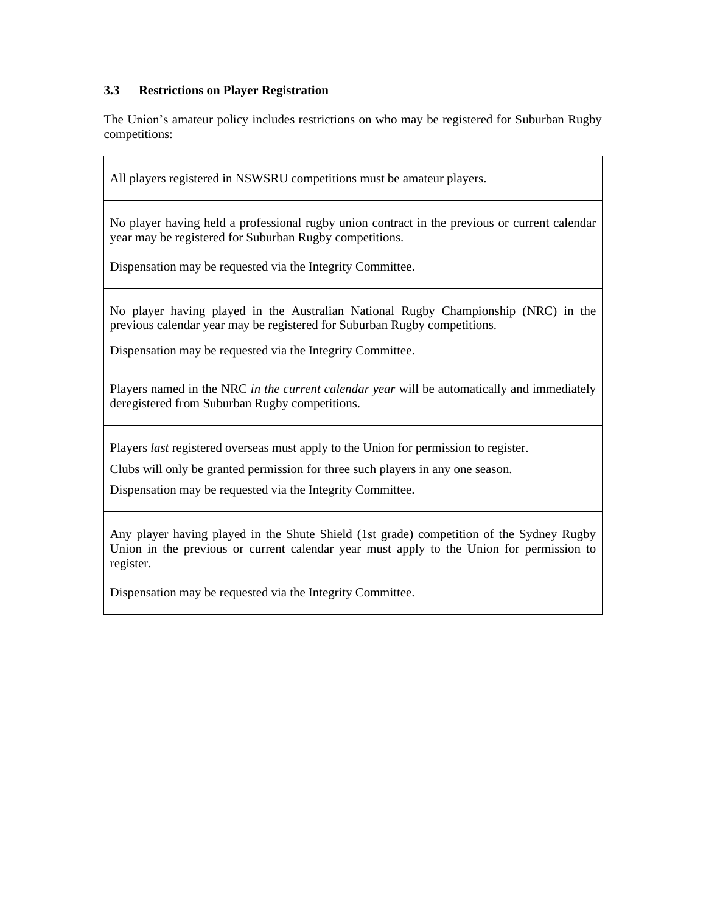### 3.3 Restrictions on Player Registration

The Union's amateur policy includes restrictions on who may be registered for Suburban Rugby competitions:

| |
|---|
| All players registered in NSWSRU competitions must be amateur players. |
| No player having held a professional rugby union contract in the previous or current calendar year may be registered for Suburban Rugby competitions.<br><br>Dispensation may be requested via the Integrity Committee. |
| No player having played in the Australian National Rugby Championship (NRC) in the previous calendar year may be registered for Suburban Rugby competitions.<br><br>Dispensation may be requested via the Integrity Committee.<br><br>Players named in the NRC *in the current calendar year* will be automatically and immediately deregistered from Suburban Rugby competitions. |
| Players *last* registered overseas must apply to the Union for permission to register.<br><br>Clubs will only be granted permission for three such players in any one season.<br><br>Dispensation may be requested via the Integrity Committee. |
| Any player having played in the Shute Shield (1st grade) competition of the Sydney Rugby Union in the previous or current calendar year must apply to the Union for permission to register.<br><br>Dispensation may be requested via the Integrity Committee. |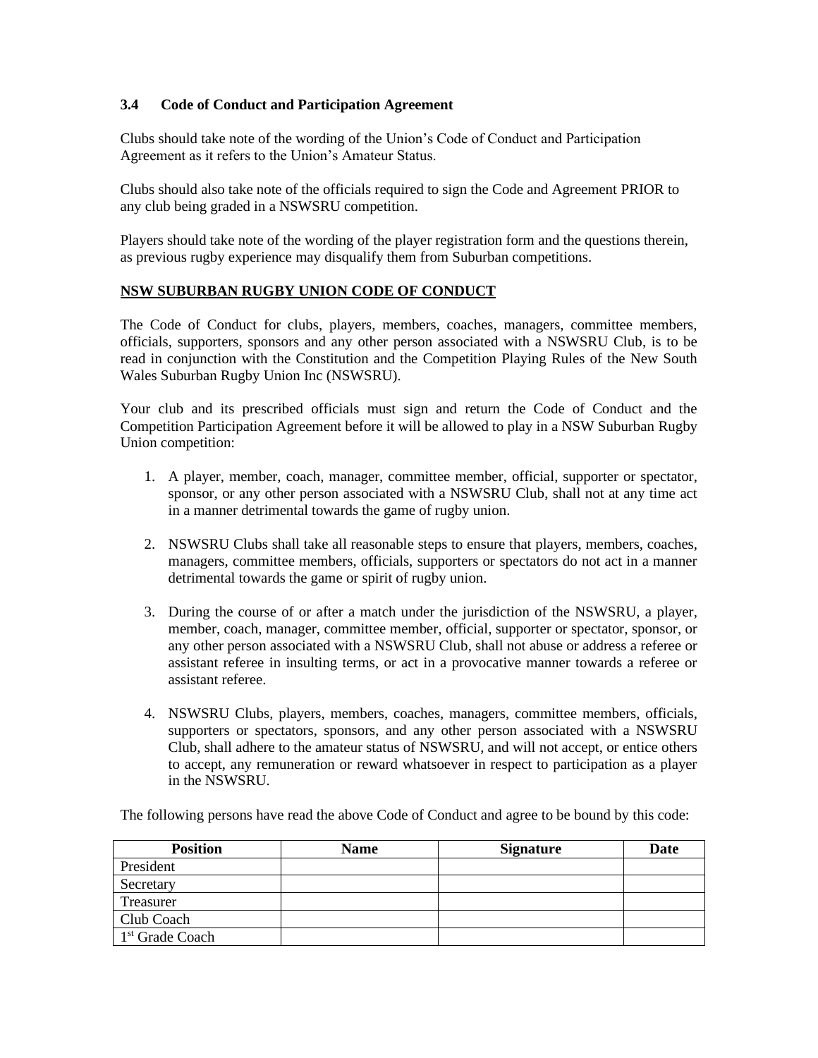### 3.4 Code of Conduct and Participation Agreement

Clubs should take note of the wording of the Union's Code of Conduct and Participation Agreement as it refers to the Union's Amateur Status.

Clubs should also take note of the officials required to sign the Code and Agreement PRIOR to any club being graded in a NSWSRU competition.

Players should take note of the wording of the player registration form and the questions therein, as previous rugby experience may disqualify them from Suburban competitions.

**NSW SUBURBAN RUGBY UNION CODE OF CONDUCT**

The Code of Conduct for clubs, players, members, coaches, managers, committee members, officials, supporters, sponsors and any other person associated with a NSWSRU Club, is to be read in conjunction with the Constitution and the Competition Playing Rules of the New South Wales Suburban Rugby Union Inc (NSWSRU).

Your club and its prescribed officials must sign and return the Code of Conduct and the Competition Participation Agreement before it will be allowed to play in a NSW Suburban Rugby Union competition:

1. A player, member, coach, manager, committee member, official, supporter or spectator, sponsor, or any other person associated with a NSWSRU Club, shall not at any time act in a manner detrimental towards the game of rugby union.

2. NSWSRU Clubs shall take all reasonable steps to ensure that players, members, coaches, managers, committee members, officials, supporters or spectators do not act in a manner detrimental towards the game or spirit of rugby union.

3. During the course of or after a match under the jurisdiction of the NSWSRU, a player, member, coach, manager, committee member, official, supporter or spectator, sponsor, or any other person associated with a NSWSRU Club, shall not abuse or address a referee or assistant referee in insulting terms, or act in a provocative manner towards a referee or assistant referee.

4. NSWSRU Clubs, players, members, coaches, managers, committee members, officials, supporters or spectators, sponsors, and any other person associated with a NSWSRU Club, shall adhere to the amateur status of NSWSRU, and will not accept, or entice others to accept, any remuneration or reward whatsoever in respect to participation as a player in the NSWSRU.

The following persons have read the above Code of Conduct and agree to be bound by this code:

| Position | Name | Signature | Date |
|---|---|---|---|
| President | | | |
| Secretary | | | |
| Treasurer | | | |
| Club Coach | | | |
| 1st Grade Coach | | | |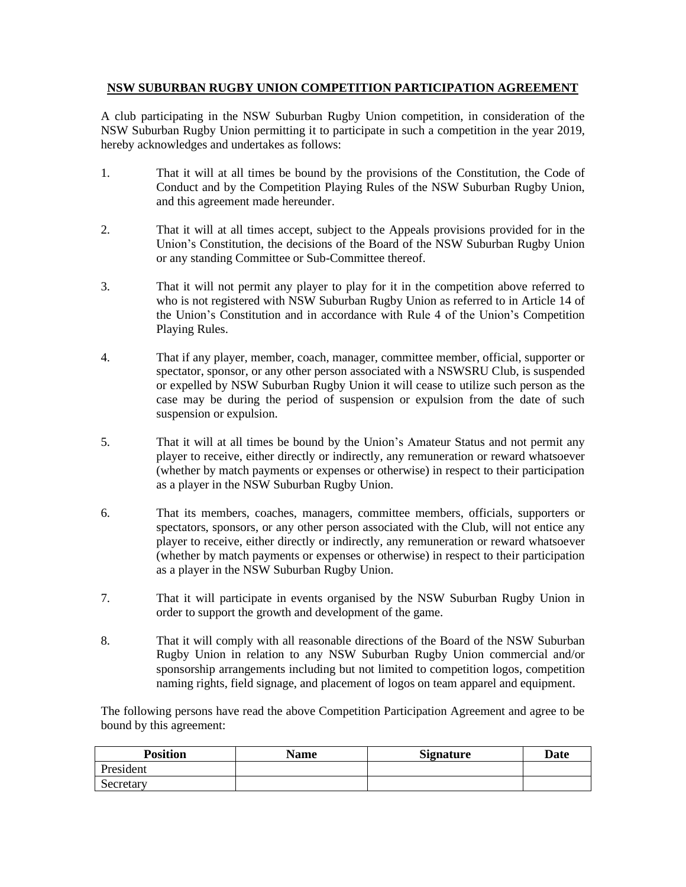**NSW SUBURBAN RUGBY UNION COMPETITION PARTICIPATION AGREEMENT**

A club participating in the NSW Suburban Rugby Union competition, in consideration of the NSW Suburban Rugby Union permitting it to participate in such a competition in the year 2019, hereby acknowledges and undertakes as follows:

1. That it will at all times be bound by the provisions of the Constitution, the Code of Conduct and by the Competition Playing Rules of the NSW Suburban Rugby Union, and this agreement made hereunder.

2. That it will at all times accept, subject to the Appeals provisions provided for in the Union's Constitution, the decisions of the Board of the NSW Suburban Rugby Union or any standing Committee or Sub-Committee thereof.

3. That it will not permit any player to play for it in the competition above referred to who is not registered with NSW Suburban Rugby Union as referred to in Article 14 of the Union's Constitution and in accordance with Rule 4 of the Union's Competition Playing Rules.

4. That if any player, member, coach, manager, committee member, official, supporter or spectator, sponsor, or any other person associated with a NSWSRU Club, is suspended or expelled by NSW Suburban Rugby Union it will cease to utilize such person as the case may be during the period of suspension or expulsion from the date of such suspension or expulsion.

5. That it will at all times be bound by the Union's Amateur Status and not permit any player to receive, either directly or indirectly, any remuneration or reward whatsoever (whether by match payments or expenses or otherwise) in respect to their participation as a player in the NSW Suburban Rugby Union.

6. That its members, coaches, managers, committee members, officials, supporters or spectators, sponsors, or any other person associated with the Club, will not entice any player to receive, either directly or indirectly, any remuneration or reward whatsoever (whether by match payments or expenses or otherwise) in respect to their participation as a player in the NSW Suburban Rugby Union.

7. That it will participate in events organised by the NSW Suburban Rugby Union in order to support the growth and development of the game.

8. That it will comply with all reasonable directions of the Board of the NSW Suburban Rugby Union in relation to any NSW Suburban Rugby Union commercial and/or sponsorship arrangements including but not limited to competition logos, competition naming rights, field signage, and placement of logos on team apparel and equipment.

The following persons have read the above Competition Participation Agreement and agree to be bound by this agreement:

| Position | Name | Signature | Date |
| --- | --- | --- | --- |
| President | | | |
| Secretary | | | |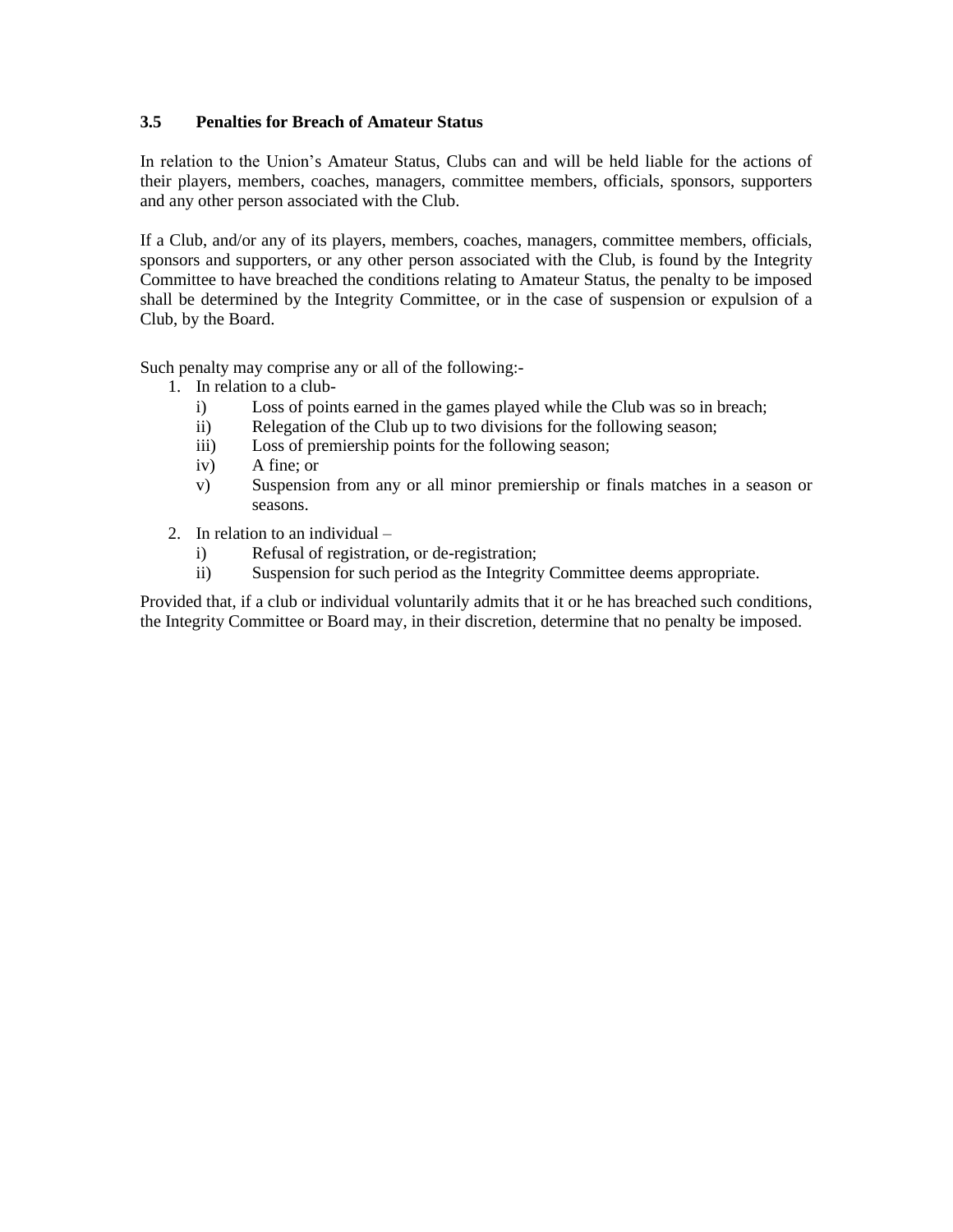### 3.5 Penalties for Breach of Amateur Status

In relation to the Union's Amateur Status, Clubs can and will be held liable for the actions of their players, members, coaches, managers, committee members, officials, sponsors, supporters and any other person associated with the Club.

If a Club, and/or any of its players, members, coaches, managers, committee members, officials, sponsors and supporters, or any other person associated with the Club, is found by the Integrity Committee to have breached the conditions relating to Amateur Status, the penalty to be imposed shall be determined by the Integrity Committee, or in the case of suspension or expulsion of a Club, by the Board.

Such penalty may comprise any or all of the following:-

1. In relation to a club-
   - i) Loss of points earned in the games played while the Club was so in breach;
   - ii) Relegation of the Club up to two divisions for the following season;
   - iii) Loss of premiership points for the following season;
   - iv) A fine; or
   - v) Suspension from any or all minor premiership or finals matches in a season or seasons.
2. In relation to an individual –
   - i) Refusal of registration, or de-registration;
   - ii) Suspension for such period as the Integrity Committee deems appropriate.

Provided that, if a club or individual voluntarily admits that it or he has breached such conditions, the Integrity Committee or Board may, in their discretion, determine that no penalty be imposed.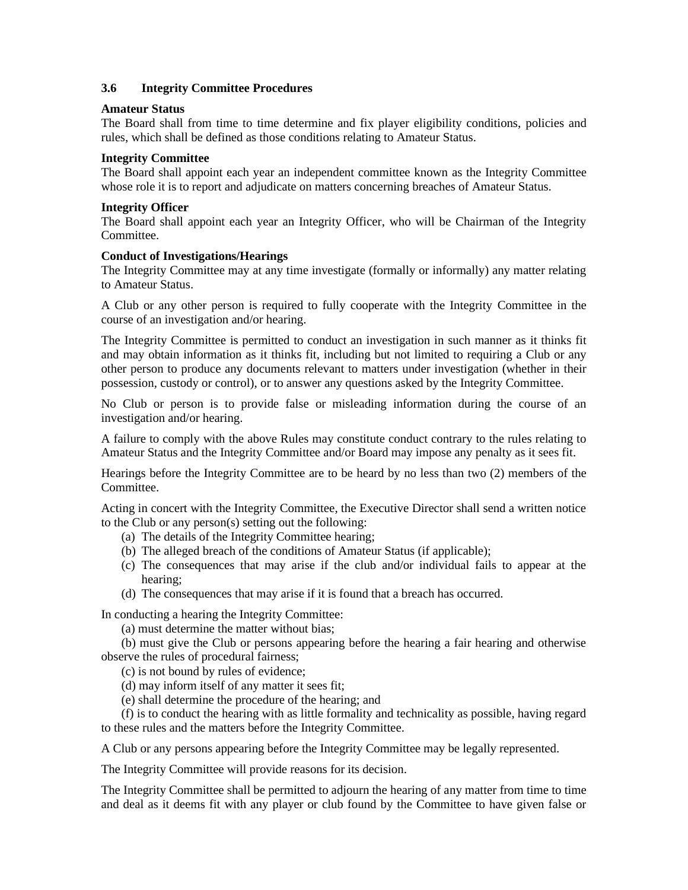### 3.6 Integrity Committee Procedures

**Amateur Status**

The Board shall from time to time determine and fix player eligibility conditions, policies and rules, which shall be defined as those conditions relating to Amateur Status.

**Integrity Committee**

The Board shall appoint each year an independent committee known as the Integrity Committee whose role it is to report and adjudicate on matters concerning breaches of Amateur Status.

**Integrity Officer**

The Board shall appoint each year an Integrity Officer, who will be Chairman of the Integrity Committee.

**Conduct of Investigations/Hearings**

The Integrity Committee may at any time investigate (formally or informally) any matter relating to Amateur Status.

A Club or any other person is required to fully cooperate with the Integrity Committee in the course of an investigation and/or hearing.

The Integrity Committee is permitted to conduct an investigation in such manner as it thinks fit and may obtain information as it thinks fit, including but not limited to requiring a Club or any other person to produce any documents relevant to matters under investigation (whether in their possession, custody or control), or to answer any questions asked by the Integrity Committee.

No Club or person is to provide false or misleading information during the course of an investigation and/or hearing.

A failure to comply with the above Rules may constitute conduct contrary to the rules relating to Amateur Status and the Integrity Committee and/or Board may impose any penalty as it sees fit.

Hearings before the Integrity Committee are to be heard by no less than two (2) members of the Committee.

Acting in concert with the Integrity Committee, the Executive Director shall send a written notice to the Club or any person(s) setting out the following:

(a) The details of the Integrity Committee hearing;
(b) The alleged breach of the conditions of Amateur Status (if applicable);
(c) The consequences that may arise if the club and/or individual fails to appear at the hearing;
(d) The consequences that may arise if it is found that a breach has occurred.

In conducting a hearing the Integrity Committee:

(a) must determine the matter without bias;
(b) must give the Club or persons appearing before the hearing a fair hearing and otherwise observe the rules of procedural fairness;
(c) is not bound by rules of evidence;
(d) may inform itself of any matter it sees fit;
(e) shall determine the procedure of the hearing; and
(f) is to conduct the hearing with as little formality and technicality as possible, having regard to these rules and the matters before the Integrity Committee.

A Club or any persons appearing before the Integrity Committee may be legally represented.

The Integrity Committee will provide reasons for its decision.

The Integrity Committee shall be permitted to adjourn the hearing of any matter from time to time and deal as it deems fit with any player or club found by the Committee to have given false or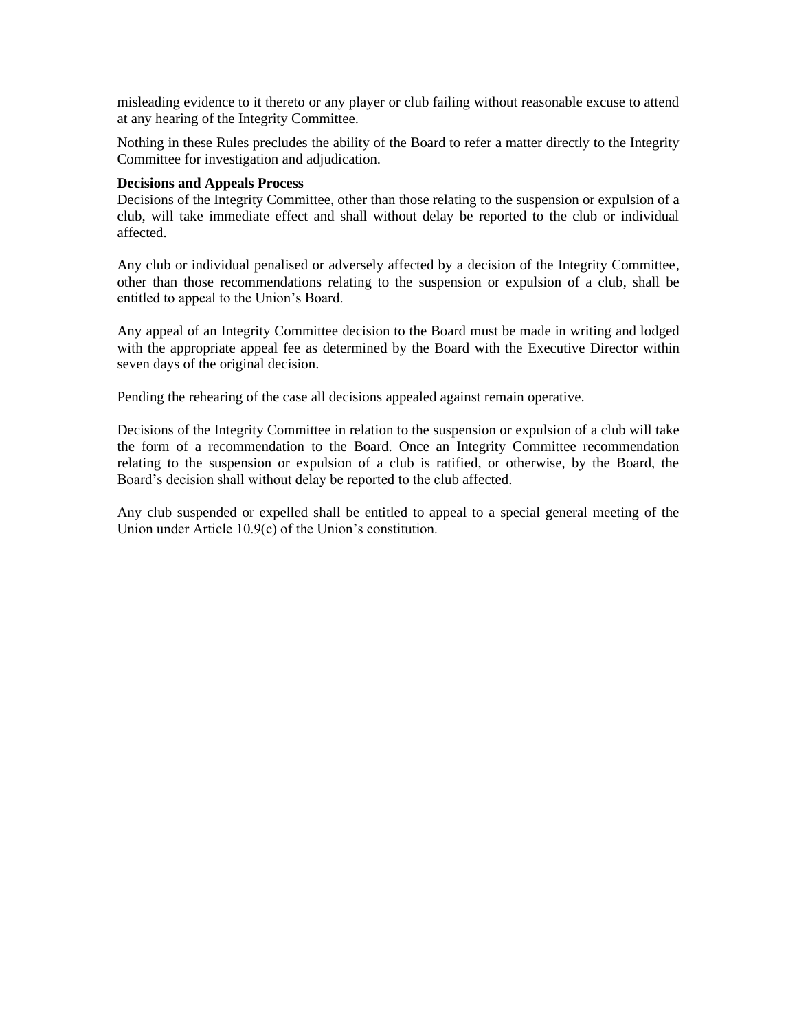misleading evidence to it thereto or any player or club failing without reasonable excuse to attend at any hearing of the Integrity Committee.

Nothing in these Rules precludes the ability of the Board to refer a matter directly to the Integrity Committee for investigation and adjudication.

**Decisions and Appeals Process**

Decisions of the Integrity Committee, other than those relating to the suspension or expulsion of a club, will take immediate effect and shall without delay be reported to the club or individual affected.

Any club or individual penalised or adversely affected by a decision of the Integrity Committee, other than those recommendations relating to the suspension or expulsion of a club, shall be entitled to appeal to the Union's Board.

Any appeal of an Integrity Committee decision to the Board must be made in writing and lodged with the appropriate appeal fee as determined by the Board with the Executive Director within seven days of the original decision.

Pending the rehearing of the case all decisions appealed against remain operative.

Decisions of the Integrity Committee in relation to the suspension or expulsion of a club will take the form of a recommendation to the Board. Once an Integrity Committee recommendation relating to the suspension or expulsion of a club is ratified, or otherwise, by the Board, the Board's decision shall without delay be reported to the club affected.

Any club suspended or expelled shall be entitled to appeal to a special general meeting of the Union under Article 10.9(c) of the Union's constitution.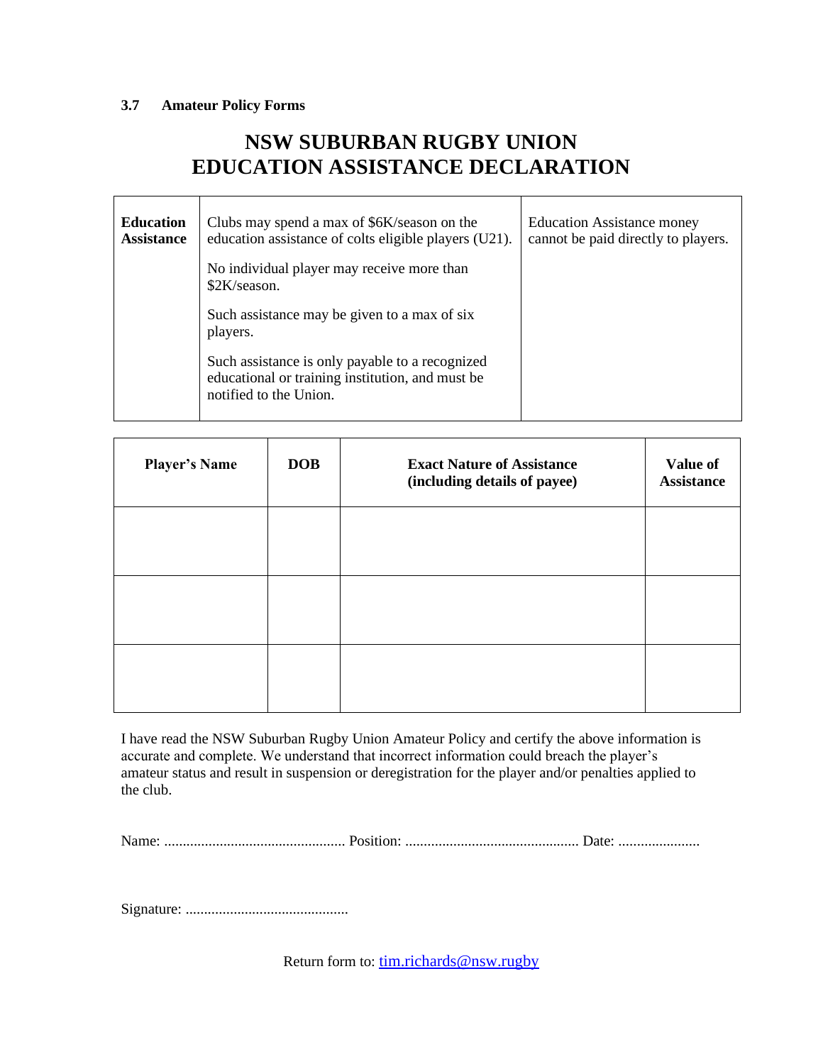### 3.7 Amateur Policy Forms

# NSW SUBURBAN RUGBY UNION
# EDUCATION ASSISTANCE DECLARATION

| **Education Assistance** | Clubs may spend a max of \$6K/season on the education assistance of colts eligible players (U21).<br><br>No individual player may receive more than \$2K/season.<br><br>Such assistance may be given to a max of six players.<br><br>Such assistance is only payable to a recognized educational or training institution, and must be notified to the Union. | Education Assistance money cannot be paid directly to players. |
|---|---|---|

| Player's Name | DOB | Exact Nature of Assistance (including details of payee) | Value of Assistance |
|---|---|---|---|
| | | | |
| | | | |
| | | | |

I have read the NSW Suburban Rugby Union Amateur Policy and certify the above information is accurate and complete. We understand that incorrect information could breach the player's amateur status and result in suspension or deregistration for the player and/or penalties applied to the club.

Name: ................................................. Position: ............................................... Date: ......................

Signature: ............................................

Return form to: tim.richards@nsw.rugby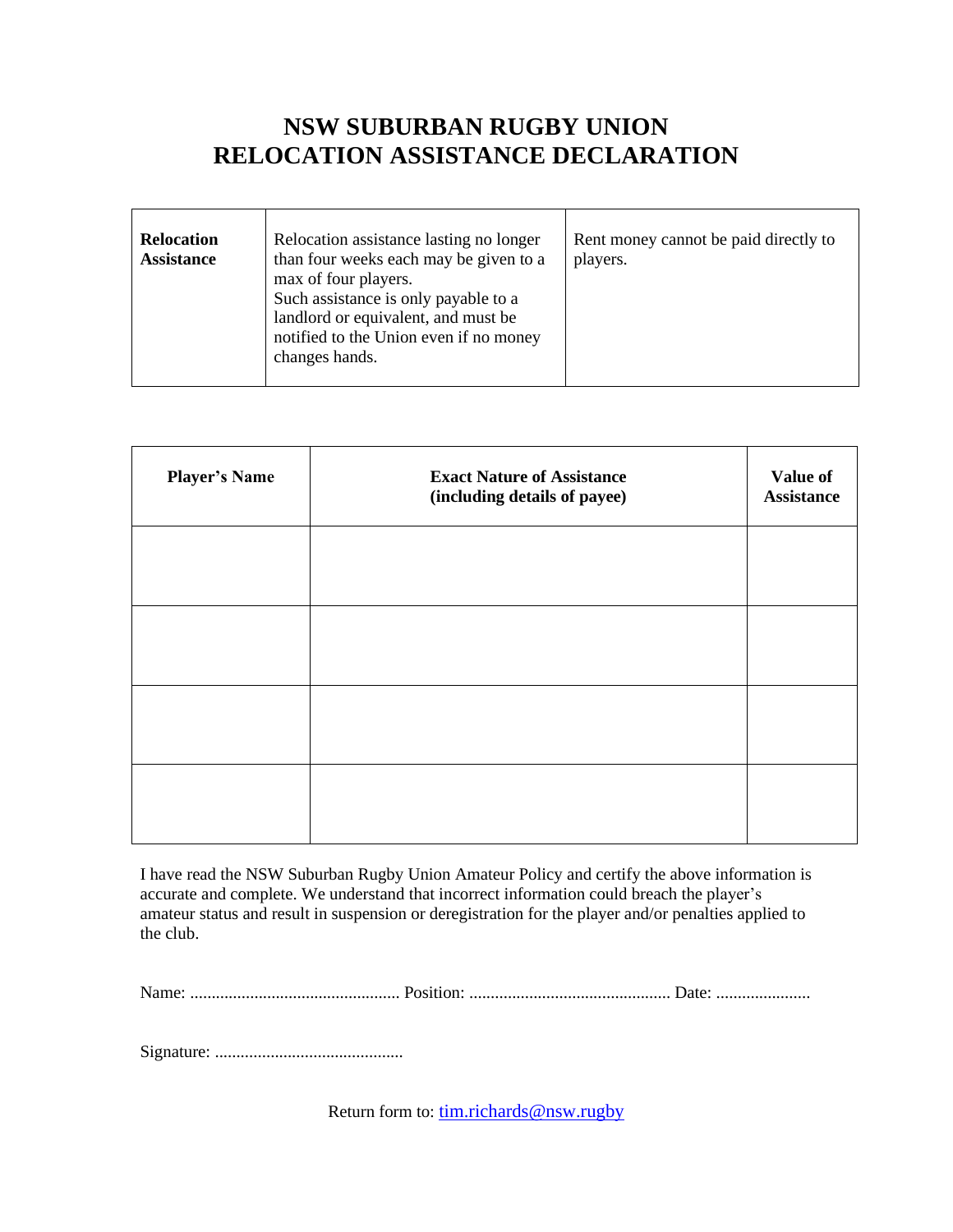# NSW SUBURBAN RUGBY UNION
# RELOCATION ASSISTANCE DECLARATION

| **Relocation Assistance** | Relocation assistance lasting no longer than four weeks each may be given to a max of four players. Such assistance is only payable to a landlord or equivalent, and must be notified to the Union even if no money changes hands. | Rent money cannot be paid directly to players. |
|---|---|---|

| **Player's Name** | **Exact Nature of Assistance (including details of payee)** | **Value of Assistance** |
|---|---|---|
| | | |
| | | |
| | | |
| | | |

I have read the NSW Suburban Rugby Union Amateur Policy and certify the above information is accurate and complete. We understand that incorrect information could breach the player's amateur status and result in suspension or deregistration for the player and/or penalties applied to the club.

Name: ................................................ Position: .............................................. Date: ......................

Signature: ............................................

Return form to: tim.richards@nsw.rugby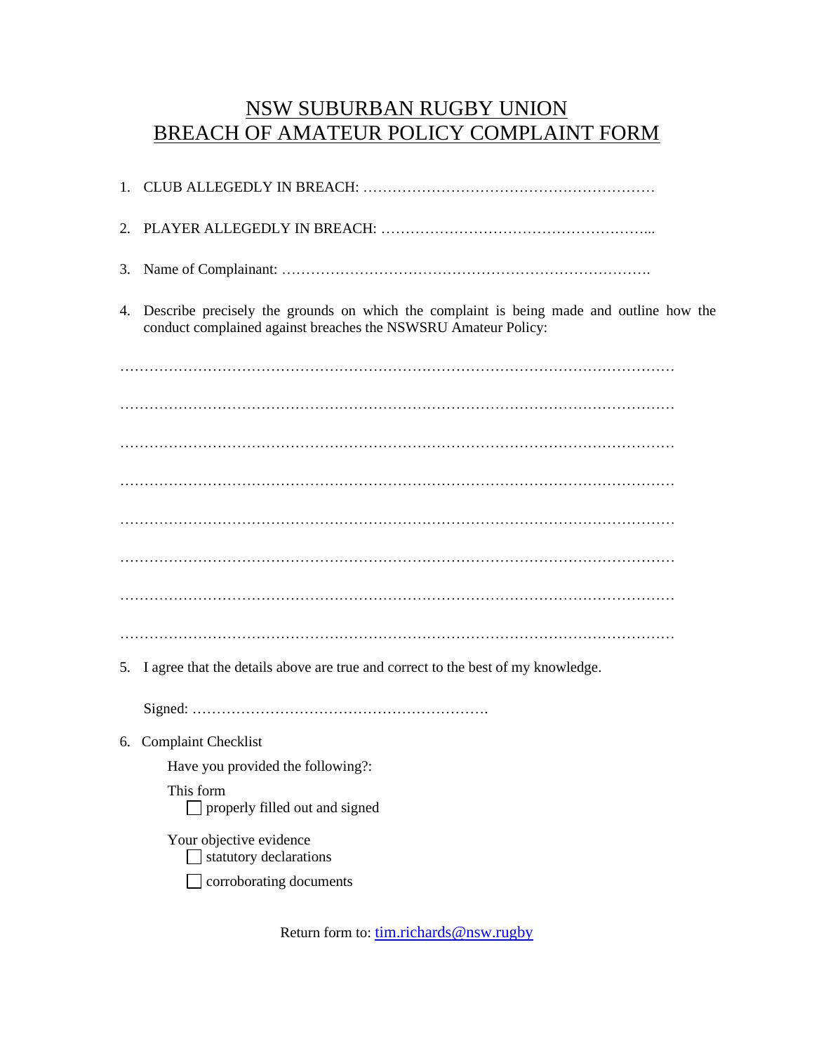# NSW SUBURBAN RUGBY UNION
# BREACH OF AMATEUR POLICY COMPLAINT FORM

1. CLUB ALLEGEDLY IN BREACH: ……………………………………………………

2. PLAYER ALLEGEDLY IN BREACH: ………………………………………………...

3. Name of Complainant: ………………………………………………………………….

4. Describe precisely the grounds on which the complaint is being made and outline how the conduct complained against breaches the NSWSRU Amateur Policy:

…………………………………………………………………………………………………

…………………………………………………………………………………………………

…………………………………………………………………………………………………

…………………………………………………………………………………………………

…………………………………………………………………………………………………

…………………………………………………………………………………………………

…………………………………………………………………………………………………

…………………………………………………………………………………………………

5. I agree that the details above are true and correct to the best of my knowledge.

   Signed: …………………………………………………….

6. Complaint Checklist

   Have you provided the following?:

   This form
   - ☐ properly filled out and signed

   Your objective evidence
   - ☐ statutory declarations
   - ☐ corroborating documents

Return form to: tim.richards@nsw.rugby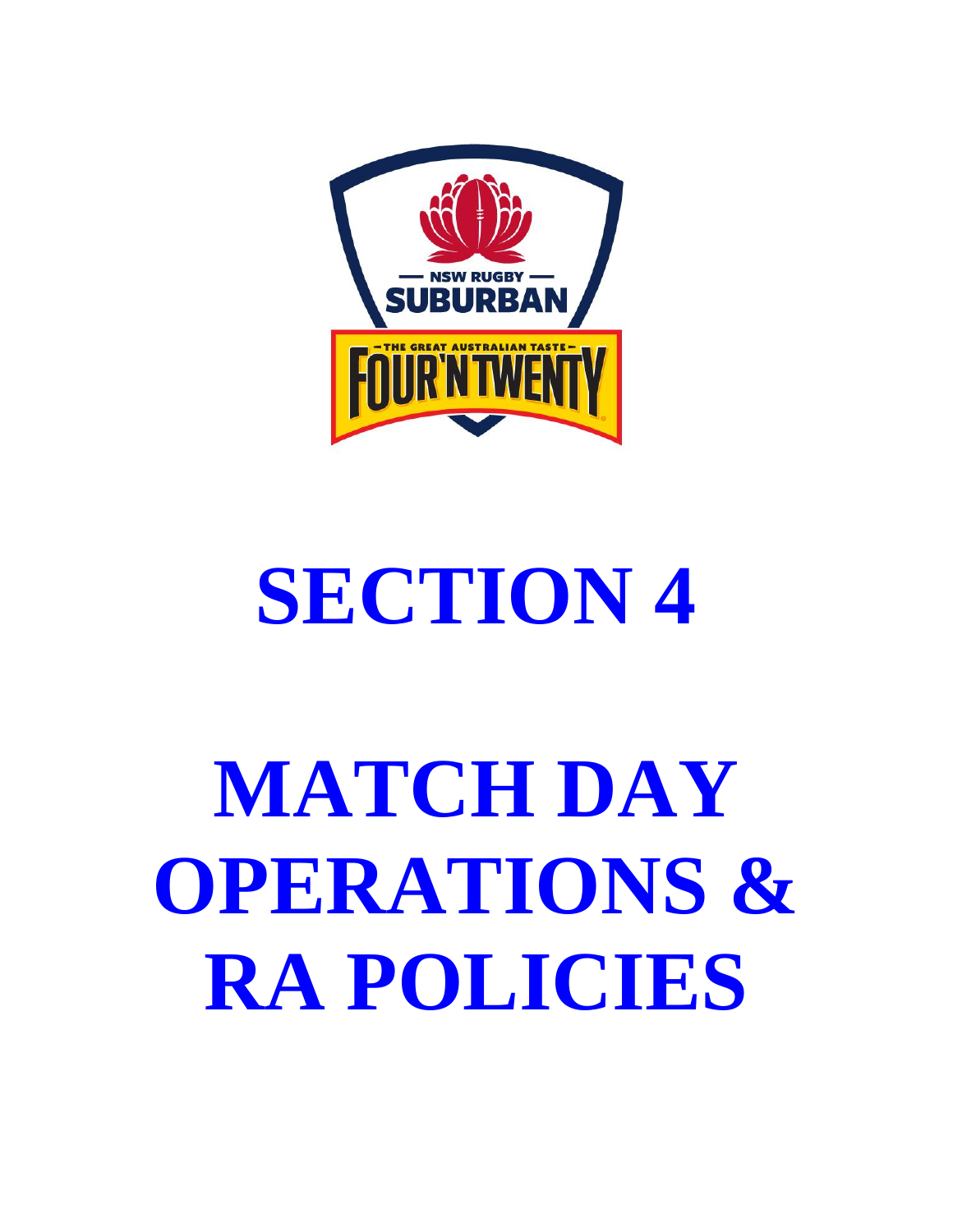# SECTION 4

# MATCH DAY OPERATIONS & RA POLICIES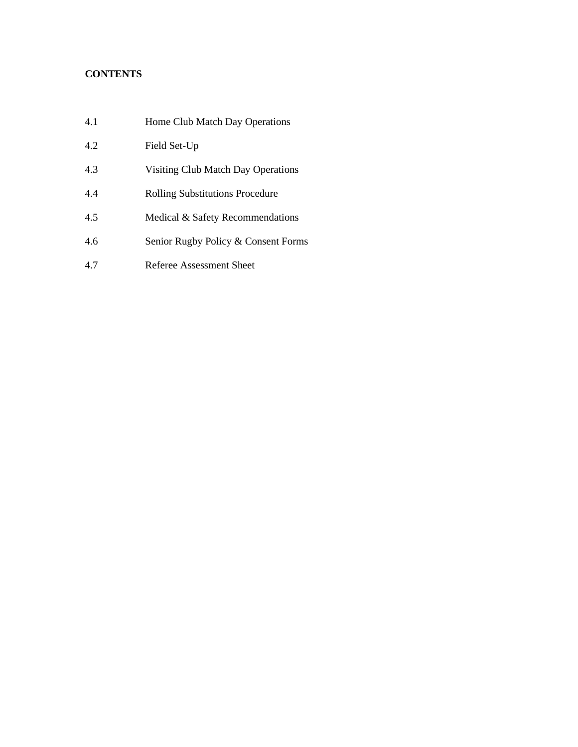**CONTENTS**

| | |
|---|---|
| 4.1 | Home Club Match Day Operations |
| 4.2 | Field Set-Up |
| 4.3 | Visiting Club Match Day Operations |
| 4.4 | Rolling Substitutions Procedure |
| 4.5 | Medical & Safety Recommendations |
| 4.6 | Senior Rugby Policy & Consent Forms |
| 4.7 | Referee Assessment Sheet |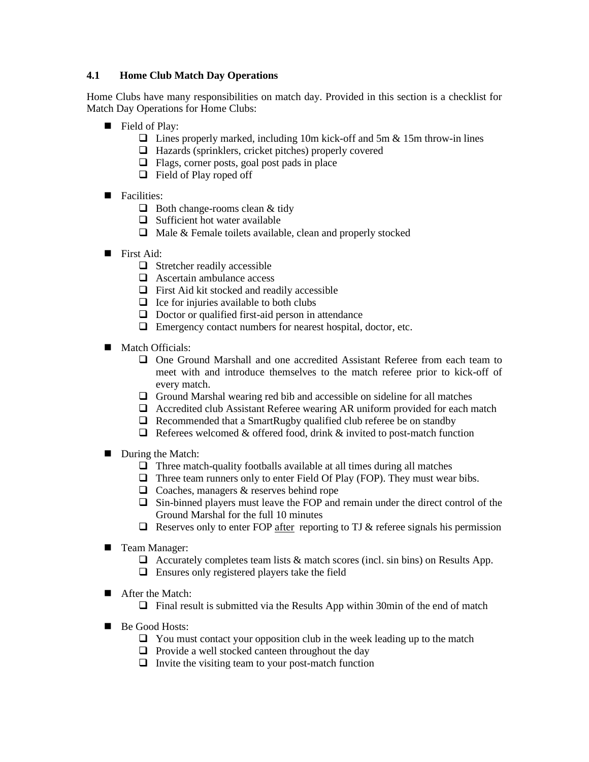### 4.1 Home Club Match Day Operations

Home Clubs have many responsibilities on match day. Provided in this section is a checklist for Match Day Operations for Home Clubs:

- Field of Play:
  - ❑ Lines properly marked, including 10m kick-off and 5m & 15m throw-in lines
  - ❑ Hazards (sprinklers, cricket pitches) properly covered
  - ❑ Flags, corner posts, goal post pads in place
  - ❑ Field of Play roped off

- Facilities:
  - ❑ Both change-rooms clean & tidy
  - ❑ Sufficient hot water available
  - ❑ Male & Female toilets available, clean and properly stocked

- First Aid:
  - ❑ Stretcher readily accessible
  - ❑ Ascertain ambulance access
  - ❑ First Aid kit stocked and readily accessible
  - ❑ Ice for injuries available to both clubs
  - ❑ Doctor or qualified first-aid person in attendance
  - ❑ Emergency contact numbers for nearest hospital, doctor, etc.

- Match Officials:
  - ❑ One Ground Marshall and one accredited Assistant Referee from each team to meet with and introduce themselves to the match referee prior to kick-off of every match.
  - ❑ Ground Marshal wearing red bib and accessible on sideline for all matches
  - ❑ Accredited club Assistant Referee wearing AR uniform provided for each match
  - ❑ Recommended that a SmartRugby qualified club referee be on standby
  - ❑ Referees welcomed & offered food, drink & invited to post-match function

- During the Match:
  - ❑ Three match-quality footballs available at all times during all matches
  - ❑ Three team runners only to enter Field Of Play (FOP). They must wear bibs.
  - ❑ Coaches, managers & reserves behind rope
  - ❑ Sin-binned players must leave the FOP and remain under the direct control of the Ground Marshal for the full 10 minutes
  - ❑ Reserves only to enter FOP <u>after</u> reporting to TJ & referee signals his permission

- Team Manager:
  - ❑ Accurately completes team lists & match scores (incl. sin bins) on Results App.
  - ❑ Ensures only registered players take the field

- After the Match:
  - ❑ Final result is submitted via the Results App within 30min of the end of match

- Be Good Hosts:
  - ❑ You must contact your opposition club in the week leading up to the match
  - ❑ Provide a well stocked canteen throughout the day
  - ❑ Invite the visiting team to your post-match function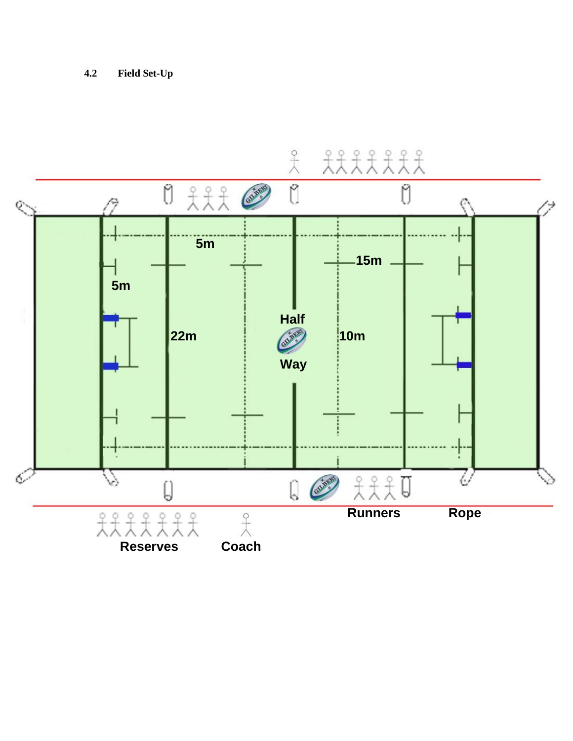### 4.2 Field Set-Up

5m

15m

5m

Half

22m

10m

Way

Runners

Rope

Reserves

Coach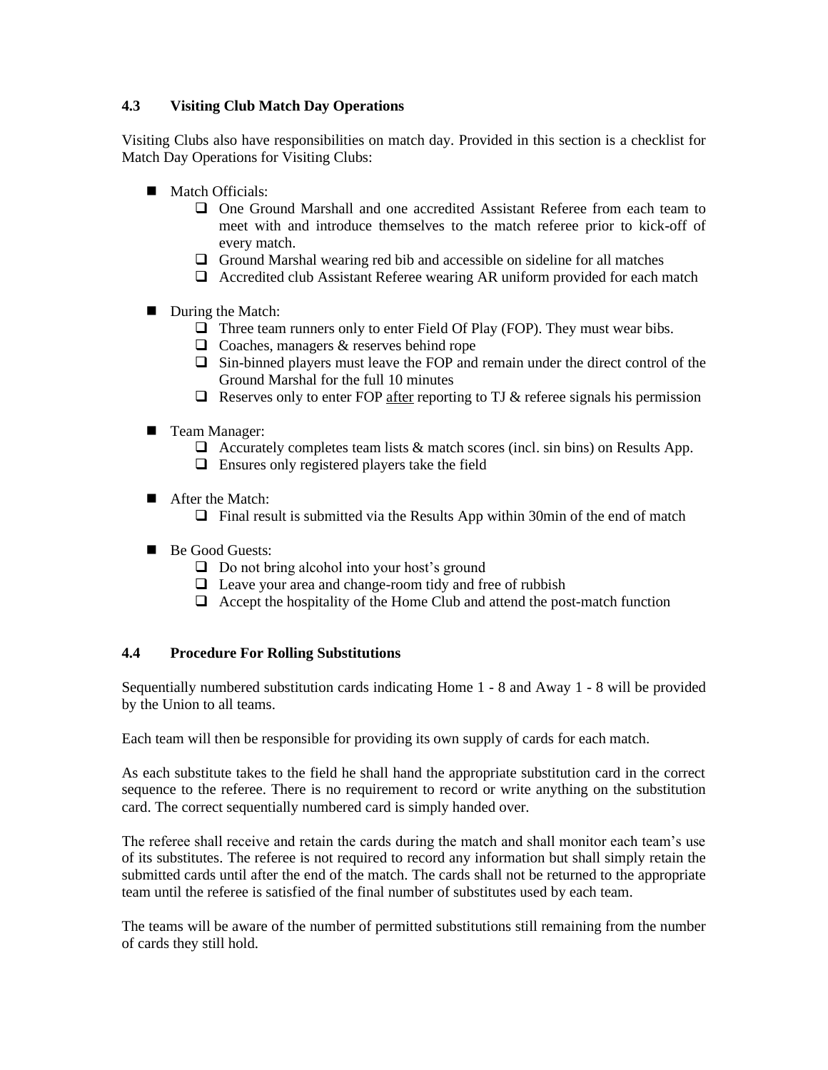### 4.3 Visiting Club Match Day Operations

Visiting Clubs also have responsibilities on match day. Provided in this section is a checklist for Match Day Operations for Visiting Clubs:

- Match Officials:
  - ☐ One Ground Marshall and one accredited Assistant Referee from each team to meet with and introduce themselves to the match referee prior to kick-off of every match.
  - ☐ Ground Marshal wearing red bib and accessible on sideline for all matches
  - ☐ Accredited club Assistant Referee wearing AR uniform provided for each match
- During the Match:
  - ☐ Three team runners only to enter Field Of Play (FOP). They must wear bibs.
  - ☐ Coaches, managers & reserves behind rope
  - ☐ Sin-binned players must leave the FOP and remain under the direct control of the Ground Marshal for the full 10 minutes
  - ☐ Reserves only to enter FOP <u>after</u> reporting to TJ & referee signals his permission
- Team Manager:
  - ☐ Accurately completes team lists & match scores (incl. sin bins) on Results App.
  - ☐ Ensures only registered players take the field
- After the Match:
  - ☐ Final result is submitted via the Results App within 30min of the end of match
- Be Good Guests:
  - ☐ Do not bring alcohol into your host's ground
  - ☐ Leave your area and change-room tidy and free of rubbish
  - ☐ Accept the hospitality of the Home Club and attend the post-match function

### 4.4 Procedure For Rolling Substitutions

Sequentially numbered substitution cards indicating Home 1 - 8 and Away 1 - 8 will be provided by the Union to all teams.

Each team will then be responsible for providing its own supply of cards for each match.

As each substitute takes to the field he shall hand the appropriate substitution card in the correct sequence to the referee. There is no requirement to record or write anything on the substitution card. The correct sequentially numbered card is simply handed over.

The referee shall receive and retain the cards during the match and shall monitor each team's use of its substitutes. The referee is not required to record any information but shall simply retain the submitted cards until after the end of the match. The cards shall not be returned to the appropriate team until the referee is satisfied of the final number of substitutes used by each team.

The teams will be aware of the number of permitted substitutions still remaining from the number of cards they still hold.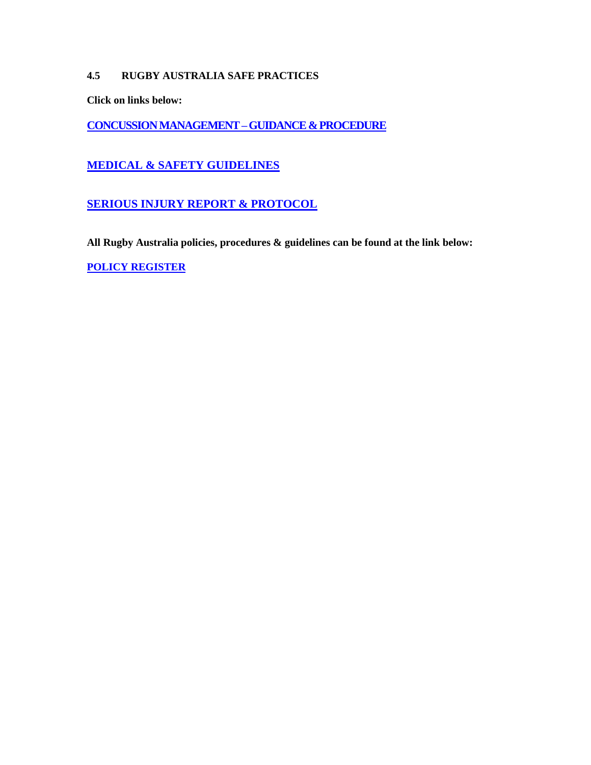## 4.5 RUGBY AUSTRALIA SAFE PRACTICES

**Click on links below:**

**CONCUSSION MANAGEMENT – GUIDANCE & PROCEDURE**

**MEDICAL & SAFETY GUIDELINES**

**SERIOUS INJURY REPORT & PROTOCOL**

**All Rugby Australia policies, procedures & guidelines can be found at the link below:**

**POLICY REGISTER**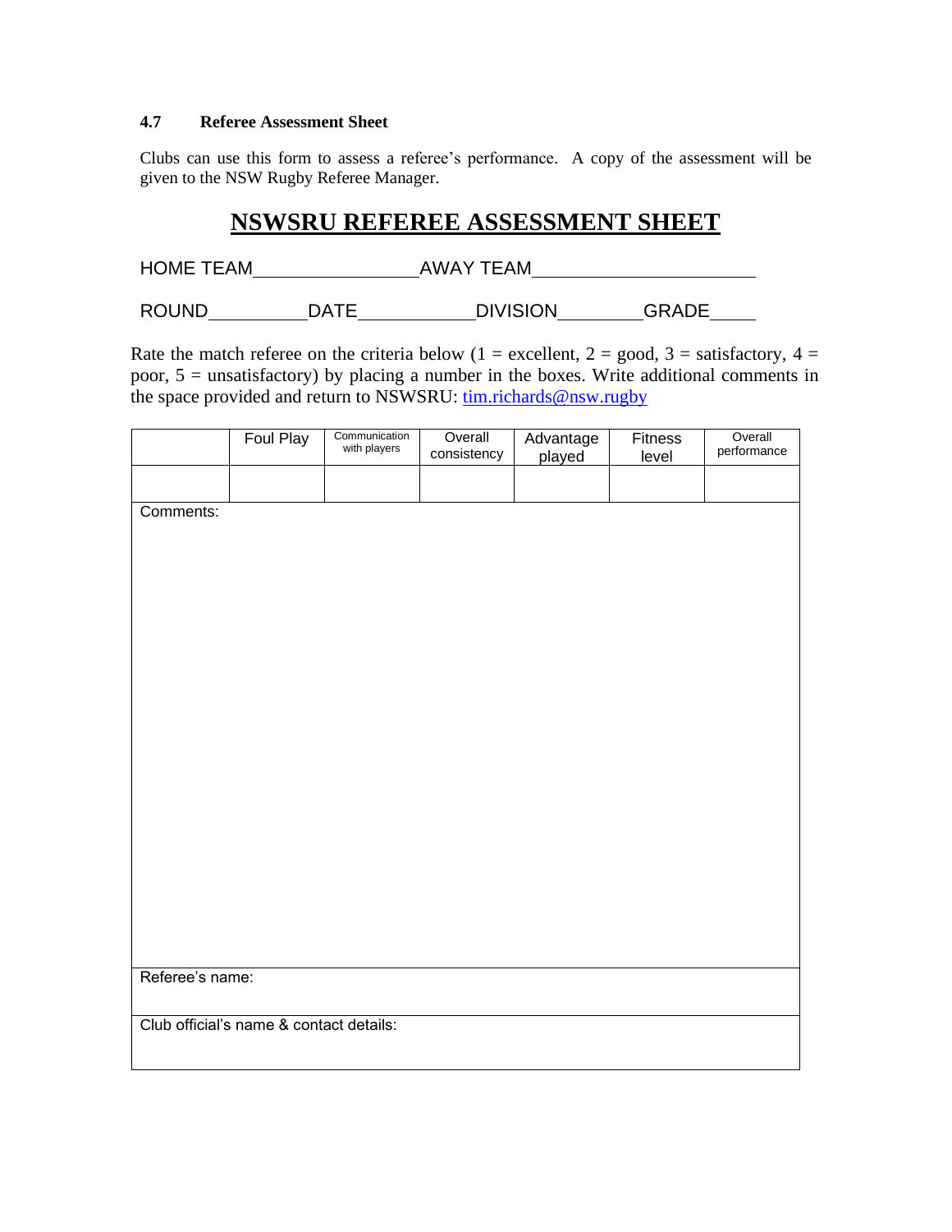### 4.7 Referee Assessment Sheet

Clubs can use this form to assess a referee's performance. A copy of the assessment will be given to the NSW Rugby Referee Manager.

# NSWSRU REFEREE ASSESSMENT SHEET

HOME TEAM\_\_\_\_\_\_\_\_\_\_\_\_\_\_\_\_ AWAY TEAM\_\_\_\_\_\_\_\_\_\_\_\_\_\_\_\_\_\_\_\_\_\_

ROUND\_\_\_\_\_\_\_\_\_ DATE\_\_\_\_\_\_\_\_\_\_ DIVISION\_\_\_\_\_\_\_ GRADE\_\_\_\_

Rate the match referee on the criteria below (1 = excellent, 2 = good, 3 = satisfactory, 4 = poor, 5 = unsatisfactory) by placing a number in the boxes. Write additional comments in the space provided and return to NSWSRU: [tim.richards@nsw.rugby](mailto:tim.richards@nsw.rugby)

| | Foul Play | Communication with players | Overall consistency | Advantage played | Fitness level | Overall performance |
|---|---|---|---|---|---|---|
| | | | | | | |

Comments:

Referee's name:

Club official's name & contact details: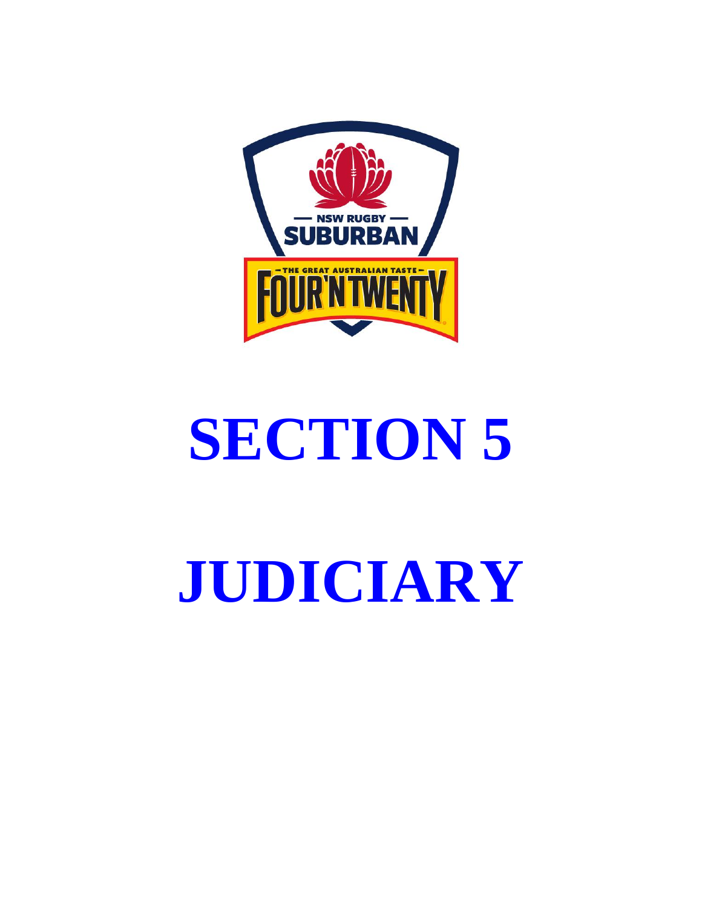# SECTION 5

# JUDICIARY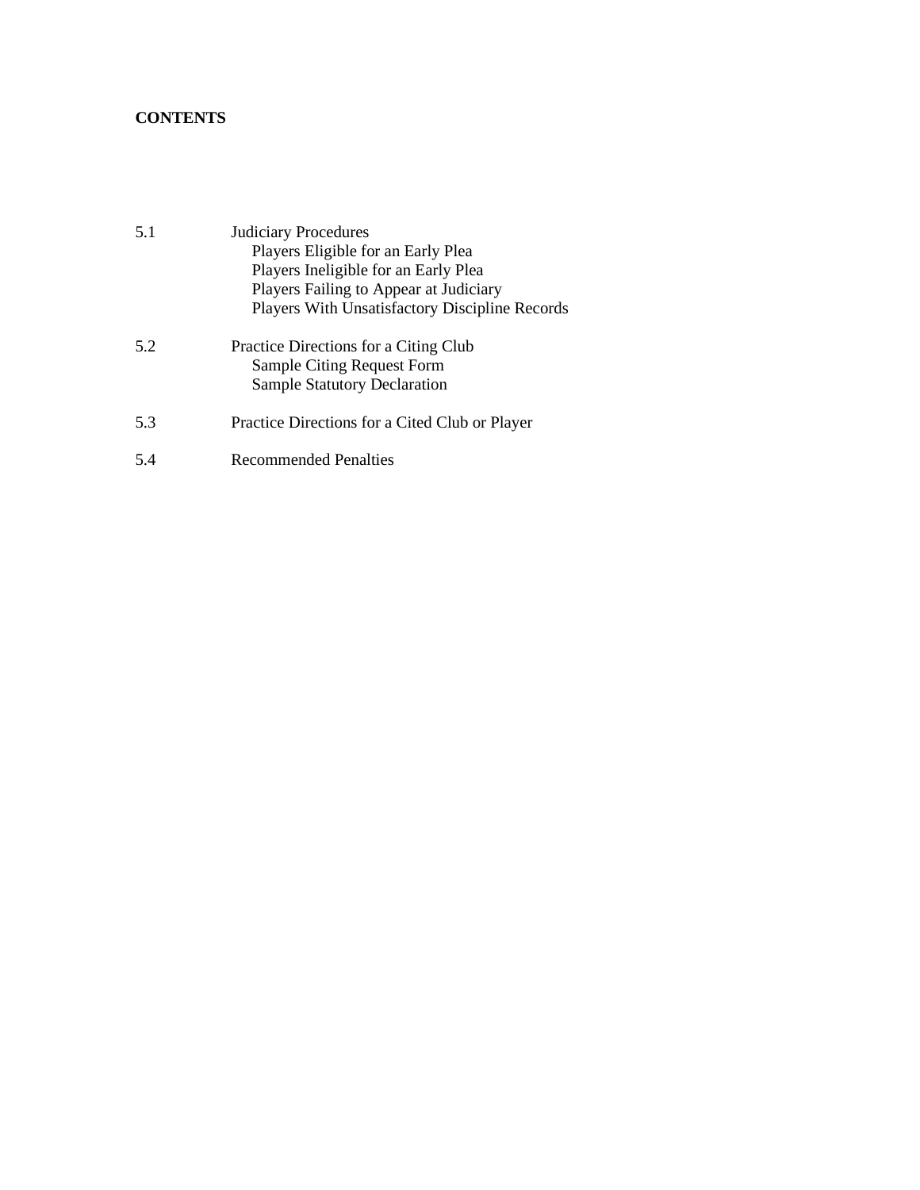**CONTENTS**

| | |
|---|---|
| 5.1 | Judiciary Procedures<br>Players Eligible for an Early Plea<br>Players Ineligible for an Early Plea<br>Players Failing to Appear at Judiciary<br>Players With Unsatisfactory Discipline Records |
| 5.2 | Practice Directions for a Citing Club<br>Sample Citing Request Form<br>Sample Statutory Declaration |
| 5.3 | Practice Directions for a Cited Club or Player |
| 5.4 | Recommended Penalties |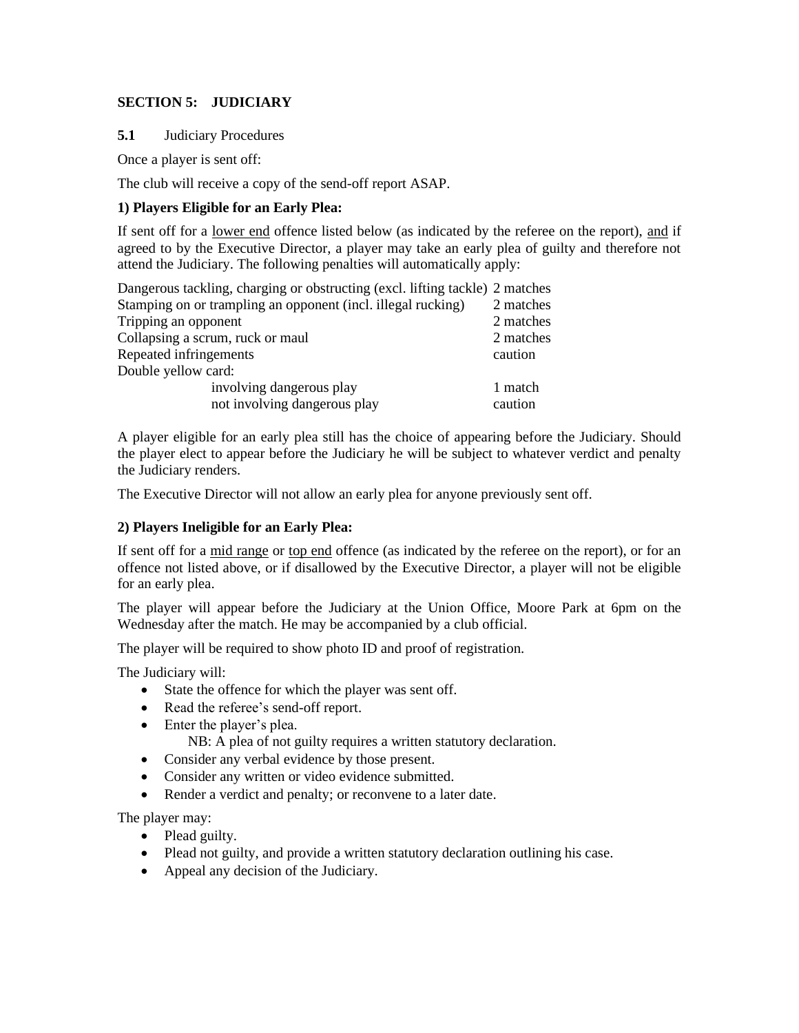## SECTION 5: JUDICIARY

**5.1** Judiciary Procedures

Once a player is sent off:

The club will receive a copy of the send-off report ASAP.

**1) Players Eligible for an Early Plea:**

If sent off for a lower end offence listed below (as indicated by the referee on the report), and if agreed to by the Executive Director, a player may take an early plea of guilty and therefore not attend the Judiciary. The following penalties will automatically apply:

| Offence | Penalty |
|---|---|
| Dangerous tackling, charging or obstructing (excl. lifting tackle) | 2 matches |
| Stamping on or trampling an opponent (incl. illegal rucking) | 2 matches |
| Tripping an opponent | 2 matches |
| Collapsing a scrum, ruck or maul | 2 matches |
| Repeated infringements | caution |
| Double yellow card: | |
| involving dangerous play | 1 match |
| not involving dangerous play | caution |

A player eligible for an early plea still has the choice of appearing before the Judiciary. Should the player elect to appear before the Judiciary he will be subject to whatever verdict and penalty the Judiciary renders.

The Executive Director will not allow an early plea for anyone previously sent off.

**2) Players Ineligible for an Early Plea:**

If sent off for a mid range or top end offence (as indicated by the referee on the report), or for an offence not listed above, or if disallowed by the Executive Director, a player will not be eligible for an early plea.

The player will appear before the Judiciary at the Union Office, Moore Park at 6pm on the Wednesday after the match. He may be accompanied by a club official.

The player will be required to show photo ID and proof of registration.

The Judiciary will:

- State the offence for which the player was sent off.
- Read the referee's send-off report.
- Enter the player's plea.
  NB: A plea of not guilty requires a written statutory declaration.
- Consider any verbal evidence by those present.
- Consider any written or video evidence submitted.
- Render a verdict and penalty; or reconvene to a later date.

The player may:

- Plead guilty.
- Plead not guilty, and provide a written statutory declaration outlining his case.
- Appeal any decision of the Judiciary.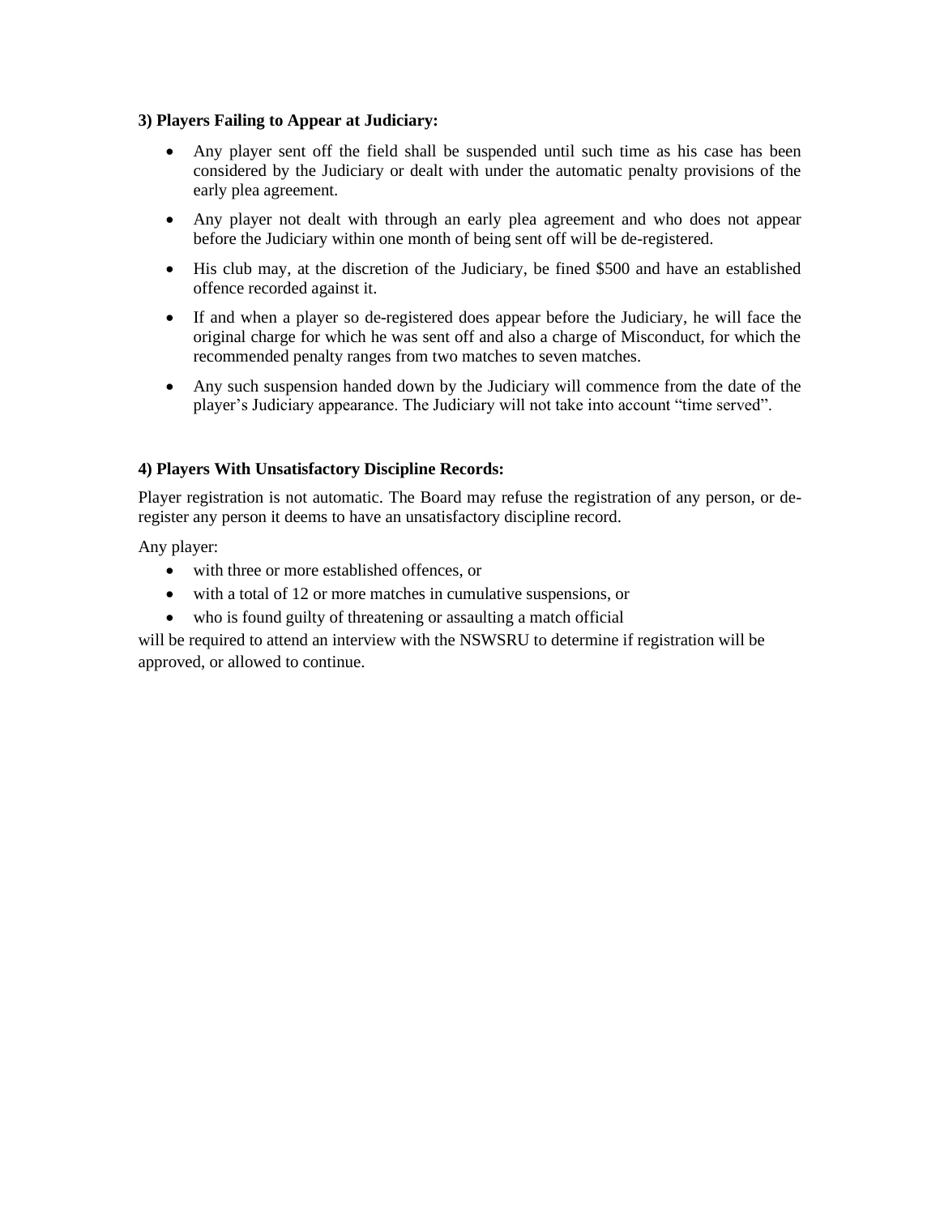**3) Players Failing to Appear at Judiciary:**

- Any player sent off the field shall be suspended until such time as his case has been considered by the Judiciary or dealt with under the automatic penalty provisions of the early plea agreement.
- Any player not dealt with through an early plea agreement and who does not appear before the Judiciary within one month of being sent off will be de-registered.
- His club may, at the discretion of the Judiciary, be fined \$500 and have an established offence recorded against it.
- If and when a player so de-registered does appear before the Judiciary, he will face the original charge for which he was sent off and also a charge of Misconduct, for which the recommended penalty ranges from two matches to seven matches.
- Any such suspension handed down by the Judiciary will commence from the date of the player's Judiciary appearance. The Judiciary will not take into account "time served".

**4) Players With Unsatisfactory Discipline Records:**

Player registration is not automatic. The Board may refuse the registration of any person, or de-register any person it deems to have an unsatisfactory discipline record.

Any player:

- with three or more established offences, or
- with a total of 12 or more matches in cumulative suspensions, or
- who is found guilty of threatening or assaulting a match official

will be required to attend an interview with the NSWSRU to determine if registration will be approved, or allowed to continue.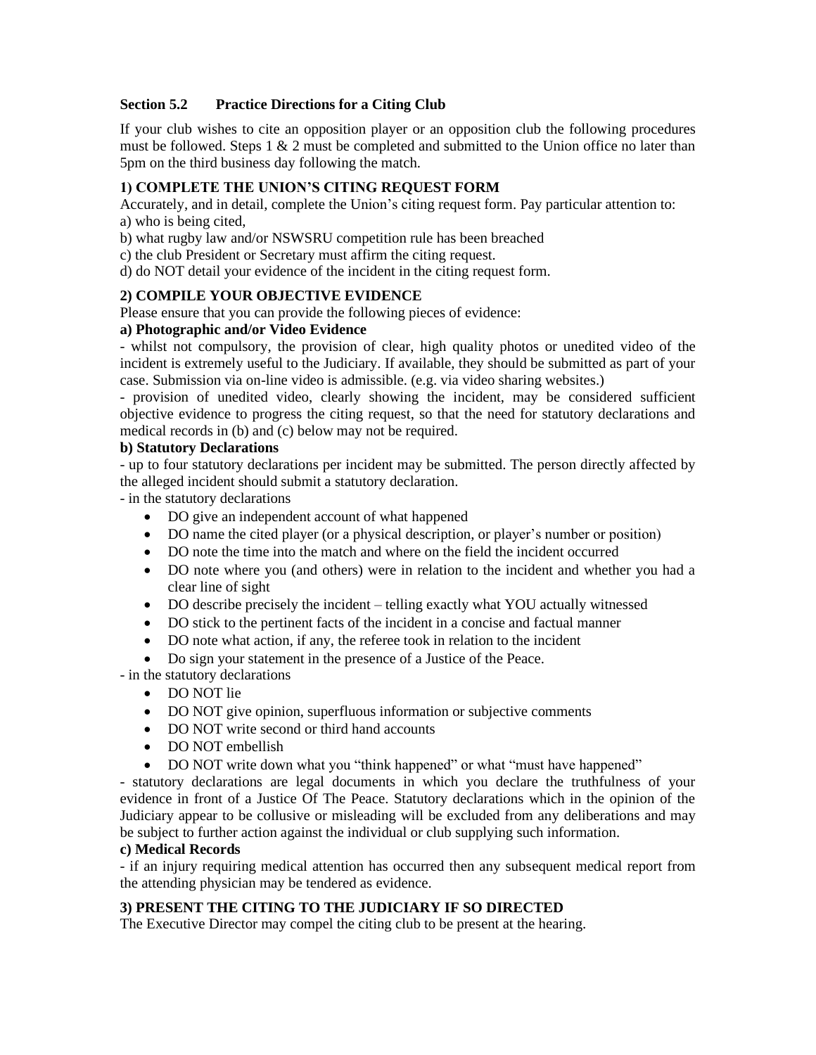### Section 5.2 Practice Directions for a Citing Club

If your club wishes to cite an opposition player or an opposition club the following procedures must be followed. Steps 1 & 2 must be completed and submitted to the Union office no later than 5pm on the third business day following the match.

#### 1) COMPLETE THE UNION'S CITING REQUEST FORM

Accurately, and in detail, complete the Union's citing request form. Pay particular attention to:

a) who is being cited,

b) what rugby law and/or NSWSRU competition rule has been breached

c) the club President or Secretary must affirm the citing request.

d) do NOT detail your evidence of the incident in the citing request form.

#### 2) COMPILE YOUR OBJECTIVE EVIDENCE

Please ensure that you can provide the following pieces of evidence:

**a) Photographic and/or Video Evidence**

- whilst not compulsory, the provision of clear, high quality photos or unedited video of the incident is extremely useful to the Judiciary. If available, they should be submitted as part of your case. Submission via on-line video is admissible. (e.g. via video sharing websites.)

- provision of unedited video, clearly showing the incident, may be considered sufficient objective evidence to progress the citing request, so that the need for statutory declarations and medical records in (b) and (c) below may not be required.

**b) Statutory Declarations**

- up to four statutory declarations per incident may be submitted. The person directly affected by the alleged incident should submit a statutory declaration.

- in the statutory declarations

- DO give an independent account of what happened
- DO name the cited player (or a physical description, or player's number or position)
- DO note the time into the match and where on the field the incident occurred
- DO note where you (and others) were in relation to the incident and whether you had a clear line of sight
- DO describe precisely the incident – telling exactly what YOU actually witnessed
- DO stick to the pertinent facts of the incident in a concise and factual manner
- DO note what action, if any, the referee took in relation to the incident
- Do sign your statement in the presence of a Justice of the Peace.

- in the statutory declarations

- DO NOT lie
- DO NOT give opinion, superfluous information or subjective comments
- DO NOT write second or third hand accounts
- DO NOT embellish
- DO NOT write down what you "think happened" or what "must have happened"

- statutory declarations are legal documents in which you declare the truthfulness of your evidence in front of a Justice Of The Peace. Statutory declarations which in the opinion of the Judiciary appear to be collusive or misleading will be excluded from any deliberations and may be subject to further action against the individual or club supplying such information.

**c) Medical Records**

- if an injury requiring medical attention has occurred then any subsequent medical report from the attending physician may be tendered as evidence.

#### 3) PRESENT THE CITING TO THE JUDICIARY IF SO DIRECTED

The Executive Director may compel the citing club to be present at the hearing.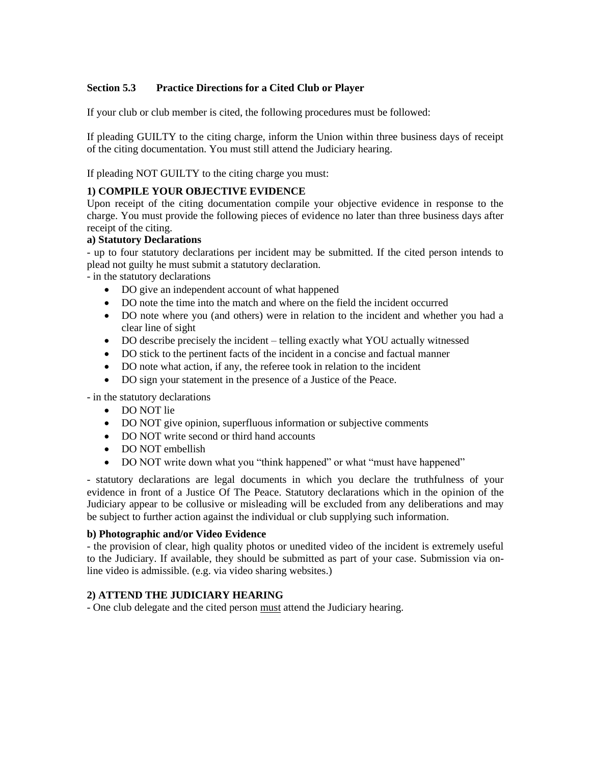### Section 5.3 Practice Directions for a Cited Club or Player

If your club or club member is cited, the following procedures must be followed:

If pleading GUILTY to the citing charge, inform the Union within three business days of receipt of the citing documentation. You must still attend the Judiciary hearing.

If pleading NOT GUILTY to the citing charge you must:

**1) COMPILE YOUR OBJECTIVE EVIDENCE**

Upon receipt of the citing documentation compile your objective evidence in response to the charge. You must provide the following pieces of evidence no later than three business days after receipt of the citing.

**a) Statutory Declarations**

- up to four statutory declarations per incident may be submitted. If the cited person intends to plead not guilty he must submit a statutory declaration.

- in the statutory declarations

- DO give an independent account of what happened
- DO note the time into the match and where on the field the incident occurred
- DO note where you (and others) were in relation to the incident and whether you had a clear line of sight
- DO describe precisely the incident – telling exactly what YOU actually witnessed
- DO stick to the pertinent facts of the incident in a concise and factual manner
- DO note what action, if any, the referee took in relation to the incident
- DO sign your statement in the presence of a Justice of the Peace.

- in the statutory declarations

- DO NOT lie
- DO NOT give opinion, superfluous information or subjective comments
- DO NOT write second or third hand accounts
- DO NOT embellish
- DO NOT write down what you "think happened" or what "must have happened"

- statutory declarations are legal documents in which you declare the truthfulness of your evidence in front of a Justice Of The Peace. Statutory declarations which in the opinion of the Judiciary appear to be collusive or misleading will be excluded from any deliberations and may be subject to further action against the individual or club supplying such information.

**b) Photographic and/or Video Evidence**

- the provision of clear, high quality photos or unedited video of the incident is extremely useful to the Judiciary. If available, they should be submitted as part of your case. Submission via on-line video is admissible. (e.g. via video sharing websites.)

**2) ATTEND THE JUDICIARY HEARING**

- One club delegate and the cited person <u>must</u> attend the Judiciary hearing.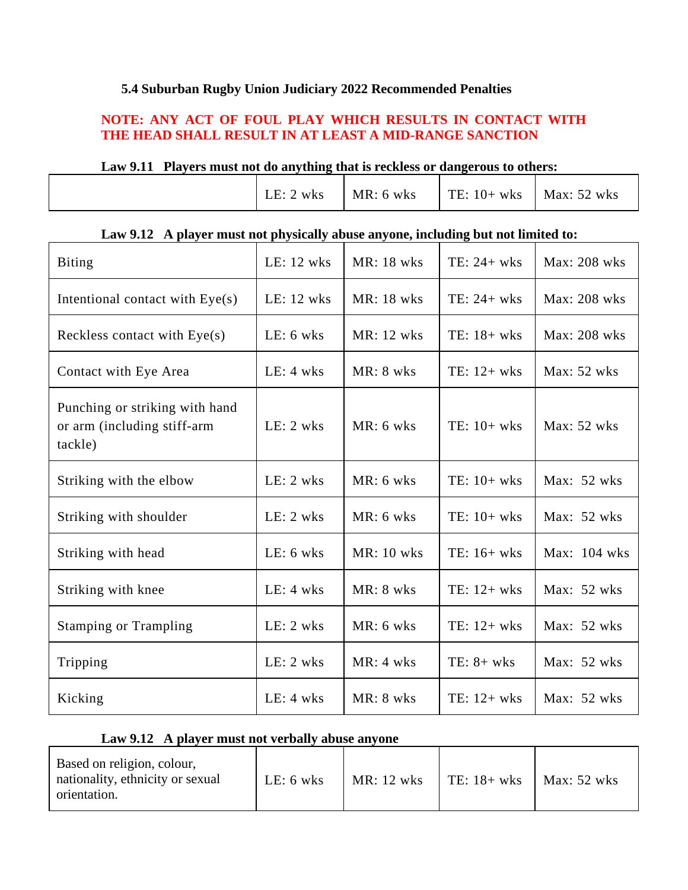### 5.4 Suburban Rugby Union Judiciary 2022 Recommended Penalties

**NOTE: ANY ACT OF FOUL PLAY WHICH RESULTS IN CONTACT WITH THE HEAD SHALL RESULT IN AT LEAST A MID-RANGE SANCTION**

**Law 9.11 Players must not do anything that is reckless or dangerous to others:**

| | | | | |
|---|---|---|---|---|
| | LE: 2 wks | MR: 6 wks | TE: 10+ wks | Max: 52 wks |

**Law 9.12 A player must not physically abuse anyone, including but not limited to:**

| | | | | |
|---|---|---|---|---|
| Biting | LE: 12 wks | MR: 18 wks | TE: 24+ wks | Max: 208 wks |
| Intentional contact with Eye(s) | LE: 12 wks | MR: 18 wks | TE: 24+ wks | Max: 208 wks |
| Reckless contact with Eye(s) | LE: 6 wks | MR: 12 wks | TE: 18+ wks | Max: 208 wks |
| Contact with Eye Area | LE: 4 wks | MR: 8 wks | TE: 12+ wks | Max: 52 wks |
| Punching or striking with hand or arm (including stiff-arm tackle) | LE: 2 wks | MR: 6 wks | TE: 10+ wks | Max: 52 wks |
| Striking with the elbow | LE: 2 wks | MR: 6 wks | TE: 10+ wks | Max: 52 wks |
| Striking with shoulder | LE: 2 wks | MR: 6 wks | TE: 10+ wks | Max: 52 wks |
| Striking with head | LE: 6 wks | MR: 10 wks | TE: 16+ wks | Max: 104 wks |
| Striking with knee | LE: 4 wks | MR: 8 wks | TE: 12+ wks | Max: 52 wks |
| Stamping or Trampling | LE: 2 wks | MR: 6 wks | TE: 12+ wks | Max: 52 wks |
| Tripping | LE: 2 wks | MR: 4 wks | TE: 8+ wks | Max: 52 wks |
| Kicking | LE: 4 wks | MR: 8 wks | TE: 12+ wks | Max: 52 wks |

**Law 9.12 A player must not verbally abuse anyone**

| | | | | |
|---|---|---|---|---|
| Based on religion, colour, nationality, ethnicity or sexual orientation. | LE: 6 wks | MR: 12 wks | TE: 18+ wks | Max: 52 wks |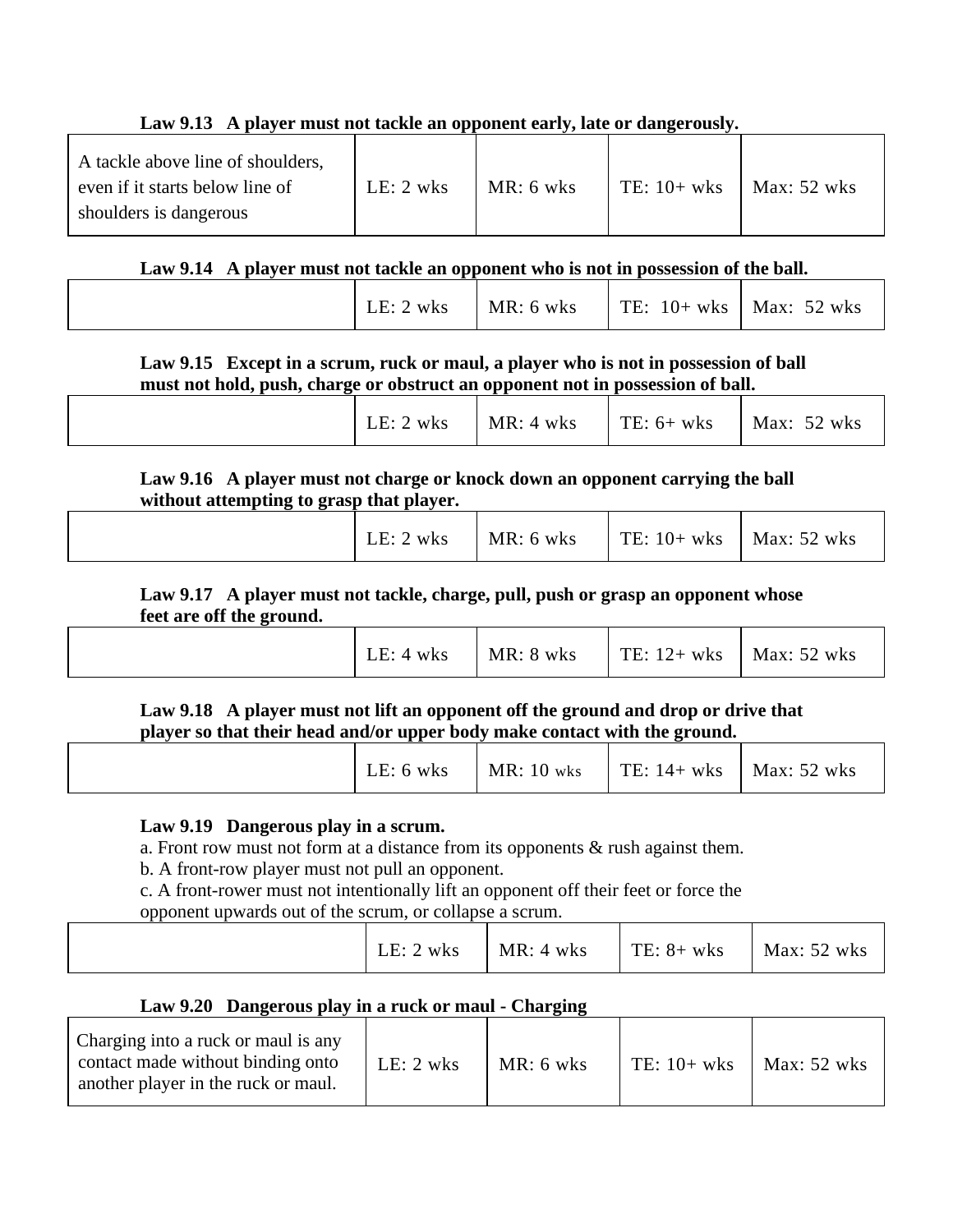**Law 9.13 A player must not tackle an opponent early, late or dangerously.**

| | | | | |
|---|---|---|---|---|
| A tackle above line of shoulders, even if it starts below line of shoulders is dangerous | LE: 2 wks | MR: 6 wks | TE: 10+ wks | Max: 52 wks |

**Law 9.14 A player must not tackle an opponent who is not in possession of the ball.**

| | | | | |
|---|---|---|---|---|
| | LE: 2 wks | MR: 6 wks | TE: 10+ wks | Max: 52 wks |

**Law 9.15 Except in a scrum, ruck or maul, a player who is not in possession of ball must not hold, push, charge or obstruct an opponent not in possession of ball.**

| | | | | |
|---|---|---|---|---|
| | LE: 2 wks | MR: 4 wks | TE: 6+ wks | Max: 52 wks |

**Law 9.16 A player must not charge or knock down an opponent carrying the ball without attempting to grasp that player.**

| | | | | |
|---|---|---|---|---|
| | LE: 2 wks | MR: 6 wks | TE: 10+ wks | Max: 52 wks |

**Law 9.17 A player must not tackle, charge, pull, push or grasp an opponent whose feet are off the ground.**

| | | | | |
|---|---|---|---|---|
| | LE: 4 wks | MR: 8 wks | TE: 12+ wks | Max: 52 wks |

**Law 9.18 A player must not lift an opponent off the ground and drop or drive that player so that their head and/or upper body make contact with the ground.**

| | | | | |
|---|---|---|---|---|
| | LE: 6 wks | MR: 10 wks | TE: 14+ wks | Max: 52 wks |

**Law 9.19 Dangerous play in a scrum.**

a. Front row must not form at a distance from its opponents & rush against them.
b. A front-row player must not pull an opponent.
c. A front-rower must not intentionally lift an opponent off their feet or force the opponent upwards out of the scrum, or collapse a scrum.

| | | | | |
|---|---|---|---|---|
| | LE: 2 wks | MR: 4 wks | TE: 8+ wks | Max: 52 wks |

**Law 9.20 Dangerous play in a ruck or maul - Charging**

| | | | | |
|---|---|---|---|---|
| Charging into a ruck or maul is any contact made without binding onto another player in the ruck or maul. | LE: 2 wks | MR: 6 wks | TE: 10+ wks | Max: 52 wks |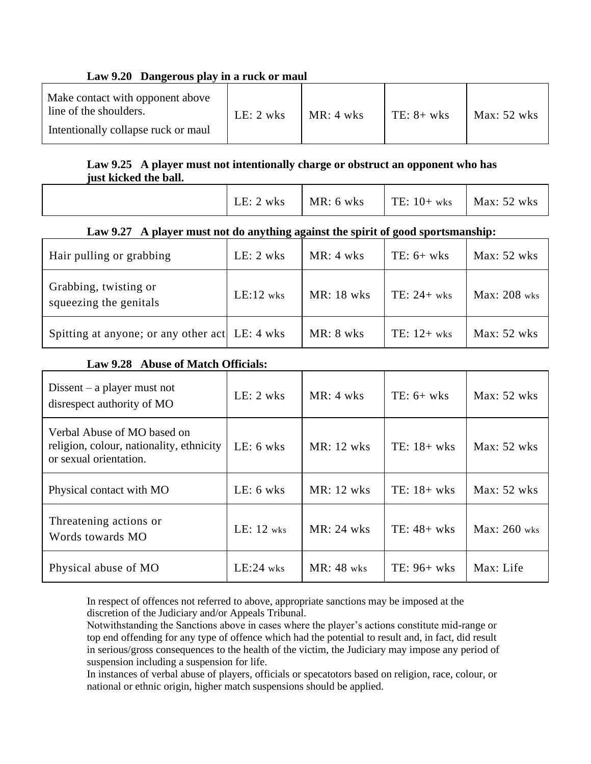**Law 9.20 Dangerous play in a ruck or maul**

| | | | | |
|---|---|---|---|---|
| Make contact with opponent above line of the shoulders.<br>Intentionally collapse ruck or maul | LE: 2 wks | MR: 4 wks | TE: 8+ wks | Max: 52 wks |

**Law 9.25 A player must not intentionally charge or obstruct an opponent who has just kicked the ball.**

| | | | | |
|---|---|---|---|---|
| | LE: 2 wks | MR: 6 wks | TE: 10+ wks | Max: 52 wks |

**Law 9.27 A player must not do anything against the spirit of good sportsmanship:**

| | | | | |
|---|---|---|---|---|
| Hair pulling or grabbing | LE: 2 wks | MR: 4 wks | TE: 6+ wks | Max: 52 wks |
| Grabbing, twisting or squeezing the genitals | LE:12 wks | MR: 18 wks | TE: 24+ wks | Max: 208 wks |
| Spitting at anyone; or any other act | LE: 4 wks | MR: 8 wks | TE: 12+ wks | Max: 52 wks |

**Law 9.28 Abuse of Match Officials:**

| | | | | |
|---|---|---|---|---|
| Dissent – a player must not disrespect authority of MO | LE: 2 wks | MR: 4 wks | TE: 6+ wks | Max: 52 wks |
| Verbal Abuse of MO based on religion, colour, nationality, ethnicity or sexual orientation. | LE: 6 wks | MR: 12 wks | TE: 18+ wks | Max: 52 wks |
| Physical contact with MO | LE: 6 wks | MR: 12 wks | TE: 18+ wks | Max: 52 wks |
| Threatening actions or Words towards MO | LE: 12 wks | MR: 24 wks | TE: 48+ wks | Max: 260 wks |
| Physical abuse of MO | LE:24 wks | MR: 48 wks | TE: 96+ wks | Max: Life |

In respect of offences not referred to above, appropriate sanctions may be imposed at the discretion of the Judiciary and/or Appeals Tribunal.

Notwithstanding the Sanctions above in cases where the player's actions constitute mid-range or top end offending for any type of offence which had the potential to result and, in fact, did result in serious/gross consequences to the health of the victim, the Judiciary may impose any period of suspension including a suspension for life.

In instances of verbal abuse of players, officials or specatotors based on religion, race, colour, or national or ethnic origin, higher match suspensions should be applied.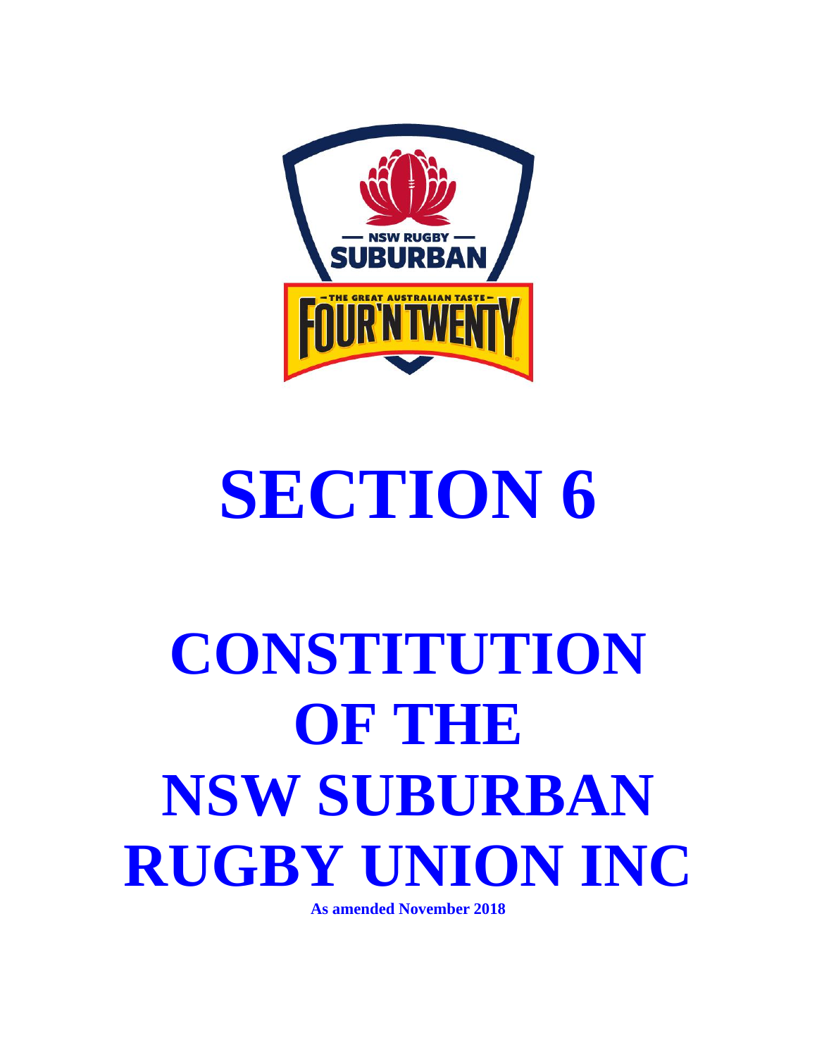# SECTION 6

# CONSTITUTION OF THE NSW SUBURBAN RUGBY UNION INC

**As amended November 2018**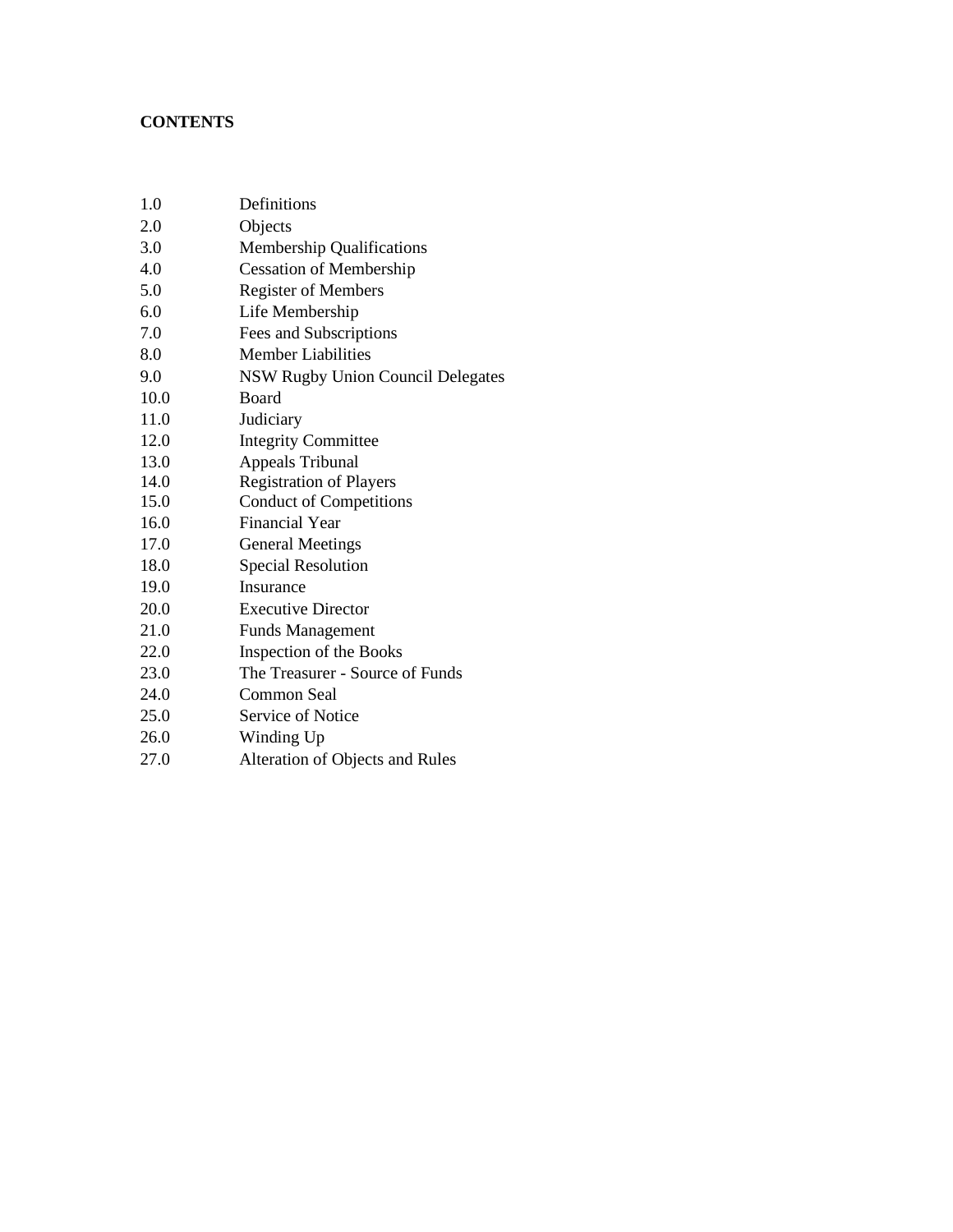**CONTENTS**

| | |
|---|---|
| 1.0 | Definitions |
| 2.0 | Objects |
| 3.0 | Membership Qualifications |
| 4.0 | Cessation of Membership |
| 5.0 | Register of Members |
| 6.0 | Life Membership |
| 7.0 | Fees and Subscriptions |
| 8.0 | Member Liabilities |
| 9.0 | NSW Rugby Union Council Delegates |
| 10.0 | Board |
| 11.0 | Judiciary |
| 12.0 | Integrity Committee |
| 13.0 | Appeals Tribunal |
| 14.0 | Registration of Players |
| 15.0 | Conduct of Competitions |
| 16.0 | Financial Year |
| 17.0 | General Meetings |
| 18.0 | Special Resolution |
| 19.0 | Insurance |
| 20.0 | Executive Director |
| 21.0 | Funds Management |
| 22.0 | Inspection of the Books |
| 23.0 | The Treasurer - Source of Funds |
| 24.0 | Common Seal |
| 25.0 | Service of Notice |
| 26.0 | Winding Up |
| 27.0 | Alteration of Objects and Rules |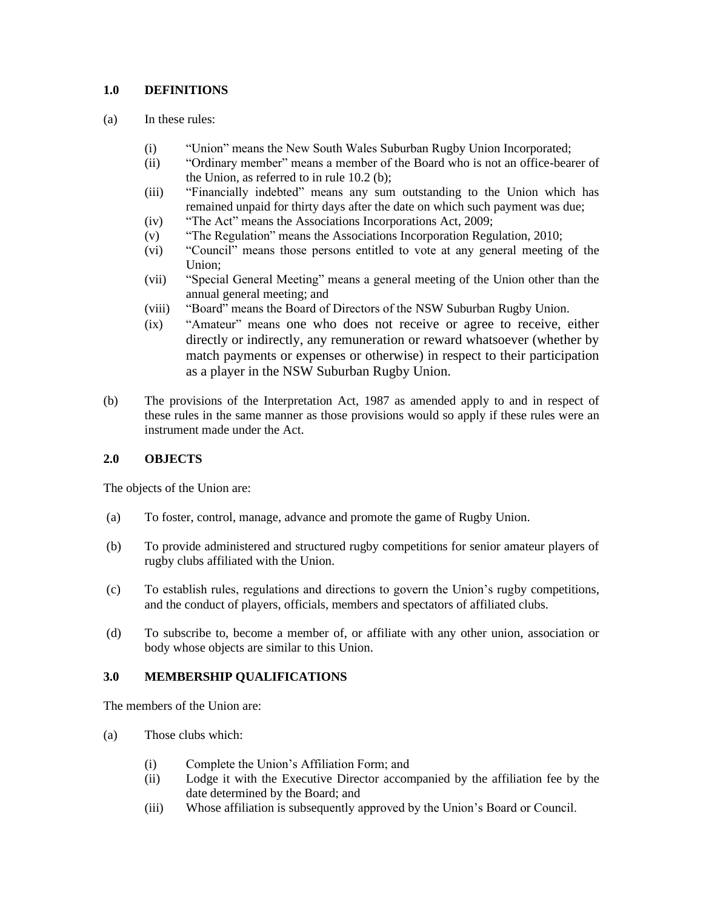## 1.0 DEFINITIONS

(a) In these rules:

- (i) "Union" means the New South Wales Suburban Rugby Union Incorporated;
- (ii) "Ordinary member" means a member of the Board who is not an office-bearer of the Union, as referred to in rule 10.2 (b);
- (iii) "Financially indebted" means any sum outstanding to the Union which has remained unpaid for thirty days after the date on which such payment was due;
- (iv) "The Act" means the Associations Incorporations Act, 2009;
- (v) "The Regulation" means the Associations Incorporation Regulation, 2010;
- (vi) "Council" means those persons entitled to vote at any general meeting of the Union;
- (vii) "Special General Meeting" means a general meeting of the Union other than the annual general meeting; and
- (viii) "Board" means the Board of Directors of the NSW Suburban Rugby Union.
- (ix) "Amateur" means one who does not receive or agree to receive, either directly or indirectly, any remuneration or reward whatsoever (whether by match payments or expenses or otherwise) in respect to their participation as a player in the NSW Suburban Rugby Union.

(b) The provisions of the Interpretation Act, 1987 as amended apply to and in respect of these rules in the same manner as those provisions would so apply if these rules were an instrument made under the Act.

## 2.0 OBJECTS

The objects of the Union are:

(a) To foster, control, manage, advance and promote the game of Rugby Union.

(b) To provide administered and structured rugby competitions for senior amateur players of rugby clubs affiliated with the Union.

(c) To establish rules, regulations and directions to govern the Union's rugby competitions, and the conduct of players, officials, members and spectators of affiliated clubs.

(d) To subscribe to, become a member of, or affiliate with any other union, association or body whose objects are similar to this Union.

## 3.0 MEMBERSHIP QUALIFICATIONS

The members of the Union are:

(a) Those clubs which:

- (i) Complete the Union's Affiliation Form; and
- (ii) Lodge it with the Executive Director accompanied by the affiliation fee by the date determined by the Board; and
- (iii) Whose affiliation is subsequently approved by the Union's Board or Council.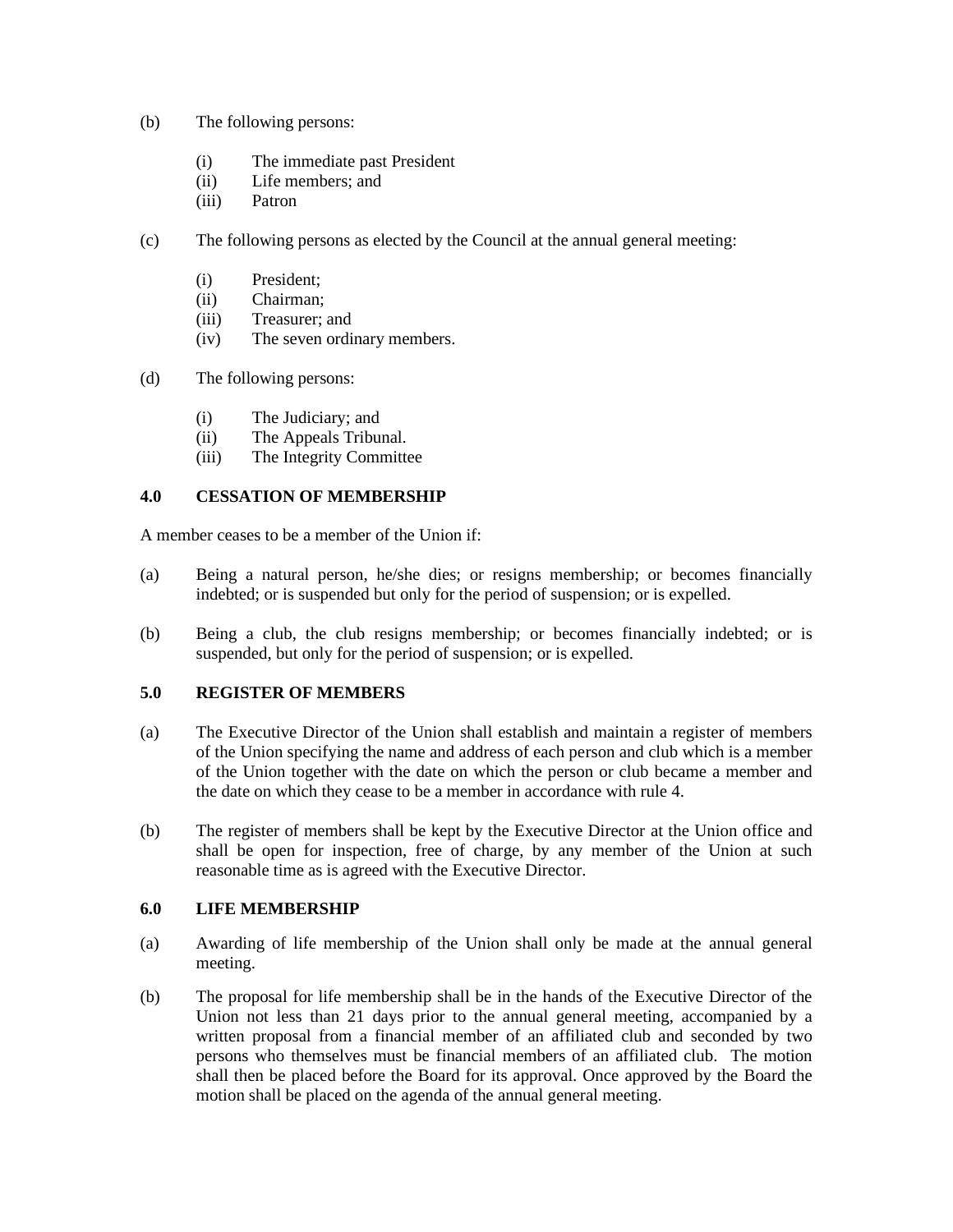(b) The following persons:

  (i) The immediate past President
  (ii) Life members; and
  (iii) Patron

(c) The following persons as elected by the Council at the annual general meeting:

  (i) President;
  (ii) Chairman;
  (iii) Treasurer; and
  (iv) The seven ordinary members.

(d) The following persons:

  (i) The Judiciary; and
  (ii) The Appeals Tribunal.
  (iii) The Integrity Committee

### 4.0 CESSATION OF MEMBERSHIP

A member ceases to be a member of the Union if:

(a) Being a natural person, he/she dies; or resigns membership; or becomes financially indebted; or is suspended but only for the period of suspension; or is expelled.

(b) Being a club, the club resigns membership; or becomes financially indebted; or is suspended, but only for the period of suspension; or is expelled.

### 5.0 REGISTER OF MEMBERS

(a) The Executive Director of the Union shall establish and maintain a register of members of the Union specifying the name and address of each person and club which is a member of the Union together with the date on which the person or club became a member and the date on which they cease to be a member in accordance with rule 4.

(b) The register of members shall be kept by the Executive Director at the Union office and shall be open for inspection, free of charge, by any member of the Union at such reasonable time as is agreed with the Executive Director.

### 6.0 LIFE MEMBERSHIP

(a) Awarding of life membership of the Union shall only be made at the annual general meeting.

(b) The proposal for life membership shall be in the hands of the Executive Director of the Union not less than 21 days prior to the annual general meeting, accompanied by a written proposal from a financial member of an affiliated club and seconded by two persons who themselves must be financial members of an affiliated club. The motion shall then be placed before the Board for its approval. Once approved by the Board the motion shall be placed on the agenda of the annual general meeting.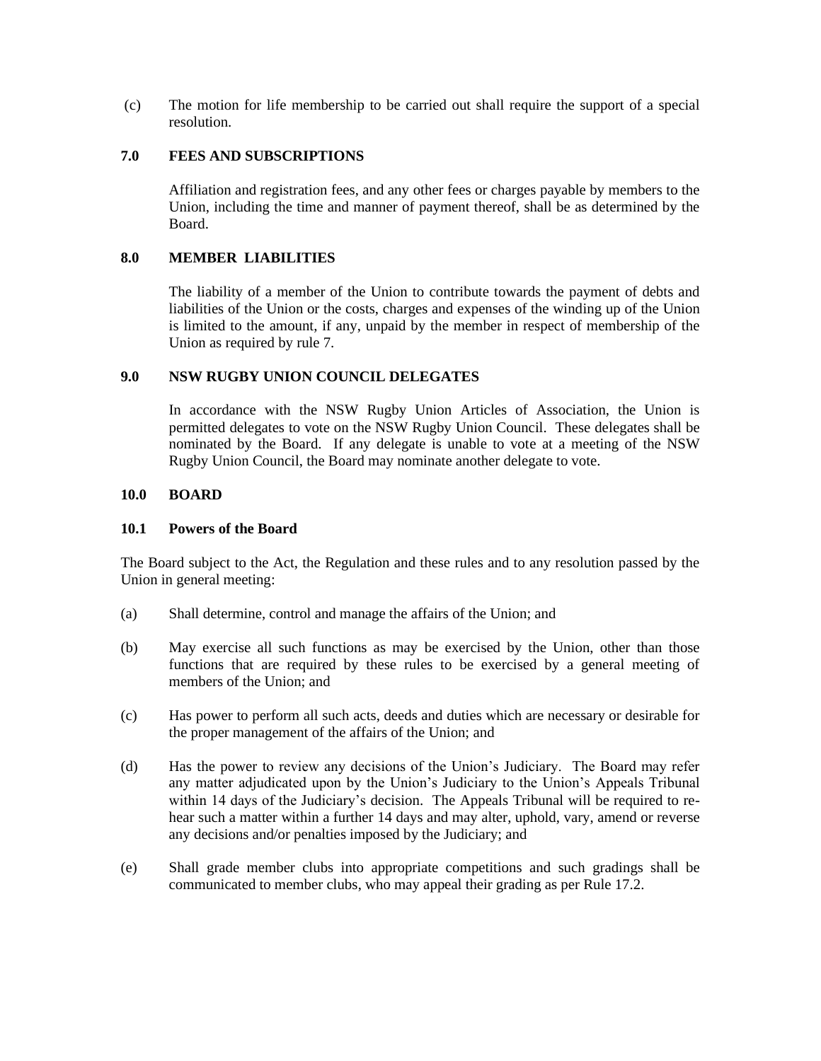(c) The motion for life membership to be carried out shall require the support of a special resolution.

## 7.0 FEES AND SUBSCRIPTIONS

Affiliation and registration fees, and any other fees or charges payable by members to the Union, including the time and manner of payment thereof, shall be as determined by the Board.

## 8.0 MEMBER LIABILITIES

The liability of a member of the Union to contribute towards the payment of debts and liabilities of the Union or the costs, charges and expenses of the winding up of the Union is limited to the amount, if any, unpaid by the member in respect of membership of the Union as required by rule 7.

## 9.0 NSW RUGBY UNION COUNCIL DELEGATES

In accordance with the NSW Rugby Union Articles of Association, the Union is permitted delegates to vote on the NSW Rugby Union Council. These delegates shall be nominated by the Board. If any delegate is unable to vote at a meeting of the NSW Rugby Union Council, the Board may nominate another delegate to vote.

## 10.0 BOARD

### 10.1 Powers of the Board

The Board subject to the Act, the Regulation and these rules and to any resolution passed by the Union in general meeting:

(a) Shall determine, control and manage the affairs of the Union; and

(b) May exercise all such functions as may be exercised by the Union, other than those functions that are required by these rules to be exercised by a general meeting of members of the Union; and

(c) Has power to perform all such acts, deeds and duties which are necessary or desirable for the proper management of the affairs of the Union; and

(d) Has the power to review any decisions of the Union's Judiciary. The Board may refer any matter adjudicated upon by the Union's Judiciary to the Union's Appeals Tribunal within 14 days of the Judiciary's decision. The Appeals Tribunal will be required to re-hear such a matter within a further 14 days and may alter, uphold, vary, amend or reverse any decisions and/or penalties imposed by the Judiciary; and

(e) Shall grade member clubs into appropriate competitions and such gradings shall be communicated to member clubs, who may appeal their grading as per Rule 17.2.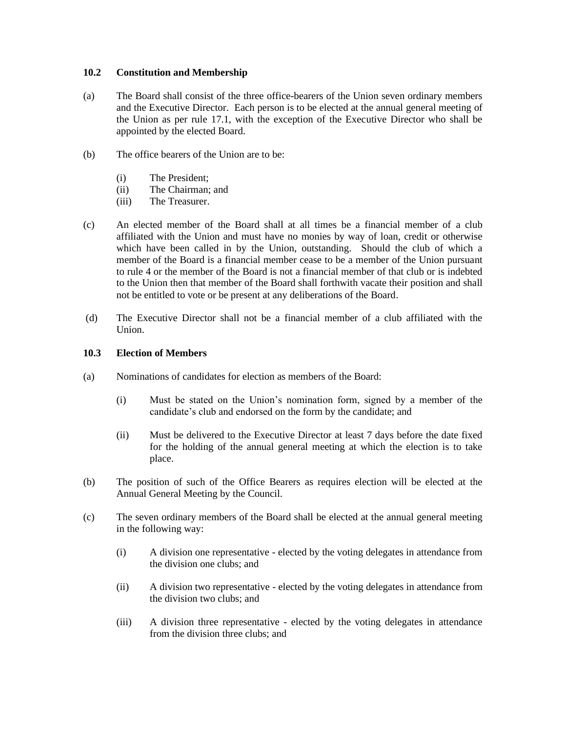### 10.2 Constitution and Membership

(a) The Board shall consist of the three office-bearers of the Union seven ordinary members and the Executive Director. Each person is to be elected at the annual general meeting of the Union as per rule 17.1, with the exception of the Executive Director who shall be appointed by the elected Board.

(b) The office bearers of the Union are to be:

  (i) The President;
  (ii) The Chairman; and
  (iii) The Treasurer.

(c) An elected member of the Board shall at all times be a financial member of a club affiliated with the Union and must have no monies by way of loan, credit or otherwise which have been called in by the Union, outstanding. Should the club of which a member of the Board is a financial member cease to be a member of the Union pursuant to rule 4 or the member of the Board is not a financial member of that club or is indebted to the Union then that member of the Board shall forthwith vacate their position and shall not be entitled to vote or be present at any deliberations of the Board.

(d) The Executive Director shall not be a financial member of a club affiliated with the Union.

### 10.3 Election of Members

(a) Nominations of candidates for election as members of the Board:

  (i) Must be stated on the Union's nomination form, signed by a member of the candidate's club and endorsed on the form by the candidate; and

  (ii) Must be delivered to the Executive Director at least 7 days before the date fixed for the holding of the annual general meeting at which the election is to take place.

(b) The position of such of the Office Bearers as requires election will be elected at the Annual General Meeting by the Council.

(c) The seven ordinary members of the Board shall be elected at the annual general meeting in the following way:

  (i) A division one representative - elected by the voting delegates in attendance from the division one clubs; and

  (ii) A division two representative - elected by the voting delegates in attendance from the division two clubs; and

  (iii) A division three representative - elected by the voting delegates in attendance from the division three clubs; and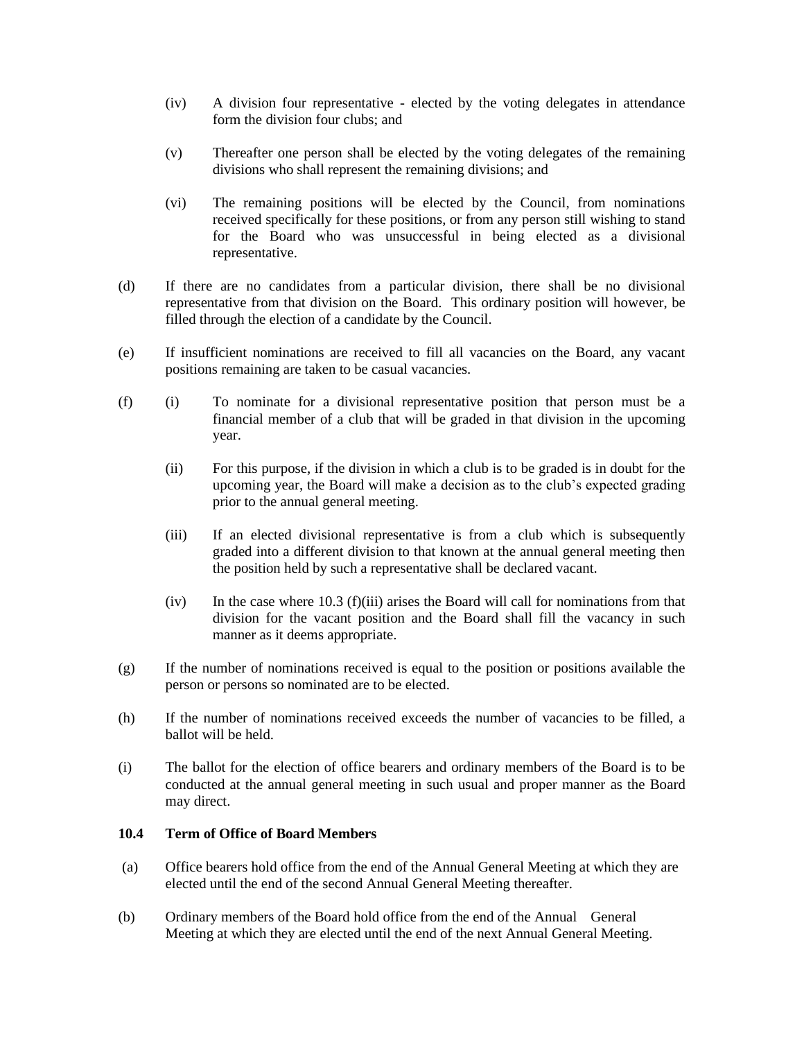(iv) A division four representative - elected by the voting delegates in attendance form the division four clubs; and

(v) Thereafter one person shall be elected by the voting delegates of the remaining divisions who shall represent the remaining divisions; and

(vi) The remaining positions will be elected by the Council, from nominations received specifically for these positions, or from any person still wishing to stand for the Board who was unsuccessful in being elected as a divisional representative.

(d) If there are no candidates from a particular division, there shall be no divisional representative from that division on the Board. This ordinary position will however, be filled through the election of a candidate by the Council.

(e) If insufficient nominations are received to fill all vacancies on the Board, any vacant positions remaining are taken to be casual vacancies.

(f) (i) To nominate for a divisional representative position that person must be a financial member of a club that will be graded in that division in the upcoming year.

(ii) For this purpose, if the division in which a club is to be graded is in doubt for the upcoming year, the Board will make a decision as to the club's expected grading prior to the annual general meeting.

(iii) If an elected divisional representative is from a club which is subsequently graded into a different division to that known at the annual general meeting then the position held by such a representative shall be declared vacant.

(iv) In the case where 10.3 (f)(iii) arises the Board will call for nominations from that division for the vacant position and the Board shall fill the vacancy in such manner as it deems appropriate.

(g) If the number of nominations received is equal to the position or positions available the person or persons so nominated are to be elected.

(h) If the number of nominations received exceeds the number of vacancies to be filled, a ballot will be held.

(i) The ballot for the election of office bearers and ordinary members of the Board is to be conducted at the annual general meeting in such usual and proper manner as the Board may direct.

### 10.4 Term of Office of Board Members

(a) Office bearers hold office from the end of the Annual General Meeting at which they are elected until the end of the second Annual General Meeting thereafter.

(b) Ordinary members of the Board hold office from the end of the Annual General Meeting at which they are elected until the end of the next Annual General Meeting.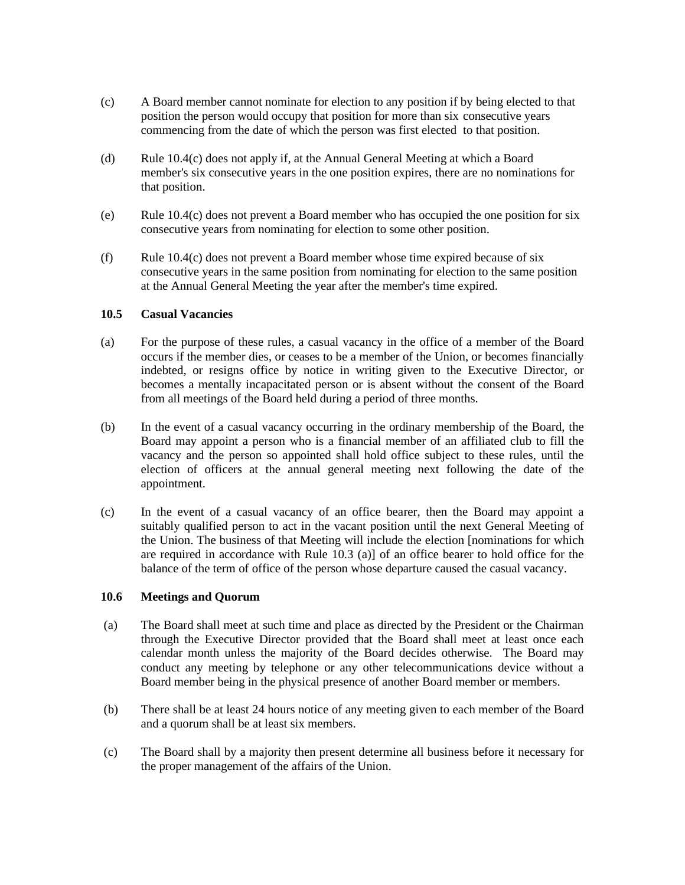(c) A Board member cannot nominate for election to any position if by being elected to that position the person would occupy that position for more than six consecutive years commencing from the date of which the person was first elected to that position.

(d) Rule 10.4(c) does not apply if, at the Annual General Meeting at which a Board member's six consecutive years in the one position expires, there are no nominations for that position.

(e) Rule 10.4(c) does not prevent a Board member who has occupied the one position for six consecutive years from nominating for election to some other position.

(f) Rule 10.4(c) does not prevent a Board member whose time expired because of six consecutive years in the same position from nominating for election to the same position at the Annual General Meeting the year after the member's time expired.

### 10.5 Casual Vacancies

(a) For the purpose of these rules, a casual vacancy in the office of a member of the Board occurs if the member dies, or ceases to be a member of the Union, or becomes financially indebted, or resigns office by notice in writing given to the Executive Director, or becomes a mentally incapacitated person or is absent without the consent of the Board from all meetings of the Board held during a period of three months.

(b) In the event of a casual vacancy occurring in the ordinary membership of the Board, the Board may appoint a person who is a financial member of an affiliated club to fill the vacancy and the person so appointed shall hold office subject to these rules, until the election of officers at the annual general meeting next following the date of the appointment.

(c) In the event of a casual vacancy of an office bearer, then the Board may appoint a suitably qualified person to act in the vacant position until the next General Meeting of the Union. The business of that Meeting will include the election [nominations for which are required in accordance with Rule 10.3 (a)] of an office bearer to hold office for the balance of the term of office of the person whose departure caused the casual vacancy.

### 10.6 Meetings and Quorum

(a) The Board shall meet at such time and place as directed by the President or the Chairman through the Executive Director provided that the Board shall meet at least once each calendar month unless the majority of the Board decides otherwise. The Board may conduct any meeting by telephone or any other telecommunications device without a Board member being in the physical presence of another Board member or members.

(b) There shall be at least 24 hours notice of any meeting given to each member of the Board and a quorum shall be at least six members.

(c) The Board shall by a majority then present determine all business before it necessary for the proper management of the affairs of the Union.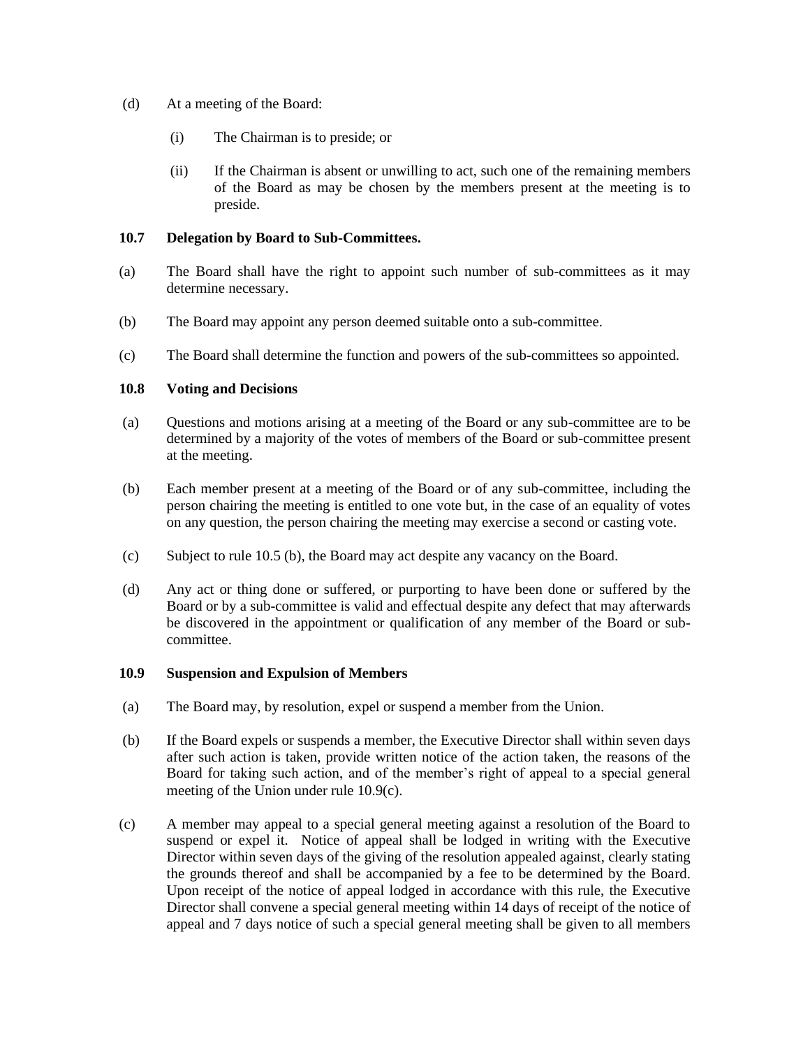(d) At a meeting of the Board:

   (i) The Chairman is to preside; or

   (ii) If the Chairman is absent or unwilling to act, such one of the remaining members of the Board as may be chosen by the members present at the meeting is to preside.

### 10.7 Delegation by Board to Sub-Committees.

(a) The Board shall have the right to appoint such number of sub-committees as it may determine necessary.

(b) The Board may appoint any person deemed suitable onto a sub-committee.

(c) The Board shall determine the function and powers of the sub-committees so appointed.

### 10.8 Voting and Decisions

(a) Questions and motions arising at a meeting of the Board or any sub-committee are to be determined by a majority of the votes of members of the Board or sub-committee present at the meeting.

(b) Each member present at a meeting of the Board or of any sub-committee, including the person chairing the meeting is entitled to one vote but, in the case of an equality of votes on any question, the person chairing the meeting may exercise a second or casting vote.

(c) Subject to rule 10.5 (b), the Board may act despite any vacancy on the Board.

(d) Any act or thing done or suffered, or purporting to have been done or suffered by the Board or by a sub-committee is valid and effectual despite any defect that may afterwards be discovered in the appointment or qualification of any member of the Board or sub-committee.

### 10.9 Suspension and Expulsion of Members

(a) The Board may, by resolution, expel or suspend a member from the Union.

(b) If the Board expels or suspends a member, the Executive Director shall within seven days after such action is taken, provide written notice of the action taken, the reasons of the Board for taking such action, and of the member's right of appeal to a special general meeting of the Union under rule 10.9(c).

(c) A member may appeal to a special general meeting against a resolution of the Board to suspend or expel it. Notice of appeal shall be lodged in writing with the Executive Director within seven days of the giving of the resolution appealed against, clearly stating the grounds thereof and shall be accompanied by a fee to be determined by the Board. Upon receipt of the notice of appeal lodged in accordance with this rule, the Executive Director shall convene a special general meeting within 14 days of receipt of the notice of appeal and 7 days notice of such a special general meeting shall be given to all members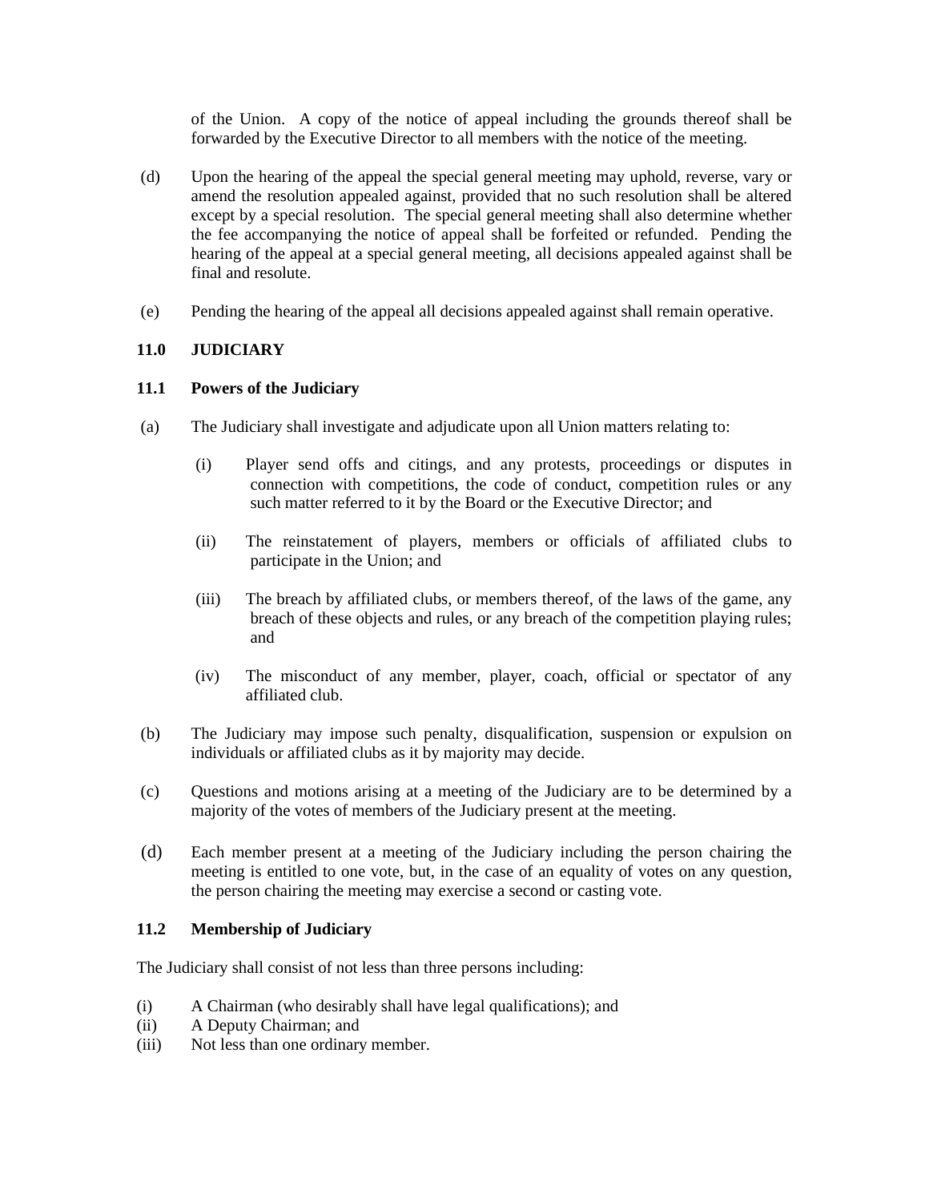of the Union. A copy of the notice of appeal including the grounds thereof shall be forwarded by the Executive Director to all members with the notice of the meeting.

(d) Upon the hearing of the appeal the special general meeting may uphold, reverse, vary or amend the resolution appealed against, provided that no such resolution shall be altered except by a special resolution. The special general meeting shall also determine whether the fee accompanying the notice of appeal shall be forfeited or refunded. Pending the hearing of the appeal at a special general meeting, all decisions appealed against shall be final and resolute.

(e) Pending the hearing of the appeal all decisions appealed against shall remain operative.

## 11.0 JUDICIARY

### 11.1 Powers of the Judiciary

(a) The Judiciary shall investigate and adjudicate upon all Union matters relating to:

(i) Player send offs and citings, and any protests, proceedings or disputes in connection with competitions, the code of conduct, competition rules or any such matter referred to it by the Board or the Executive Director; and

(ii) The reinstatement of players, members or officials of affiliated clubs to participate in the Union; and

(iii) The breach by affiliated clubs, or members thereof, of the laws of the game, any breach of these objects and rules, or any breach of the competition playing rules; and

(iv) The misconduct of any member, player, coach, official or spectator of any affiliated club.

(b) The Judiciary may impose such penalty, disqualification, suspension or expulsion on individuals or affiliated clubs as it by majority may decide.

(c) Questions and motions arising at a meeting of the Judiciary are to be determined by a majority of the votes of members of the Judiciary present at the meeting.

(d) Each member present at a meeting of the Judiciary including the person chairing the meeting is entitled to one vote, but, in the case of an equality of votes on any question, the person chairing the meeting may exercise a second or casting vote.

### 11.2 Membership of Judiciary

The Judiciary shall consist of not less than three persons including:

(i) A Chairman (who desirably shall have legal qualifications); and
(ii) A Deputy Chairman; and
(iii) Not less than one ordinary member.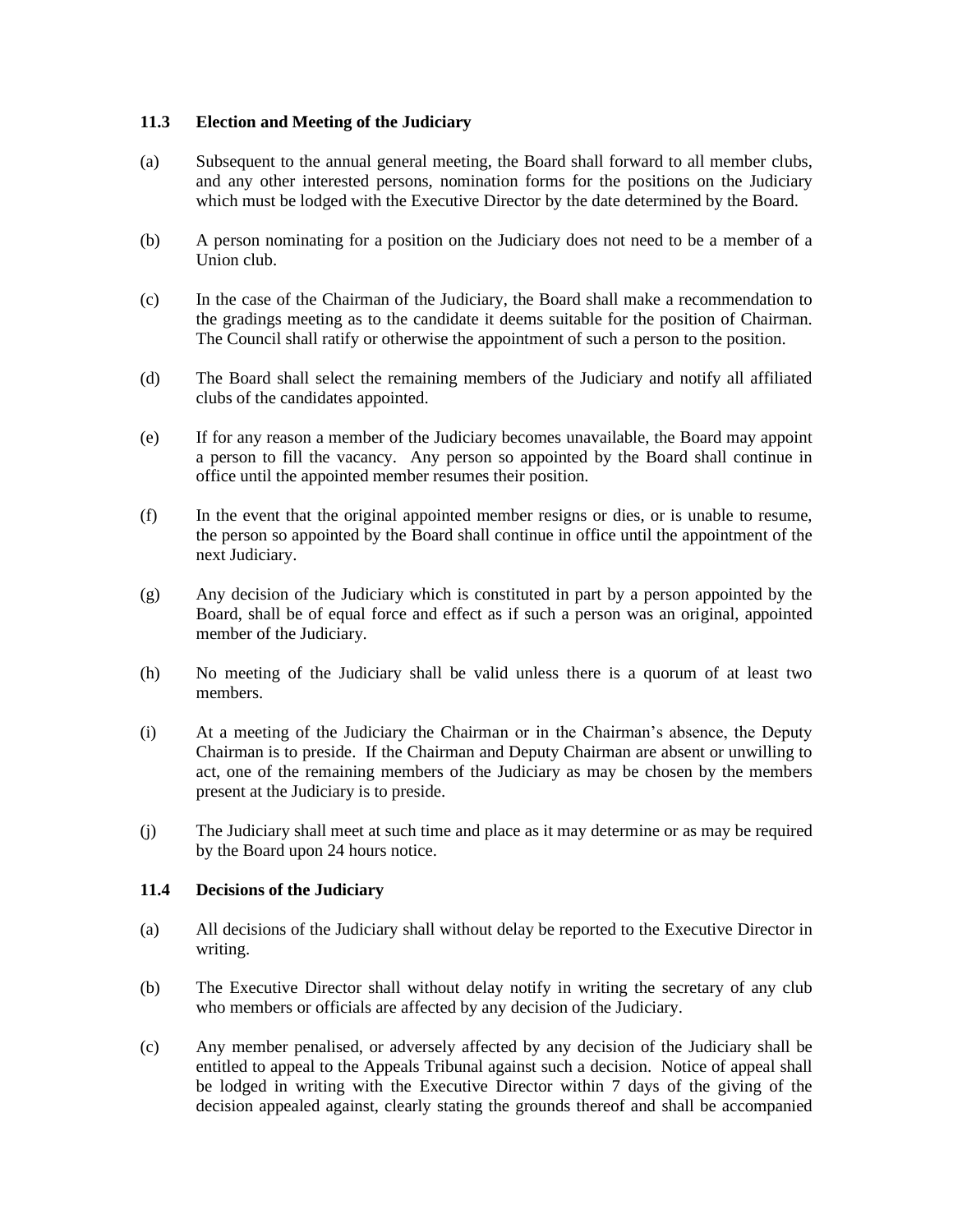### 11.3 Election and Meeting of the Judiciary

(a) Subsequent to the annual general meeting, the Board shall forward to all member clubs, and any other interested persons, nomination forms for the positions on the Judiciary which must be lodged with the Executive Director by the date determined by the Board.

(b) A person nominating for a position on the Judiciary does not need to be a member of a Union club.

(c) In the case of the Chairman of the Judiciary, the Board shall make a recommendation to the gradings meeting as to the candidate it deems suitable for the position of Chairman. The Council shall ratify or otherwise the appointment of such a person to the position.

(d) The Board shall select the remaining members of the Judiciary and notify all affiliated clubs of the candidates appointed.

(e) If for any reason a member of the Judiciary becomes unavailable, the Board may appoint a person to fill the vacancy. Any person so appointed by the Board shall continue in office until the appointed member resumes their position.

(f) In the event that the original appointed member resigns or dies, or is unable to resume, the person so appointed by the Board shall continue in office until the appointment of the next Judiciary.

(g) Any decision of the Judiciary which is constituted in part by a person appointed by the Board, shall be of equal force and effect as if such a person was an original, appointed member of the Judiciary.

(h) No meeting of the Judiciary shall be valid unless there is a quorum of at least two members.

(i) At a meeting of the Judiciary the Chairman or in the Chairman's absence, the Deputy Chairman is to preside. If the Chairman and Deputy Chairman are absent or unwilling to act, one of the remaining members of the Judiciary as may be chosen by the members present at the Judiciary is to preside.

(j) The Judiciary shall meet at such time and place as it may determine or as may be required by the Board upon 24 hours notice.

### 11.4 Decisions of the Judiciary

(a) All decisions of the Judiciary shall without delay be reported to the Executive Director in writing.

(b) The Executive Director shall without delay notify in writing the secretary of any club who members or officials are affected by any decision of the Judiciary.

(c) Any member penalised, or adversely affected by any decision of the Judiciary shall be entitled to appeal to the Appeals Tribunal against such a decision. Notice of appeal shall be lodged in writing with the Executive Director within 7 days of the giving of the decision appealed against, clearly stating the grounds thereof and shall be accompanied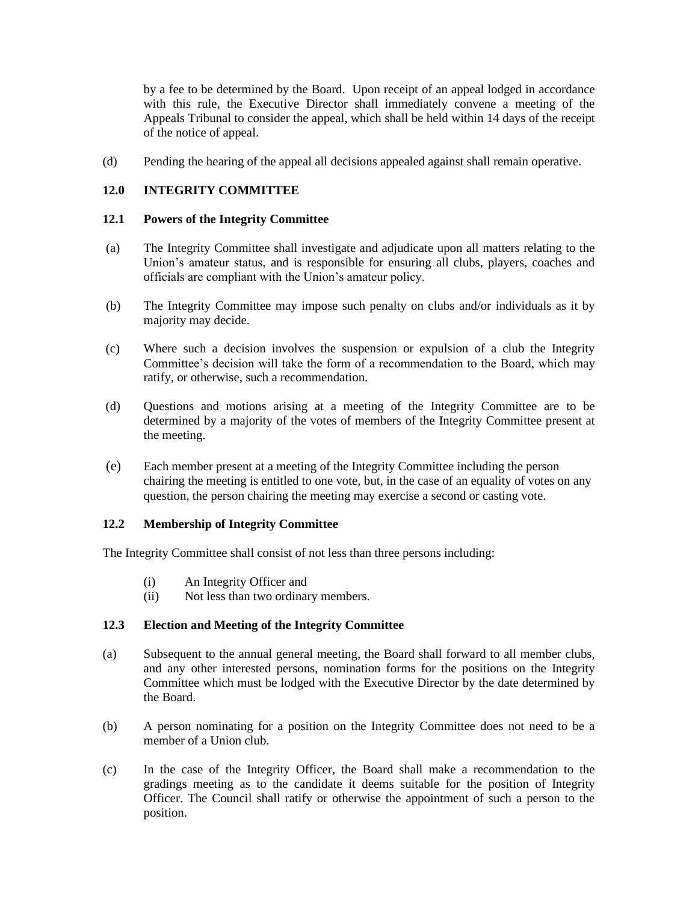by a fee to be determined by the Board. Upon receipt of an appeal lodged in accordance with this rule, the Executive Director shall immediately convene a meeting of the Appeals Tribunal to consider the appeal, which shall be held within 14 days of the receipt of the notice of appeal.

(d) Pending the hearing of the appeal all decisions appealed against shall remain operative.

## 12.0 INTEGRITY COMMITTEE

### 12.1 Powers of the Integrity Committee

(a) The Integrity Committee shall investigate and adjudicate upon all matters relating to the Union's amateur status, and is responsible for ensuring all clubs, players, coaches and officials are compliant with the Union's amateur policy.

(b) The Integrity Committee may impose such penalty on clubs and/or individuals as it by majority may decide.

(c) Where such a decision involves the suspension or expulsion of a club the Integrity Committee's decision will take the form of a recommendation to the Board, which may ratify, or otherwise, such a recommendation.

(d) Questions and motions arising at a meeting of the Integrity Committee are to be determined by a majority of the votes of members of the Integrity Committee present at the meeting.

(e) Each member present at a meeting of the Integrity Committee including the person chairing the meeting is entitled to one vote, but, in the case of an equality of votes on any question, the person chairing the meeting may exercise a second or casting vote.

### 12.2 Membership of Integrity Committee

The Integrity Committee shall consist of not less than three persons including:

(i) An Integrity Officer and
(ii) Not less than two ordinary members.

### 12.3 Election and Meeting of the Integrity Committee

(a) Subsequent to the annual general meeting, the Board shall forward to all member clubs, and any other interested persons, nomination forms for the positions on the Integrity Committee which must be lodged with the Executive Director by the date determined by the Board.

(b) A person nominating for a position on the Integrity Committee does not need to be a member of a Union club.

(c) In the case of the Integrity Officer, the Board shall make a recommendation to the gradings meeting as to the candidate it deems suitable for the position of Integrity Officer. The Council shall ratify or otherwise the appointment of such a person to the position.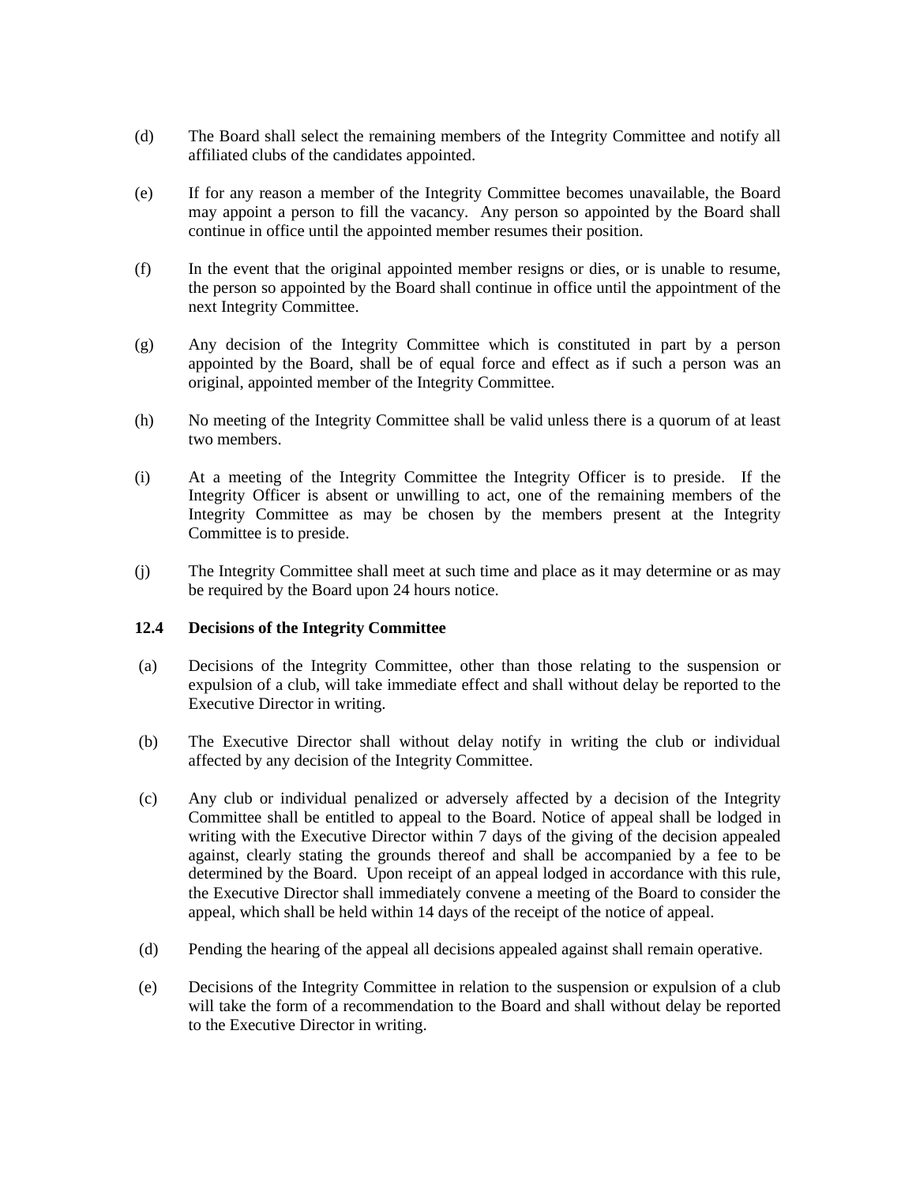(d) The Board shall select the remaining members of the Integrity Committee and notify all affiliated clubs of the candidates appointed.

(e) If for any reason a member of the Integrity Committee becomes unavailable, the Board may appoint a person to fill the vacancy. Any person so appointed by the Board shall continue in office until the appointed member resumes their position.

(f) In the event that the original appointed member resigns or dies, or is unable to resume, the person so appointed by the Board shall continue in office until the appointment of the next Integrity Committee.

(g) Any decision of the Integrity Committee which is constituted in part by a person appointed by the Board, shall be of equal force and effect as if such a person was an original, appointed member of the Integrity Committee.

(h) No meeting of the Integrity Committee shall be valid unless there is a quorum of at least two members.

(i) At a meeting of the Integrity Committee the Integrity Officer is to preside. If the Integrity Officer is absent or unwilling to act, one of the remaining members of the Integrity Committee as may be chosen by the members present at the Integrity Committee is to preside.

(j) The Integrity Committee shall meet at such time and place as it may determine or as may be required by the Board upon 24 hours notice.

**12.4 Decisions of the Integrity Committee**

(a) Decisions of the Integrity Committee, other than those relating to the suspension or expulsion of a club, will take immediate effect and shall without delay be reported to the Executive Director in writing.

(b) The Executive Director shall without delay notify in writing the club or individual affected by any decision of the Integrity Committee.

(c) Any club or individual penalized or adversely affected by a decision of the Integrity Committee shall be entitled to appeal to the Board. Notice of appeal shall be lodged in writing with the Executive Director within 7 days of the giving of the decision appealed against, clearly stating the grounds thereof and shall be accompanied by a fee to be determined by the Board. Upon receipt of an appeal lodged in accordance with this rule, the Executive Director shall immediately convene a meeting of the Board to consider the appeal, which shall be held within 14 days of the receipt of the notice of appeal.

(d) Pending the hearing of the appeal all decisions appealed against shall remain operative.

(e) Decisions of the Integrity Committee in relation to the suspension or expulsion of a club will take the form of a recommendation to the Board and shall without delay be reported to the Executive Director in writing.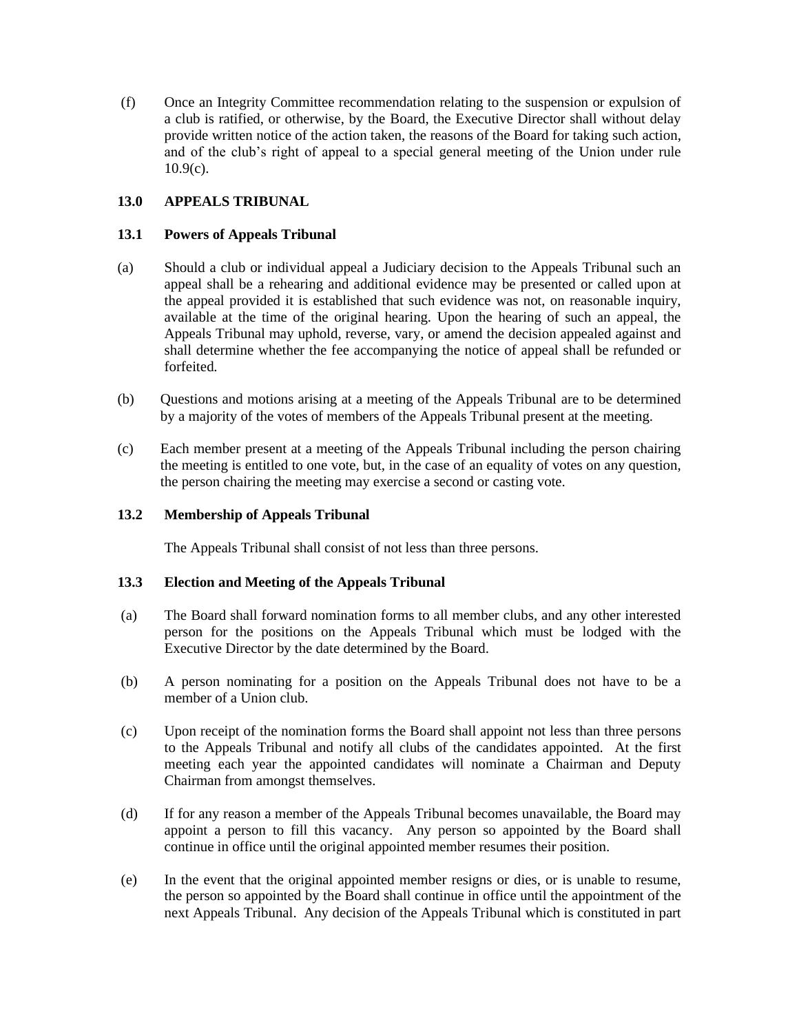(f) Once an Integrity Committee recommendation relating to the suspension or expulsion of a club is ratified, or otherwise, by the Board, the Executive Director shall without delay provide written notice of the action taken, the reasons of the Board for taking such action, and of the club's right of appeal to a special general meeting of the Union under rule 10.9(c).

## 13.0 APPEALS TRIBUNAL

### 13.1 Powers of Appeals Tribunal

(a) Should a club or individual appeal a Judiciary decision to the Appeals Tribunal such an appeal shall be a rehearing and additional evidence may be presented or called upon at the appeal provided it is established that such evidence was not, on reasonable inquiry, available at the time of the original hearing. Upon the hearing of such an appeal, the Appeals Tribunal may uphold, reverse, vary, or amend the decision appealed against and shall determine whether the fee accompanying the notice of appeal shall be refunded or forfeited.

(b) Questions and motions arising at a meeting of the Appeals Tribunal are to be determined by a majority of the votes of members of the Appeals Tribunal present at the meeting.

(c) Each member present at a meeting of the Appeals Tribunal including the person chairing the meeting is entitled to one vote, but, in the case of an equality of votes on any question, the person chairing the meeting may exercise a second or casting vote.

### 13.2 Membership of Appeals Tribunal

The Appeals Tribunal shall consist of not less than three persons.

### 13.3 Election and Meeting of the Appeals Tribunal

(a) The Board shall forward nomination forms to all member clubs, and any other interested person for the positions on the Appeals Tribunal which must be lodged with the Executive Director by the date determined by the Board.

(b) A person nominating for a position on the Appeals Tribunal does not have to be a member of a Union club.

(c) Upon receipt of the nomination forms the Board shall appoint not less than three persons to the Appeals Tribunal and notify all clubs of the candidates appointed. At the first meeting each year the appointed candidates will nominate a Chairman and Deputy Chairman from amongst themselves.

(d) If for any reason a member of the Appeals Tribunal becomes unavailable, the Board may appoint a person to fill this vacancy. Any person so appointed by the Board shall continue in office until the original appointed member resumes their position.

(e) In the event that the original appointed member resigns or dies, or is unable to resume, the person so appointed by the Board shall continue in office until the appointment of the next Appeals Tribunal. Any decision of the Appeals Tribunal which is constituted in part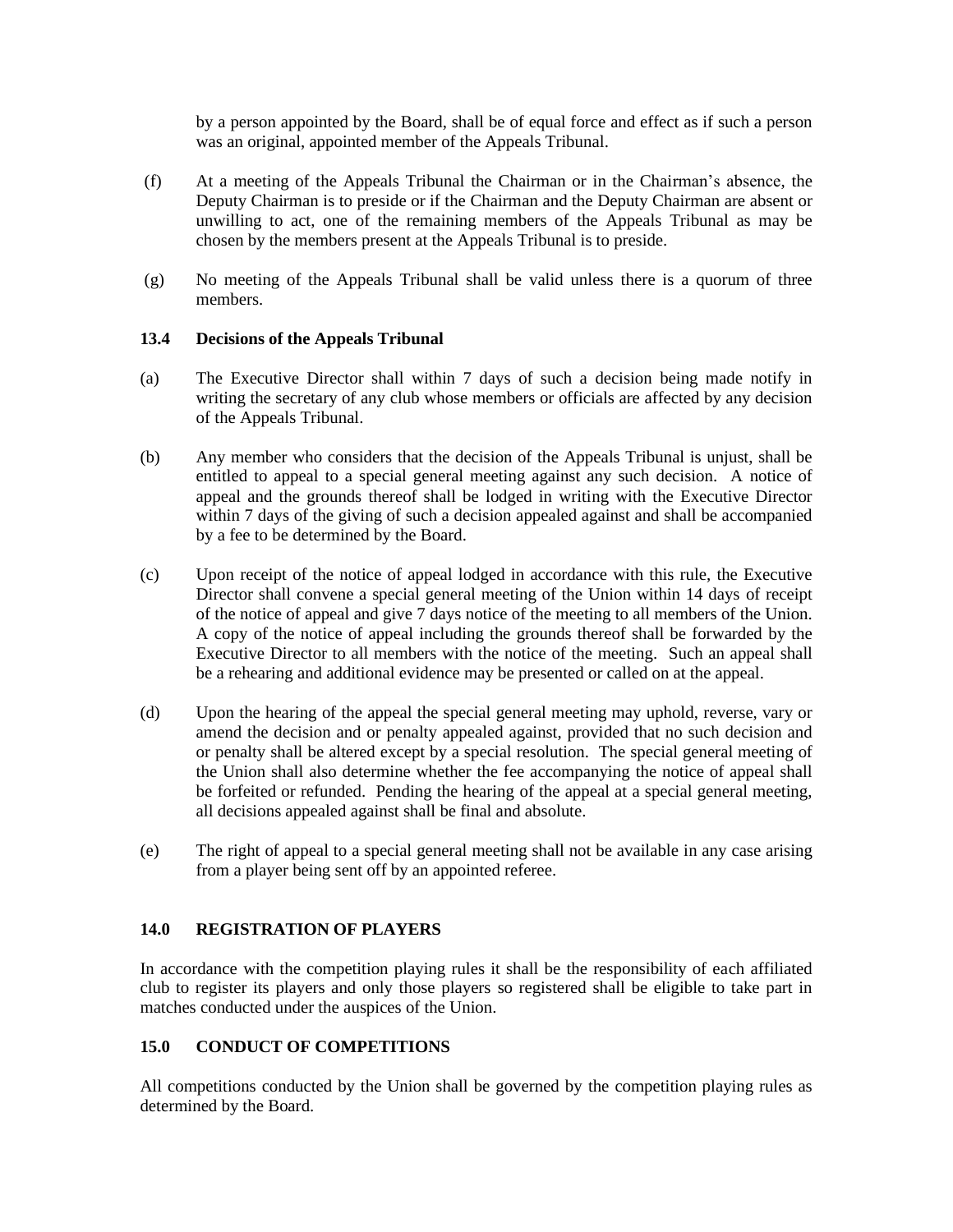by a person appointed by the Board, shall be of equal force and effect as if such a person was an original, appointed member of the Appeals Tribunal.

(f) At a meeting of the Appeals Tribunal the Chairman or in the Chairman's absence, the Deputy Chairman is to preside or if the Chairman and the Deputy Chairman are absent or unwilling to act, one of the remaining members of the Appeals Tribunal as may be chosen by the members present at the Appeals Tribunal is to preside.

(g) No meeting of the Appeals Tribunal shall be valid unless there is a quorum of three members.

### 13.4 Decisions of the Appeals Tribunal

(a) The Executive Director shall within 7 days of such a decision being made notify in writing the secretary of any club whose members or officials are affected by any decision of the Appeals Tribunal.

(b) Any member who considers that the decision of the Appeals Tribunal is unjust, shall be entitled to appeal to a special general meeting against any such decision. A notice of appeal and the grounds thereof shall be lodged in writing with the Executive Director within 7 days of the giving of such a decision appealed against and shall be accompanied by a fee to be determined by the Board.

(c) Upon receipt of the notice of appeal lodged in accordance with this rule, the Executive Director shall convene a special general meeting of the Union within 14 days of receipt of the notice of appeal and give 7 days notice of the meeting to all members of the Union. A copy of the notice of appeal including the grounds thereof shall be forwarded by the Executive Director to all members with the notice of the meeting. Such an appeal shall be a rehearing and additional evidence may be presented or called on at the appeal.

(d) Upon the hearing of the appeal the special general meeting may uphold, reverse, vary or amend the decision and or penalty appealed against, provided that no such decision and or penalty shall be altered except by a special resolution. The special general meeting of the Union shall also determine whether the fee accompanying the notice of appeal shall be forfeited or refunded. Pending the hearing of the appeal at a special general meeting, all decisions appealed against shall be final and absolute.

(e) The right of appeal to a special general meeting shall not be available in any case arising from a player being sent off by an appointed referee.

## 14.0 REGISTRATION OF PLAYERS

In accordance with the competition playing rules it shall be the responsibility of each affiliated club to register its players and only those players so registered shall be eligible to take part in matches conducted under the auspices of the Union.

## 15.0 CONDUCT OF COMPETITIONS

All competitions conducted by the Union shall be governed by the competition playing rules as determined by the Board.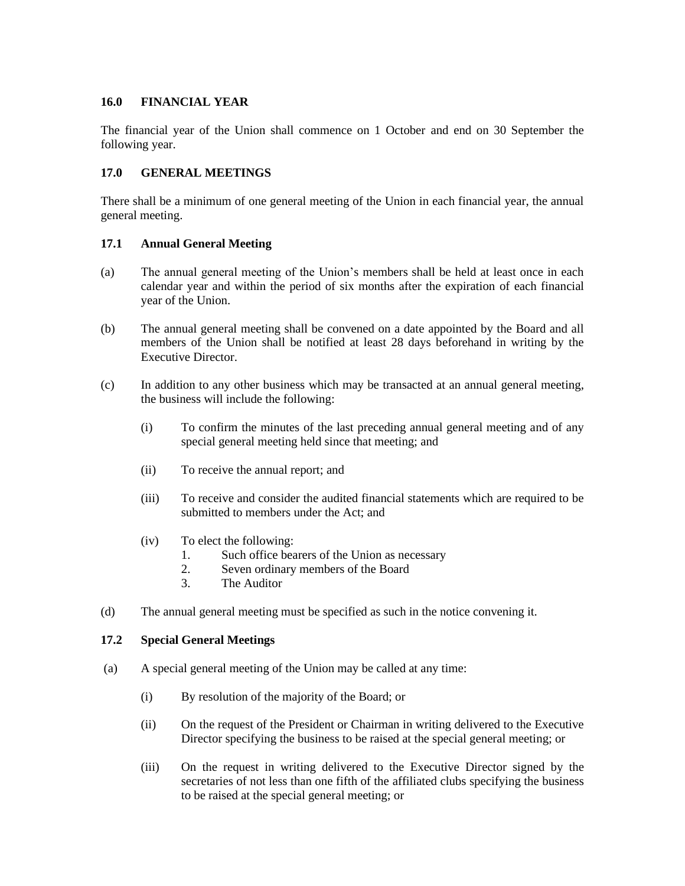## 16.0 FINANCIAL YEAR

The financial year of the Union shall commence on 1 October and end on 30 September the following year.

## 17.0 GENERAL MEETINGS

There shall be a minimum of one general meeting of the Union in each financial year, the annual general meeting.

### 17.1 Annual General Meeting

(a) The annual general meeting of the Union's members shall be held at least once in each calendar year and within the period of six months after the expiration of each financial year of the Union.

(b) The annual general meeting shall be convened on a date appointed by the Board and all members of the Union shall be notified at least 28 days beforehand in writing by the Executive Director.

(c) In addition to any other business which may be transacted at an annual general meeting, the business will include the following:

- (i) To confirm the minutes of the last preceding annual general meeting and of any special general meeting held since that meeting; and
- (ii) To receive the annual report; and
- (iii) To receive and consider the audited financial statements which are required to be submitted to members under the Act; and
- (iv) To elect the following:
  1. Such office bearers of the Union as necessary
  2. Seven ordinary members of the Board
  3. The Auditor

(d) The annual general meeting must be specified as such in the notice convening it.

### 17.2 Special General Meetings

(a) A special general meeting of the Union may be called at any time:

- (i) By resolution of the majority of the Board; or
- (ii) On the request of the President or Chairman in writing delivered to the Executive Director specifying the business to be raised at the special general meeting; or
- (iii) On the request in writing delivered to the Executive Director signed by the secretaries of not less than one fifth of the affiliated clubs specifying the business to be raised at the special general meeting; or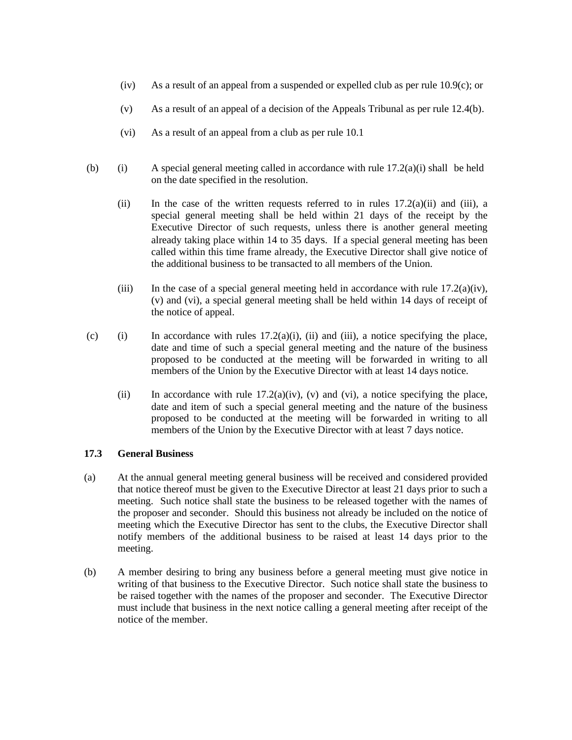(iv) As a result of an appeal from a suspended or expelled club as per rule 10.9(c); or

(v) As a result of an appeal of a decision of the Appeals Tribunal as per rule 12.4(b).

(vi) As a result of an appeal from a club as per rule 10.1

(b) (i) A special general meeting called in accordance with rule 17.2(a)(i) shall be held on the date specified in the resolution.

(ii) In the case of the written requests referred to in rules 17.2(a)(ii) and (iii), a special general meeting shall be held within 21 days of the receipt by the Executive Director of such requests, unless there is another general meeting already taking place within 14 to 35 days. If a special general meeting has been called within this time frame already, the Executive Director shall give notice of the additional business to be transacted to all members of the Union.

(iii) In the case of a special general meeting held in accordance with rule 17.2(a)(iv), (v) and (vi), a special general meeting shall be held within 14 days of receipt of the notice of appeal.

(c) (i) In accordance with rules 17.2(a)(i), (ii) and (iii), a notice specifying the place, date and time of such a special general meeting and the nature of the business proposed to be conducted at the meeting will be forwarded in writing to all members of the Union by the Executive Director with at least 14 days notice.

(ii) In accordance with rule 17.2(a)(iv), (v) and (vi), a notice specifying the place, date and item of such a special general meeting and the nature of the business proposed to be conducted at the meeting will be forwarded in writing to all members of the Union by the Executive Director with at least 7 days notice.

### 17.3 General Business

(a) At the annual general meeting general business will be received and considered provided that notice thereof must be given to the Executive Director at least 21 days prior to such a meeting. Such notice shall state the business to be released together with the names of the proposer and seconder. Should this business not already be included on the notice of meeting which the Executive Director has sent to the clubs, the Executive Director shall notify members of the additional business to be raised at least 14 days prior to the meeting.

(b) A member desiring to bring any business before a general meeting must give notice in writing of that business to the Executive Director. Such notice shall state the business to be raised together with the names of the proposer and seconder. The Executive Director must include that business in the next notice calling a general meeting after receipt of the notice of the member.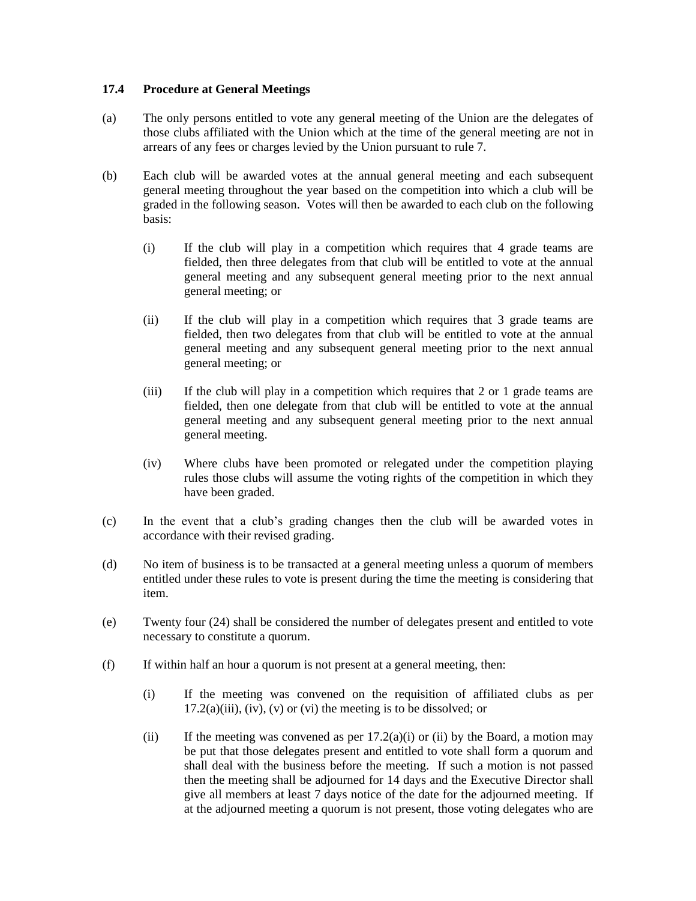### 17.4 Procedure at General Meetings

(a) The only persons entitled to vote any general meeting of the Union are the delegates of those clubs affiliated with the Union which at the time of the general meeting are not in arrears of any fees or charges levied by the Union pursuant to rule 7.

(b) Each club will be awarded votes at the annual general meeting and each subsequent general meeting throughout the year based on the competition into which a club will be graded in the following season. Votes will then be awarded to each club on the following basis:

   (i) If the club will play in a competition which requires that 4 grade teams are fielded, then three delegates from that club will be entitled to vote at the annual general meeting and any subsequent general meeting prior to the next annual general meeting; or

   (ii) If the club will play in a competition which requires that 3 grade teams are fielded, then two delegates from that club will be entitled to vote at the annual general meeting and any subsequent general meeting prior to the next annual general meeting; or

   (iii) If the club will play in a competition which requires that 2 or 1 grade teams are fielded, then one delegate from that club will be entitled to vote at the annual general meeting and any subsequent general meeting prior to the next annual general meeting.

   (iv) Where clubs have been promoted or relegated under the competition playing rules those clubs will assume the voting rights of the competition in which they have been graded.

(c) In the event that a club's grading changes then the club will be awarded votes in accordance with their revised grading.

(d) No item of business is to be transacted at a general meeting unless a quorum of members entitled under these rules to vote is present during the time the meeting is considering that item.

(e) Twenty four (24) shall be considered the number of delegates present and entitled to vote necessary to constitute a quorum.

(f) If within half an hour a quorum is not present at a general meeting, then:

   (i) If the meeting was convened on the requisition of affiliated clubs as per 17.2(a)(iii), (iv), (v) or (vi) the meeting is to be dissolved; or

   (ii) If the meeting was convened as per 17.2(a)(i) or (ii) by the Board, a motion may be put that those delegates present and entitled to vote shall form a quorum and shall deal with the business before the meeting. If such a motion is not passed then the meeting shall be adjourned for 14 days and the Executive Director shall give all members at least 7 days notice of the date for the adjourned meeting. If at the adjourned meeting a quorum is not present, those voting delegates who are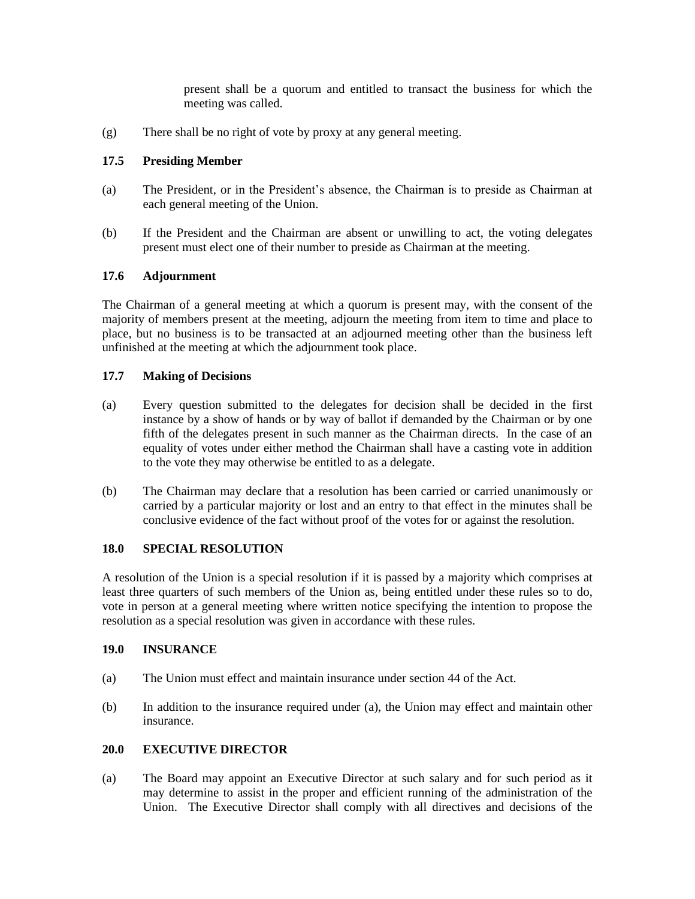present shall be a quorum and entitled to transact the business for which the meeting was called.

(g) There shall be no right of vote by proxy at any general meeting.

### 17.5 Presiding Member

(a) The President, or in the President's absence, the Chairman is to preside as Chairman at each general meeting of the Union.

(b) If the President and the Chairman are absent or unwilling to act, the voting delegates present must elect one of their number to preside as Chairman at the meeting.

### 17.6 Adjournment

The Chairman of a general meeting at which a quorum is present may, with the consent of the majority of members present at the meeting, adjourn the meeting from item to time and place to place, but no business is to be transacted at an adjourned meeting other than the business left unfinished at the meeting at which the adjournment took place.

### 17.7 Making of Decisions

(a) Every question submitted to the delegates for decision shall be decided in the first instance by a show of hands or by way of ballot if demanded by the Chairman or by one fifth of the delegates present in such manner as the Chairman directs. In the case of an equality of votes under either method the Chairman shall have a casting vote in addition to the vote they may otherwise be entitled to as a delegate.

(b) The Chairman may declare that a resolution has been carried or carried unanimously or carried by a particular majority or lost and an entry to that effect in the minutes shall be conclusive evidence of the fact without proof of the votes for or against the resolution.

## 18.0 SPECIAL RESOLUTION

A resolution of the Union is a special resolution if it is passed by a majority which comprises at least three quarters of such members of the Union as, being entitled under these rules so to do, vote in person at a general meeting where written notice specifying the intention to propose the resolution as a special resolution was given in accordance with these rules.

## 19.0 INSURANCE

(a) The Union must effect and maintain insurance under section 44 of the Act.

(b) In addition to the insurance required under (a), the Union may effect and maintain other insurance.

## 20.0 EXECUTIVE DIRECTOR

(a) The Board may appoint an Executive Director at such salary and for such period as it may determine to assist in the proper and efficient running of the administration of the Union. The Executive Director shall comply with all directives and decisions of the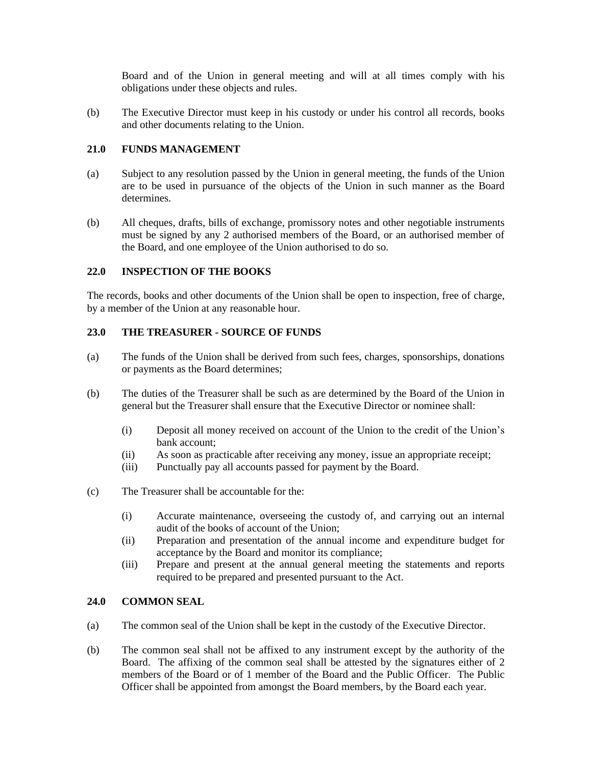Board and of the Union in general meeting and will at all times comply with his obligations under these objects and rules.

(b) The Executive Director must keep in his custody or under his control all records, books and other documents relating to the Union.

### 21.0 FUNDS MANAGEMENT

(a) Subject to any resolution passed by the Union in general meeting, the funds of the Union are to be used in pursuance of the objects of the Union in such manner as the Board determines.

(b) All cheques, drafts, bills of exchange, promissory notes and other negotiable instruments must be signed by any 2 authorised members of the Board, or an authorised member of the Board, and one employee of the Union authorised to do so.

### 22.0 INSPECTION OF THE BOOKS

The records, books and other documents of the Union shall be open to inspection, free of charge, by a member of the Union at any reasonable hour.

### 23.0 THE TREASURER - SOURCE OF FUNDS

(a) The funds of the Union shall be derived from such fees, charges, sponsorships, donations or payments as the Board determines;

(b) The duties of the Treasurer shall be such as are determined by the Board of the Union in general but the Treasurer shall ensure that the Executive Director or nominee shall:

   (i) Deposit all money received on account of the Union to the credit of the Union's bank account;
   (ii) As soon as practicable after receiving any money, issue an appropriate receipt;
   (iii) Punctually pay all accounts passed for payment by the Board.

(c) The Treasurer shall be accountable for the:

   (i) Accurate maintenance, overseeing the custody of, and carrying out an internal audit of the books of account of the Union;
   (ii) Preparation and presentation of the annual income and expenditure budget for acceptance by the Board and monitor its compliance;
   (iii) Prepare and present at the annual general meeting the statements and reports required to be prepared and presented pursuant to the Act.

### 24.0 COMMON SEAL

(a) The common seal of the Union shall be kept in the custody of the Executive Director.

(b) The common seal shall not be affixed to any instrument except by the authority of the Board. The affixing of the common seal shall be attested by the signatures either of 2 members of the Board or of 1 member of the Board and the Public Officer. The Public Officer shall be appointed from amongst the Board members, by the Board each year.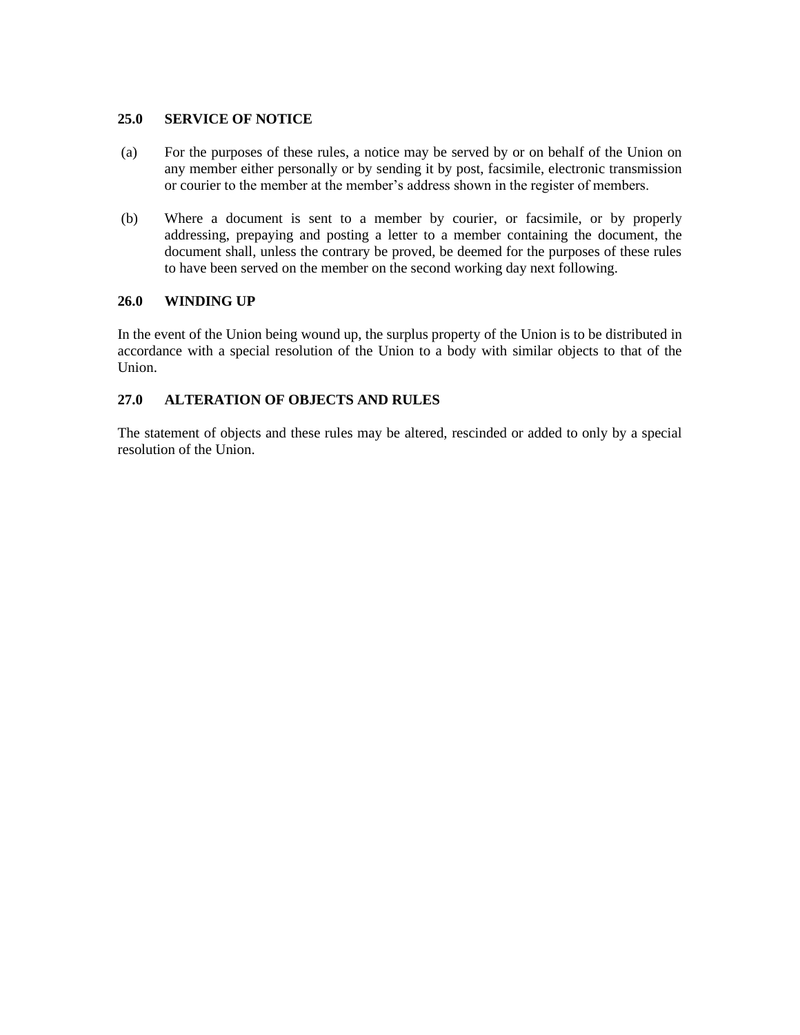## 25.0 SERVICE OF NOTICE

(a) For the purposes of these rules, a notice may be served by or on behalf of the Union on any member either personally or by sending it by post, facsimile, electronic transmission or courier to the member at the member's address shown in the register of members.

(b) Where a document is sent to a member by courier, or facsimile, or by properly addressing, prepaying and posting a letter to a member containing the document, the document shall, unless the contrary be proved, be deemed for the purposes of these rules to have been served on the member on the second working day next following.

## 26.0 WINDING UP

In the event of the Union being wound up, the surplus property of the Union is to be distributed in accordance with a special resolution of the Union to a body with similar objects to that of the Union.

## 27.0 ALTERATION OF OBJECTS AND RULES

The statement of objects and these rules may be altered, rescinded or added to only by a special resolution of the Union.